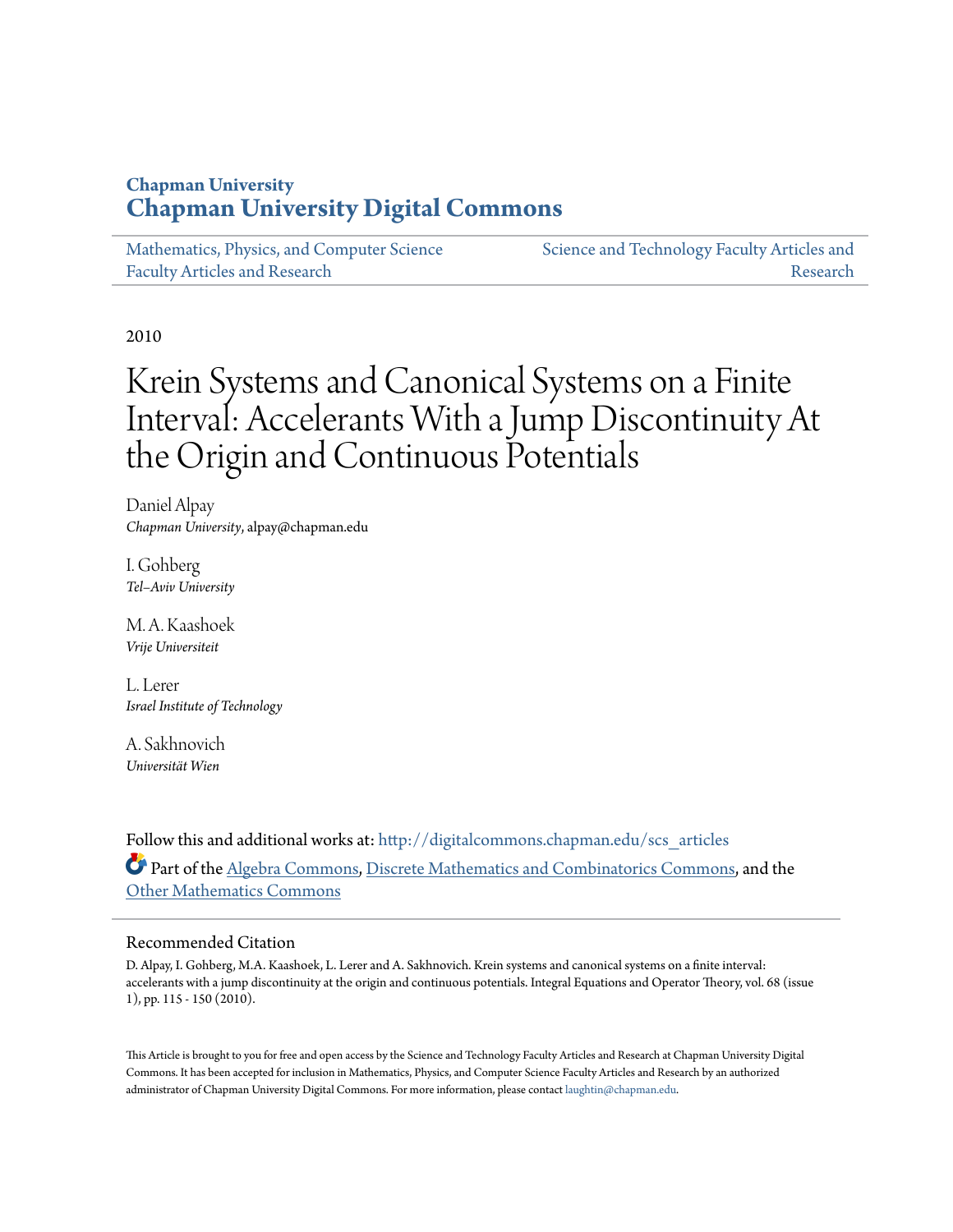**Chapman University**
## Chapman University Digital Commons

Mathematics, Physics, and Computer Science Faculty Articles and Research | Science and Technology Faculty Articles and Research

2010

# Krein Systems and Canonical Systems on a Finite Interval: Accelerants With a Jump Discontinuity At the Origin and Continuous Potentials

Daniel Alpay
*Chapman University*, alpay@chapman.edu

I. Gohberg
*Tel–Aviv University*

M. A. Kaashoek
*Vrije Universiteit*

L. Lerer
*Israel Institute of Technology*

A. Sakhnovich
*Universität Wien*

Follow this and additional works at: http://digitalcommons.chapman.edu/scs_articles

Part of the Algebra Commons, Discrete Mathematics and Combinatorics Commons, and the Other Mathematics Commons

### Recommended Citation

D. Alpay, I. Gohberg, M.A. Kaashoek, L. Lerer and A. Sakhnovich. Krein systems and canonical systems on a finite interval: accelerants with a jump discontinuity at the origin and continuous potentials. Integral Equations and Operator Theory, vol. 68 (issue 1), pp. 115 - 150 (2010).

This Article is brought to you for free and open access by the Science and Technology Faculty Articles and Research at Chapman University Digital Commons. It has been accepted for inclusion in Mathematics, Physics, and Computer Science Faculty Articles and Research by an authorized administrator of Chapman University Digital Commons. For more information, please contact laughtin@chapman.edu.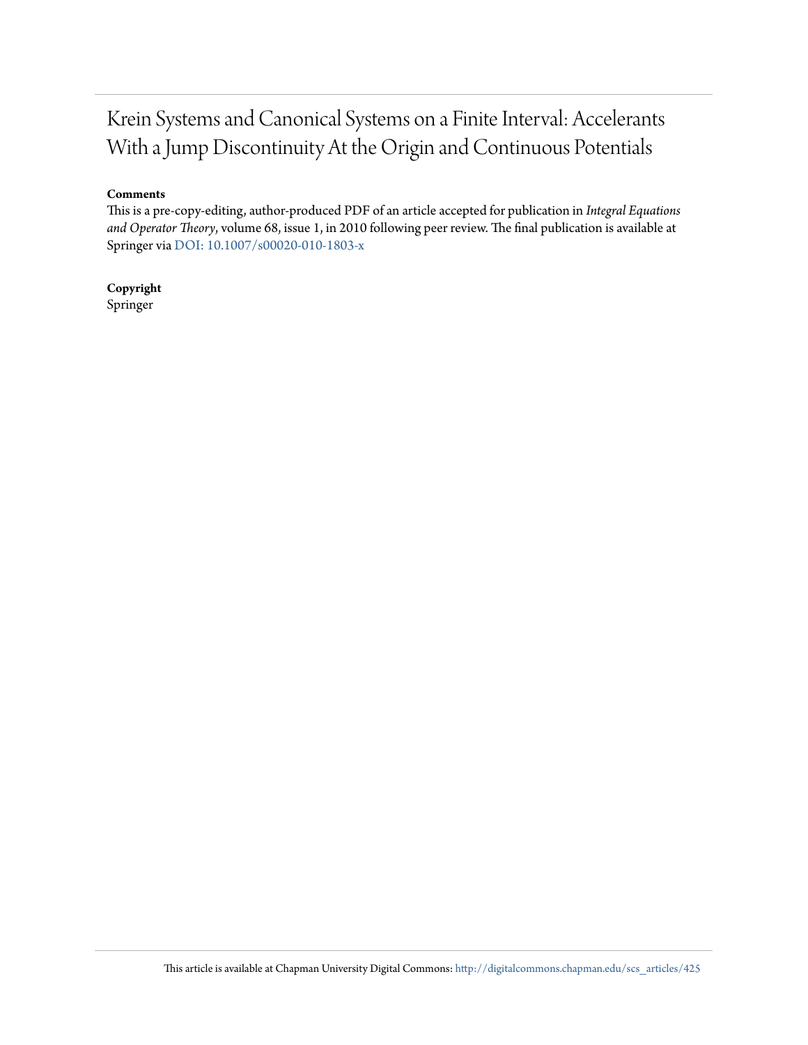# Krein Systems and Canonical Systems on a Finite Interval: Accelerants With a Jump Discontinuity At the Origin and Continuous Potentials

**Comments**

This is a pre-copy-editing, author-produced PDF of an article accepted for publication in *Integral Equations and Operator Theory*, volume 68, issue 1, in 2010 following peer review. The final publication is available at Springer via DOI: 10.1007/s00020-010-1803-x

**Copyright**

Springer

This article is available at Chapman University Digital Commons: http://digitalcommons.chapman.edu/scs_articles/425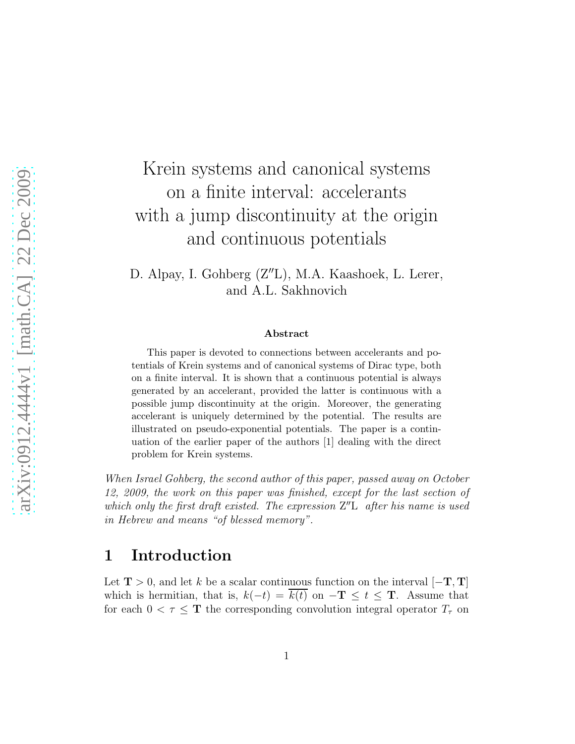# Krein systems and canonical systems on a finite interval: accelerants with a jump discontinuity at the origin and continuous potentials

D. Alpay, I. Gohberg (Z″L), M.A. Kaashoek, L. Lerer, and A.L. Sakhnovich

### Abstract

This paper is devoted to connections between accelerants and potentials of Krein systems and of canonical systems of Dirac type, both on a finite interval. It is shown that a continuous potential is always generated by an accelerant, provided the latter is continuous with a possible jump discontinuity at the origin. Moreover, the generating accelerant is uniquely determined by the potential. The results are illustrated on pseudo-exponential potentials. The paper is a continuation of the earlier paper of the authors [1] dealing with the direct problem for Krein systems.

*When Israel Gohberg, the second author of this paper, passed away on October 12, 2009, the work on this paper was finished, except for the last section of which only the first draft existed. The expression* Z″L *after his name is used in Hebrew and means "of blessed memory".*

## 1 Introduction

Let $\mathbf{T} > 0$, and let $k$ be a scalar continuous function on the interval $[-\mathbf{T}, \mathbf{T}]$ which is hermitian, that is, $k(-t) = \overline{k(t)}$ on $-\mathbf{T} \le t \le \mathbf{T}$. Assume that for each $0 < \tau \le \mathbf{T}$ the corresponding convolution integral operator $T_\tau$ on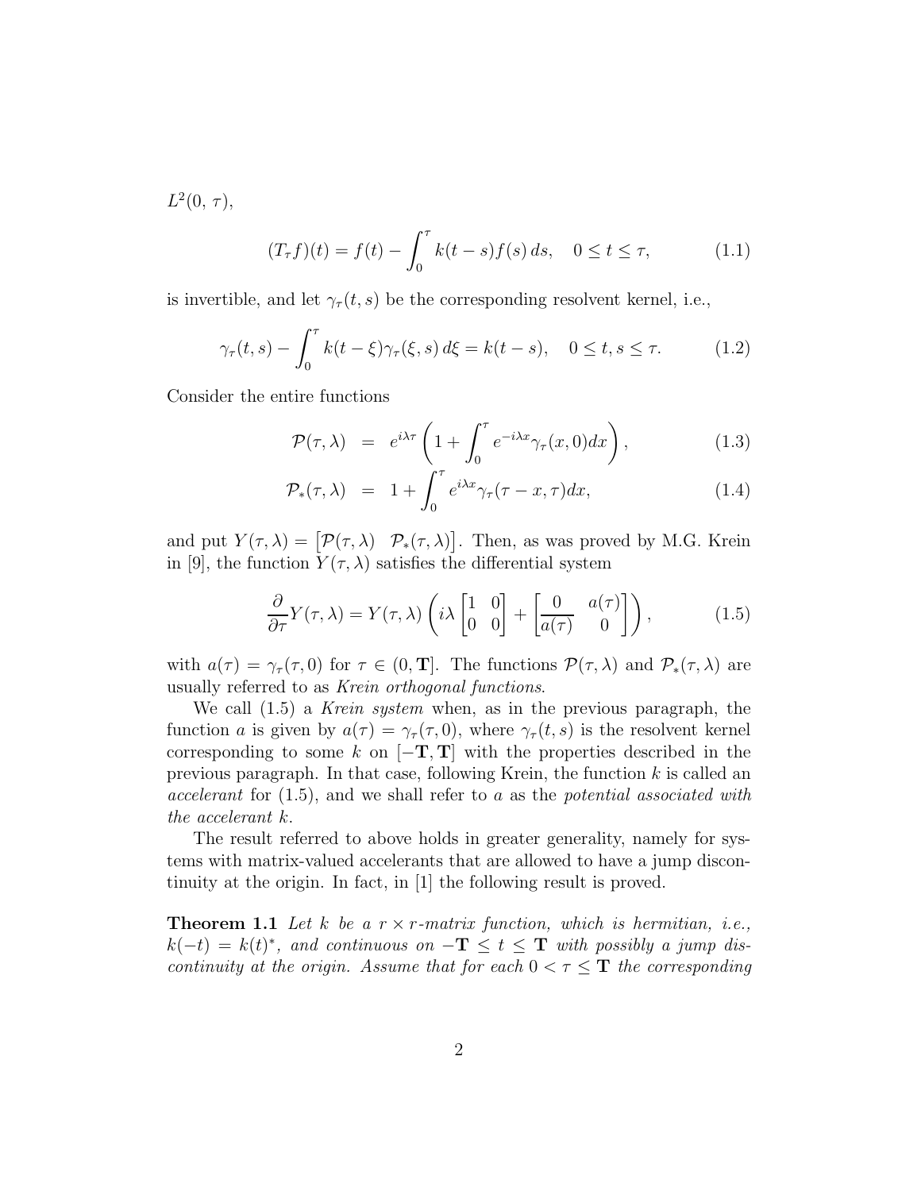$L^2(0,\, \tau)$,

$$(T_\tau f)(t) = f(t) - \int_0^\tau k(t-s) f(s)\, ds, \quad 0 \le t \le \tau, \tag{1.1}$$

is invertible, and let $\gamma_\tau(t,s)$ be the corresponding resolvent kernel, i.e.,

$$\gamma_\tau(t,s) - \int_0^\tau k(t-\xi)\gamma_\tau(\xi,s)\, d\xi = k(t-s), \quad 0 \le t,s \le \tau. \tag{1.2}$$

Consider the entire functions

$$\mathcal{P}(\tau,\lambda) \;=\; e^{i\lambda\tau}\left(1 + \int_0^\tau e^{-i\lambda x}\gamma_\tau(x,0)dx\right), \tag{1.3}$$

$$\mathcal{P}_*(\tau,\lambda) \;=\; 1 + \int_0^\tau e^{i\lambda x}\gamma_\tau(\tau - x,\tau)dx, \tag{1.4}$$

and put $Y(\tau,\lambda) = \begin{bmatrix}\mathcal{P}(\tau,\lambda) & \mathcal{P}_*(\tau,\lambda)\end{bmatrix}$. Then, as was proved by M.G. Krein in [9], the function $Y(\tau,\lambda)$ satisfies the differential system

$$\frac{\partial}{\partial\tau}Y(\tau,\lambda) = Y(\tau,\lambda)\left(i\lambda\begin{bmatrix}1 & 0\\ 0 & 0\end{bmatrix} + \begin{bmatrix}0 & a(\tau)\\ \overline{a(\tau)} & 0\end{bmatrix}\right), \tag{1.5}$$

with $a(\tau) = \gamma_\tau(\tau,0)$ for $\tau \in (0,\mathbf{T}]$. The functions $\mathcal{P}(\tau,\lambda)$ and $\mathcal{P}_*(\tau,\lambda)$ are usually referred to as *Krein orthogonal functions*.

We call (1.5) a *Krein system* when, as in the previous paragraph, the function $a$ is given by $a(\tau) = \gamma_\tau(\tau,0)$, where $\gamma_\tau(t,s)$ is the resolvent kernel corresponding to some $k$ on $[-\mathbf{T},\mathbf{T}]$ with the properties described in the previous paragraph. In that case, following Krein, the function $k$ is called an *accelerant* for (1.5), and we shall refer to $a$ as the *potential associated with the accelerant* $k$.

The result referred to above holds in greater generality, namely for systems with matrix-valued accelerants that are allowed to have a jump discontinuity at the origin. In fact, in [1] the following result is proved.

**Theorem 1.1** *Let $k$ be a $r \times r$-matrix function, which is hermitian, i.e., $k(-t) = k(t)^*$, and continuous on $-\mathbf{T} \le t \le \mathbf{T}$ with possibly a jump discontinuity at the origin. Assume that for each $0 < \tau \le \mathbf{T}$ the corresponding*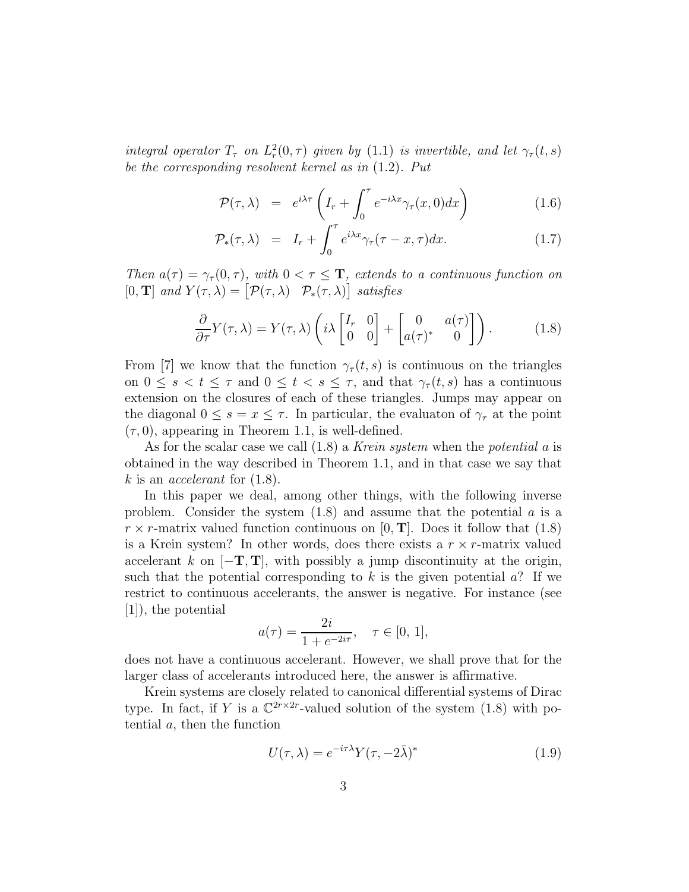*integral operator $T_\tau$ on $L^2_r(0,\tau)$ given by* (1.1) *is invertible, and let $\gamma_\tau(t,s)$ be the corresponding resolvent kernel as in* (1.2)*. Put*

$$\mathcal{P}(\tau,\lambda) = e^{i\lambda\tau}\left(I_r + \int_0^\tau e^{-i\lambda x}\gamma_\tau(x,0)dx\right) \tag{1.6}$$

$$\mathcal{P}_*(\tau,\lambda) = I_r + \int_0^\tau e^{i\lambda x}\gamma_\tau(\tau - x,\tau)dx. \tag{1.7}$$

*Then $a(\tau) = \gamma_\tau(0,\tau)$, with $0 < \tau \leq \mathbf{T}$, extends to a continuous function on $[0,\mathbf{T}]$ and $Y(\tau,\lambda) = \begin{bmatrix}\mathcal{P}(\tau,\lambda) & \mathcal{P}_*(\tau,\lambda)\end{bmatrix}$ satisfies*

$$\frac{\partial}{\partial\tau}Y(\tau,\lambda) = Y(\tau,\lambda)\left(i\lambda\begin{bmatrix}I_r & 0\\ 0 & 0\end{bmatrix} + \begin{bmatrix}0 & a(\tau)\\ a(\tau)^* & 0\end{bmatrix}\right). \tag{1.8}$$

From [7] we know that the function $\gamma_\tau(t,s)$ is continuous on the triangles on $0 \leq s < t \leq \tau$ and $0 \leq t < s \leq \tau$, and that $\gamma_\tau(t,s)$ has a continuous extension on the closures of each of these triangles. Jumps may appear on the diagonal $0 \leq s = x \leq \tau$. In particular, the evaluaton of $\gamma_\tau$ at the point $(\tau,0)$, appearing in Theorem 1.1, is well-defined.

As for the scalar case we call (1.8) a *Krein system* when the *potential* $a$ is obtained in the way described in Theorem 1.1, and in that case we say that $k$ is an *accelerant* for (1.8).

In this paper we deal, among other things, with the following inverse problem. Consider the system (1.8) and assume that the potential $a$ is a $r \times r$-matrix valued function continuous on $[0,\mathbf{T}]$. Does it follow that (1.8) is a Krein system? In other words, does there exists a $r \times r$-matrix valued accelerant $k$ on $[-\mathbf{T},\mathbf{T}]$, with possibly a jump discontinuity at the origin, such that the potential corresponding to $k$ is the given potential $a$? If we restrict to continuous accelerants, the answer is negative. For instance (see [1]), the potential

$$a(\tau) = \frac{2i}{1+e^{-2i\tau}}, \quad \tau \in [0,\,1],$$

does not have a continuous accelerant. However, we shall prove that for the larger class of accelerants introduced here, the answer is affirmative.

Krein systems are closely related to canonical differential systems of Dirac type. In fact, if $Y$ is a $\mathbb{C}^{2r\times 2r}$-valued solution of the system (1.8) with potential $a$, then the function

$$U(\tau,\lambda) = e^{-i\tau\lambda}Y(\tau,-2\bar{\lambda})^* \tag{1.9}$$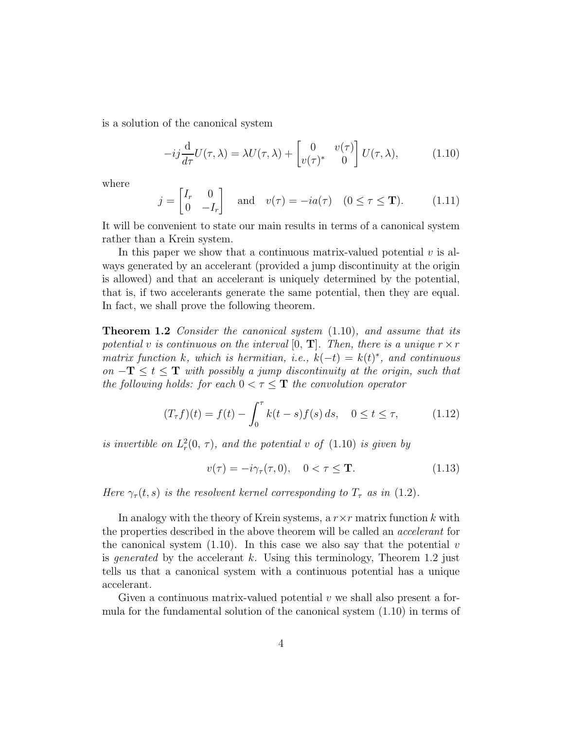is a solution of the canonical system

$$-ij\frac{\mathrm{d}}{d\tau}U(\tau,\lambda) = \lambda U(\tau,\lambda) + \begin{bmatrix} 0 & v(\tau) \\ v(\tau)^* & 0 \end{bmatrix} U(\tau,\lambda), \tag{1.10}$$

where

$$j = \begin{bmatrix} I_r & 0 \\ 0 & -I_r \end{bmatrix} \quad \text{and} \quad v(\tau) = -ia(\tau) \quad (0 \le \tau \le \mathbf{T}). \tag{1.11}$$

It will be convenient to state our main results in terms of a canonical system rather than a Krein system.

In this paper we show that a continuous matrix-valued potential $v$ is always generated by an accelerant (provided a jump discontinuity at the origin is allowed) and that an accelerant is uniquely determined by the potential, that is, if two accelerants generate the same potential, then they are equal. In fact, we shall prove the following theorem.

**Theorem 1.2** *Consider the canonical system* (1.10)*, and assume that its potential $v$ is continuous on the interval $[0, \mathbf{T}]$. Then, there is a unique $r \times r$ matrix function $k$, which is hermitian, i.e., $k(-t) = k(t)^*$, and continuous on $-\mathbf{T} \le t \le \mathbf{T}$ with possibly a jump discontinuity at the origin, such that the following holds: for each $0 < \tau \le \mathbf{T}$ the convolution operator*

$$(T_\tau f)(t) = f(t) - \int_0^\tau k(t-s)f(s)\,ds, \quad 0 \le t \le \tau, \tag{1.12}$$

*is invertible on $L_r^2(0, \tau)$, and the potential $v$ of* (1.10) *is given by*

$$v(\tau) = -i\gamma_\tau(\tau, 0), \quad 0 < \tau \le \mathbf{T}. \tag{1.13}$$

*Here $\gamma_\tau(t,s)$ is the resolvent kernel corresponding to $T_\tau$ as in* (1.2).

In analogy with the theory of Krein systems, a $r \times r$ matrix function $k$ with the properties described in the above theorem will be called an *accelerant* for the canonical system (1.10). In this case we also say that the potential $v$ is *generated* by the accelerant $k$. Using this terminology, Theorem 1.2 just tells us that a canonical system with a continuous potential has a unique accelerant.

Given a continuous matrix-valued potential $v$ we shall also present a formula for the fundamental solution of the canonical system (1.10) in terms of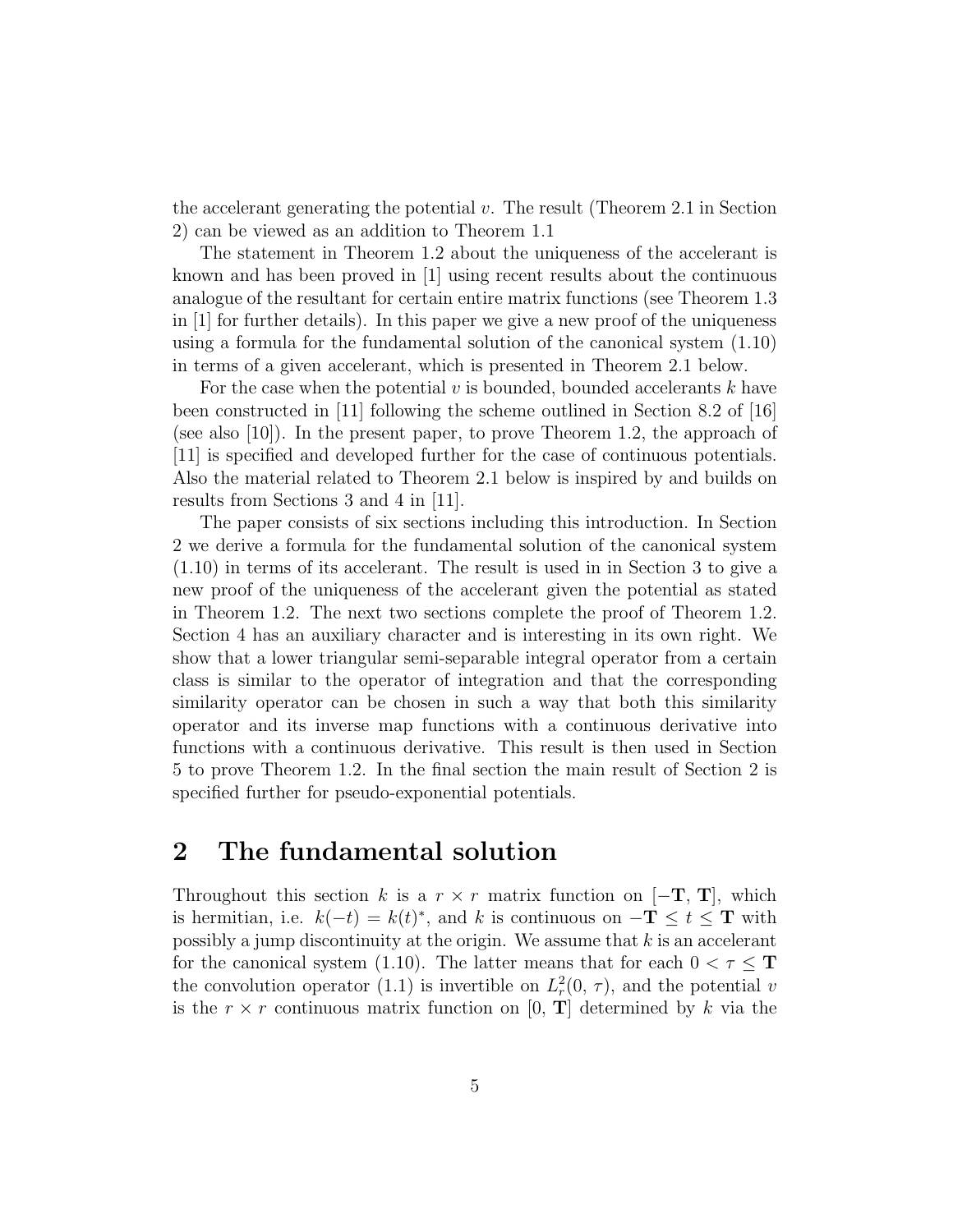the accelerant generating the potential $v$. The result (Theorem 2.1 in Section 2) can be viewed as an addition to Theorem 1.1

The statement in Theorem 1.2 about the uniqueness of the accelerant is known and has been proved in [1] using recent results about the continuous analogue of the resultant for certain entire matrix functions (see Theorem 1.3 in [1] for further details). In this paper we give a new proof of the uniqueness using a formula for the fundamental solution of the canonical system (1.10) in terms of a given accelerant, which is presented in Theorem 2.1 below.

For the case when the potential $v$ is bounded, bounded accelerants $k$ have been constructed in [11] following the scheme outlined in Section 8.2 of [16] (see also [10]). In the present paper, to prove Theorem 1.2, the approach of [11] is specified and developed further for the case of continuous potentials. Also the material related to Theorem 2.1 below is inspired by and builds on results from Sections 3 and 4 in [11].

The paper consists of six sections including this introduction. In Section 2 we derive a formula for the fundamental solution of the canonical system (1.10) in terms of its accelerant. The result is used in in Section 3 to give a new proof of the uniqueness of the accelerant given the potential as stated in Theorem 1.2. The next two sections complete the proof of Theorem 1.2. Section 4 has an auxiliary character and is interesting in its own right. We show that a lower triangular semi-separable integral operator from a certain class is similar to the operator of integration and that the corresponding similarity operator can be chosen in such a way that both this similarity operator and its inverse map functions with a continuous derivative into functions with a continuous derivative. This result is then used in Section 5 to prove Theorem 1.2. In the final section the main result of Section 2 is specified further for pseudo-exponential potentials.

## 2 The fundamental solution

Throughout this section $k$ is a $r \times r$ matrix function on $[-\mathbf{T},\, \mathbf{T}]$, which is hermitian, i.e. $k(-t) = k(t)^*$, and $k$ is continuous on $-\mathbf{T} \leq t \leq \mathbf{T}$ with possibly a jump discontinuity at the origin. We assume that $k$ is an accelerant for the canonical system (1.10). The latter means that for each $0 < \tau \leq \mathbf{T}$ the convolution operator (1.1) is invertible on $L_r^2(0,\, \tau)$, and the potential $v$ is the $r \times r$ continuous matrix function on $[0,\, \mathbf{T}]$ determined by $k$ via the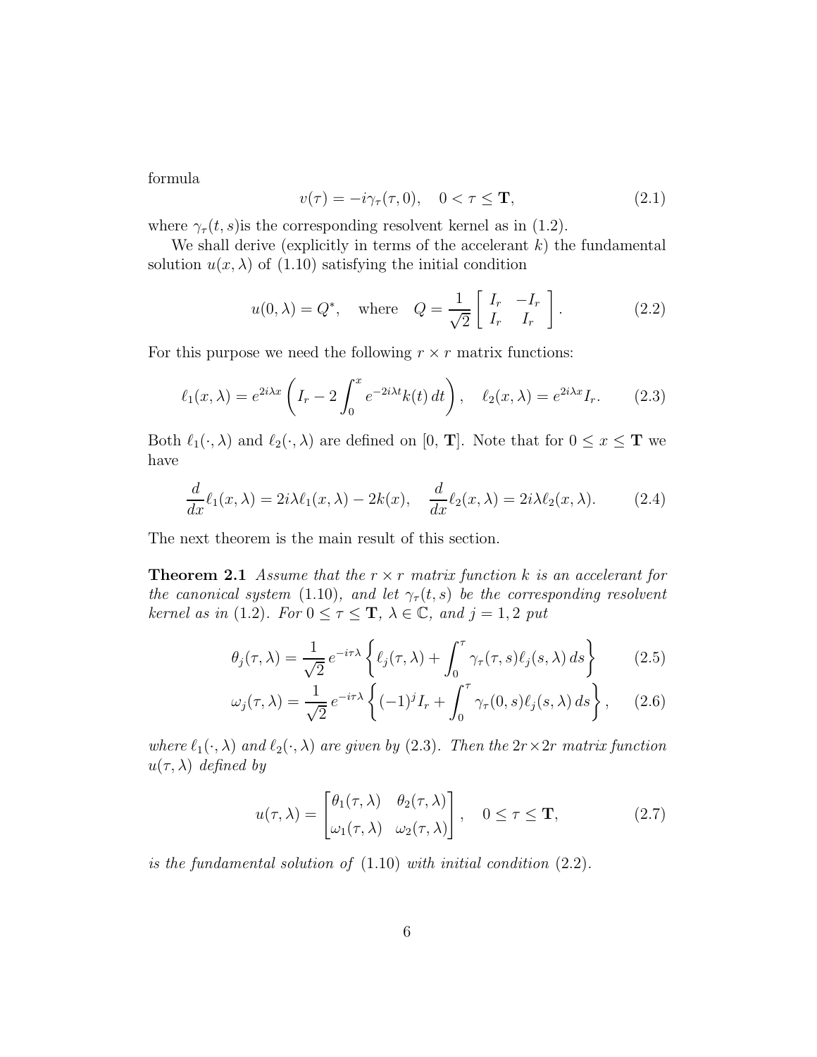formula

$$v(\tau) = -i\gamma_\tau(\tau, 0), \quad 0 < \tau \leq \mathbf{T}, \tag{2.1}$$

where $\gamma_\tau(t, s)$is the corresponding resolvent kernel as in (1.2).

We shall derive (explicitly in terms of the accelerant $k$) the fundamental solution $u(x, \lambda)$ of (1.10) satisfying the initial condition

$$u(0, \lambda) = Q^*, \quad \text{where} \quad Q = \frac{1}{\sqrt{2}} \begin{bmatrix} I_r & -I_r \\ I_r & I_r \end{bmatrix}. \tag{2.2}$$

For this purpose we need the following $r \times r$ matrix functions:

$$\ell_1(x, \lambda) = e^{2i\lambda x}\left(I_r - 2\int_0^x e^{-2i\lambda t}k(t)\, dt\right), \quad \ell_2(x, \lambda) = e^{2i\lambda x} I_r. \tag{2.3}$$

Both $\ell_1(\cdot, \lambda)$ and $\ell_2(\cdot, \lambda)$ are defined on $[0, \mathbf{T}]$. Note that for $0 \leq x \leq \mathbf{T}$ we have

$$\frac{d}{dx}\ell_1(x, \lambda) = 2i\lambda\ell_1(x, \lambda) - 2k(x), \quad \frac{d}{dx}\ell_2(x, \lambda) = 2i\lambda\ell_2(x, \lambda). \tag{2.4}$$

The next theorem is the main result of this section.

**Theorem 2.1** *Assume that the $r \times r$ matrix function $k$ is an accelerant for the canonical system* (1.10)*, and let $\gamma_\tau(t, s)$ be the corresponding resolvent kernel as in* (1.2)*. For $0 \leq \tau \leq \mathbf{T}$, $\lambda \in \mathbb{C}$, and $j = 1, 2$ put*

$$\theta_j(\tau, \lambda) = \frac{1}{\sqrt{2}}\, e^{-i\tau\lambda}\left\{\ell_j(\tau, \lambda) + \int_0^\tau \gamma_\tau(\tau, s)\ell_j(s, \lambda)\, ds\right\} \tag{2.5}$$

$$\omega_j(\tau, \lambda) = \frac{1}{\sqrt{2}}\, e^{-i\tau\lambda}\left\{(-1)^j I_r + \int_0^\tau \gamma_\tau(0, s)\ell_j(s, \lambda)\, ds\right\}, \tag{2.6}$$

*where $\ell_1(\cdot, \lambda)$ and $\ell_2(\cdot, \lambda)$ are given by* (2.3)*. Then the $2r \times 2r$ matrix function $u(\tau, \lambda)$ defined by*

$$u(\tau, \lambda) = \begin{bmatrix} \theta_1(\tau, \lambda) & \theta_2(\tau, \lambda) \\ \omega_1(\tau, \lambda) & \omega_2(\tau, \lambda) \end{bmatrix}, \quad 0 \leq \tau \leq \mathbf{T}, \tag{2.7}$$

*is the fundamental solution of* (1.10) *with initial condition* (2.2)*.*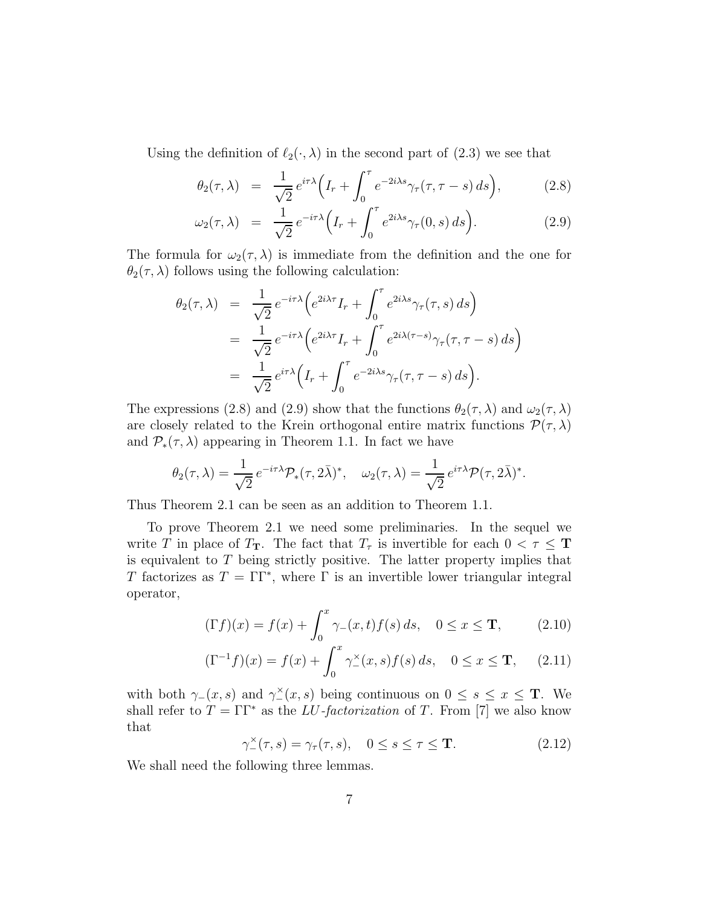Using the definition of $\ell_2(\cdot, \lambda)$ in the second part of (2.3) we see that

$$\theta_2(\tau, \lambda) = \frac{1}{\sqrt{2}}\, e^{i\tau\lambda}\Big(I_r + \int_0^\tau e^{-2i\lambda s}\gamma_\tau(\tau, \tau - s)\, ds\Big), \tag{2.8}$$

$$\omega_2(\tau, \lambda) = \frac{1}{\sqrt{2}}\, e^{-i\tau\lambda}\Big(I_r + \int_0^\tau e^{2i\lambda s}\gamma_\tau(0, s)\, ds\Big). \tag{2.9}$$

The formula for $\omega_2(\tau, \lambda)$ is immediate from the definition and the one for $\theta_2(\tau, \lambda)$ follows using the following calculation:

$$\begin{aligned}
\theta_2(\tau, \lambda) &= \frac{1}{\sqrt{2}}\, e^{-i\tau\lambda}\Big(e^{2i\lambda\tau} I_r + \int_0^\tau e^{2i\lambda s}\gamma_\tau(\tau, s)\, ds\Big) \\
&= \frac{1}{\sqrt{2}}\, e^{-i\tau\lambda}\Big(e^{2i\lambda\tau} I_r + \int_0^\tau e^{2i\lambda(\tau - s)}\gamma_\tau(\tau, \tau - s)\, ds\Big) \\
&= \frac{1}{\sqrt{2}}\, e^{i\tau\lambda}\Big(I_r + \int_0^\tau e^{-2i\lambda s}\gamma_\tau(\tau, \tau - s)\, ds\Big).
\end{aligned}$$

The expressions (2.8) and (2.9) show that the functions $\theta_2(\tau, \lambda)$ and $\omega_2(\tau, \lambda)$ are closely related to the Krein orthogonal entire matrix functions $\mathcal{P}(\tau, \lambda)$ and $\mathcal{P}_*(\tau, \lambda)$ appearing in Theorem 1.1. In fact we have

$$\theta_2(\tau, \lambda) = \frac{1}{\sqrt{2}}\, e^{-i\tau\lambda}\mathcal{P}_*(\tau, 2\bar{\lambda})^*, \quad \omega_2(\tau, \lambda) = \frac{1}{\sqrt{2}}\, e^{i\tau\lambda}\mathcal{P}(\tau, 2\bar{\lambda})^*.$$

Thus Theorem 2.1 can be seen as an addition to Theorem 1.1.

To prove Theorem 2.1 we need some preliminaries. In the sequel we write $T$ in place of $T_{\mathbf{T}}$. The fact that $T_\tau$ is invertible for each $0 < \tau \leq \mathbf{T}$ is equivalent to $T$ being strictly positive. The latter property implies that $T$ factorizes as $T = \Gamma\Gamma^*$, where $\Gamma$ is an invertible lower triangular integral operator,

$$(\Gamma f)(x) = f(x) + \int_0^x \gamma_-(x, t) f(s)\, ds, \quad 0 \leq x \leq \mathbf{T}, \tag{2.10}$$

$$(\Gamma^{-1} f)(x) = f(x) + \int_0^x \gamma_-^\times(x, s) f(s)\, ds, \quad 0 \leq x \leq \mathbf{T}, \tag{2.11}$$

with both $\gamma_-(x, s)$ and $\gamma_-^\times(x, s)$ being continuous on $0 \leq s \leq x \leq \mathbf{T}$. We shall refer to $T = \Gamma\Gamma^*$ as the *LU-factorization* of $T$. From [7] we also know that

$$\gamma_-^\times(\tau, s) = \gamma_\tau(\tau, s), \quad 0 \leq s \leq \tau \leq \mathbf{T}. \tag{2.12}$$

We shall need the following three lemmas.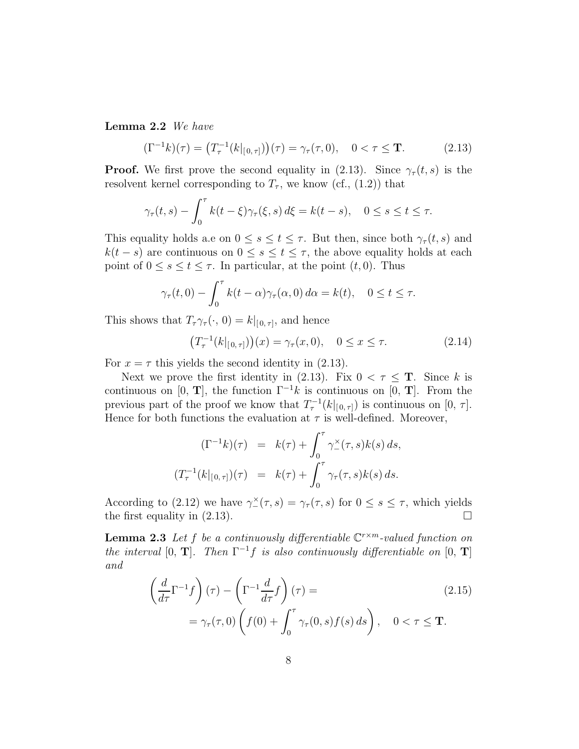**Lemma 2.2** *We have*

$$(\Gamma^{-1}k)(\tau) = \big(T_\tau^{-1}(k|_{[0,\,\tau]})\big)(\tau) = \gamma_\tau(\tau, 0), \quad 0 < \tau \leq \mathbf{T}. \tag{2.13}$$

**Proof.** We first prove the second equality in (2.13). Since $\gamma_\tau(t,s)$ is the resolvent kernel corresponding to $T_\tau$, we know (cf., (1.2)) that

$$\gamma_\tau(t,s) - \int_0^\tau k(t-\xi)\gamma_\tau(\xi, s)\,d\xi = k(t-s), \quad 0 \leq s \leq t \leq \tau.$$

This equality holds a.e on $0 \leq s \leq t \leq \tau$. But then, since both $\gamma_\tau(t,s)$ and $k(t-s)$ are continuous on $0 \leq s \leq t \leq \tau$, the above equality holds at each point of $0 \leq s \leq t \leq \tau$. In particular, at the point $(t, 0)$. Thus

$$\gamma_\tau(t,0) - \int_0^\tau k(t-\alpha)\gamma_\tau(\alpha, 0)\,d\alpha = k(t), \quad 0 \leq t \leq \tau.$$

This shows that $T_\tau\gamma_\tau(\cdot,\,0) = k|_{[0,\,\tau]}$, and hence

$$\big(T_\tau^{-1}(k|_{[0,\,\tau]})\big)(x) = \gamma_\tau(x, 0), \quad 0 \leq x \leq \tau. \tag{2.14}$$

For $x = \tau$ this yields the second identity in (2.13).

Next we prove the first identity in (2.13). Fix $0 < \tau \leq \mathbf{T}$. Since $k$ is continuous on $[0,\,\mathbf{T}]$, the function $\Gamma^{-1}k$ is continuous on $[0,\,\mathbf{T}]$. From the previous part of the proof we know that $T_\tau^{-1}(k|_{[0,\,\tau]})$ is continuous on $[0,\,\tau]$. Hence for both functions the evaluation at $\tau$ is well-defined. Moreover,

$$\begin{aligned}
(\Gamma^{-1}k)(\tau) &= k(\tau) + \int_0^\tau \gamma_-^\times(\tau,s)k(s)\,ds, \\
(T_\tau^{-1}(k|_{[0,\,\tau]})(\tau) &= k(\tau) + \int_0^\tau \gamma_\tau(\tau,s)k(s)\,ds.
\end{aligned}$$

According to (2.12) we have $\gamma_-^\times(\tau,s) = \gamma_\tau(\tau,s)$ for $0 \leq s \leq \tau$, which yields the first equality in (2.13). $\square$

**Lemma 2.3** *Let $f$ be a continuously differentiable $\mathbb{C}^{r\times m}$-valued function on the interval $[0,\,\mathbf{T}]$. Then $\Gamma^{-1}f$ is also continuously differentiable on $[0,\,\mathbf{T}]$ and*

$$\begin{aligned}
&\left(\frac{d}{d\tau}\Gamma^{-1}f\right)(\tau) - \left(\Gamma^{-1}\frac{d}{d\tau}f\right)(\tau) = \\
&\qquad = \gamma_\tau(\tau, 0)\left(f(0) + \int_0^\tau \gamma_\tau(0,s)f(s)\,ds\right), \quad 0 < \tau \leq \mathbf{T}.
\end{aligned} \tag{2.15}$$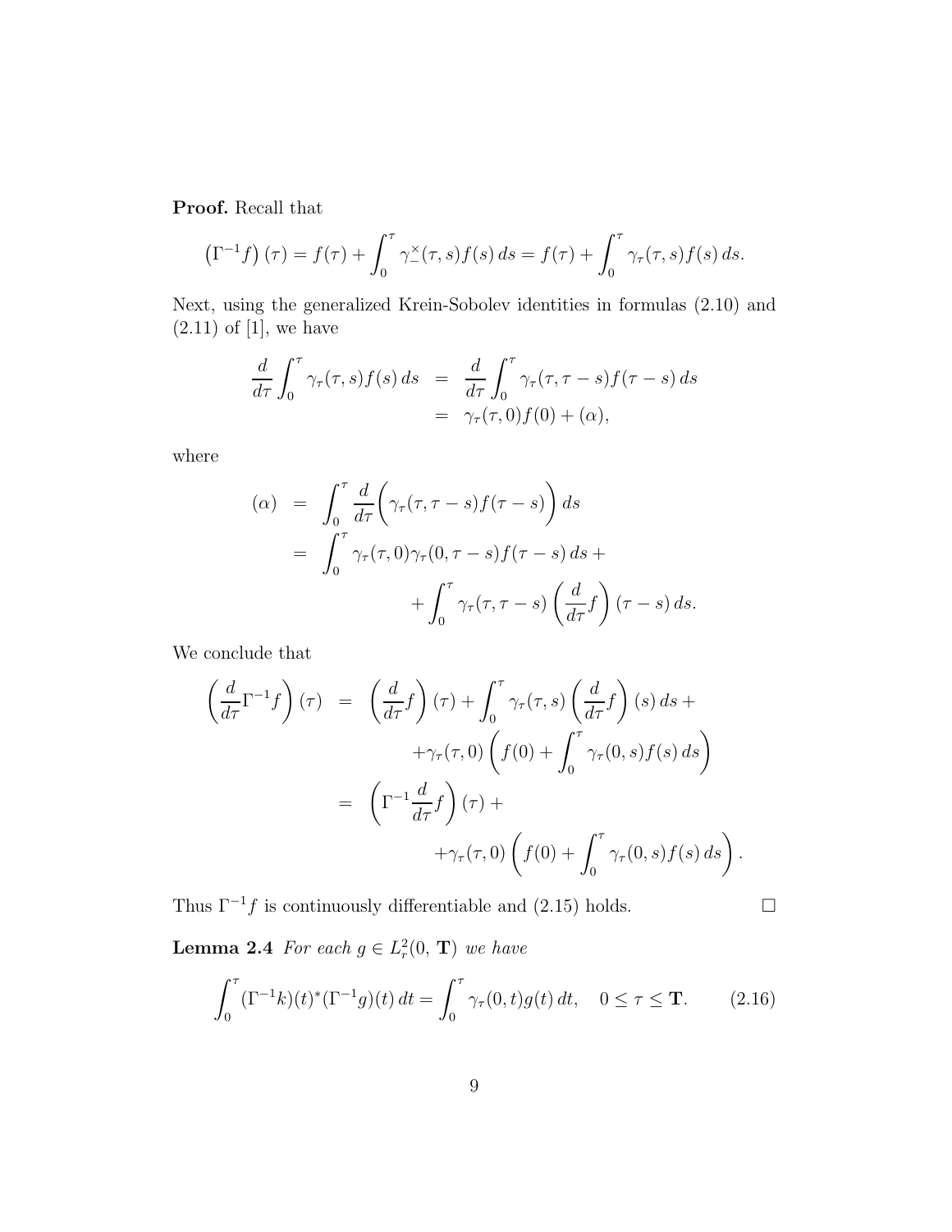**Proof.** Recall that

$$\left(\Gamma^{-1}f\right)(\tau) = f(\tau) + \int_0^\tau \gamma_-^\times(\tau,s)f(s)\,ds = f(\tau) + \int_0^\tau \gamma_\tau(\tau,s)f(s)\,ds.$$

Next, using the generalized Krein-Sobolev identities in formulas (2.10) and (2.11) of [1], we have

$$\begin{aligned}
\frac{d}{d\tau}\int_0^\tau \gamma_\tau(\tau,s)f(s)\,ds &= \frac{d}{d\tau}\int_0^\tau \gamma_\tau(\tau,\tau-s)f(\tau-s)\,ds \\
&= \gamma_\tau(\tau,0)f(0) + (\alpha),
\end{aligned}$$

where

$$\begin{aligned}
(\alpha) &= \int_0^\tau \frac{d}{d\tau}\bigg(\gamma_\tau(\tau,\tau-s)f(\tau-s)\bigg)\,ds \\
&= \int_0^\tau \gamma_\tau(\tau,0)\gamma_\tau(0,\tau-s)f(\tau-s)\,ds + \\
&\qquad + \int_0^\tau \gamma_\tau(\tau,\tau-s)\left(\frac{d}{d\tau}f\right)(\tau-s)\,ds.
\end{aligned}$$

We conclude that

$$\begin{aligned}
\left(\frac{d}{d\tau}\Gamma^{-1}f\right)(\tau) &= \left(\frac{d}{d\tau}f\right)(\tau) + \int_0^\tau \gamma_\tau(\tau,s)\left(\frac{d}{d\tau}f\right)(s)\,ds + \\
&\qquad + \gamma_\tau(\tau,0)\left(f(0) + \int_0^\tau \gamma_\tau(0,s)f(s)\,ds\right) \\
&= \left(\Gamma^{-1}\frac{d}{d\tau}f\right)(\tau) + \\
&\qquad + \gamma_\tau(\tau,0)\left(f(0) + \int_0^\tau \gamma_\tau(0,s)f(s)\,ds\right).
\end{aligned}$$

Thus $\Gamma^{-1}f$ is continuously differentiable and (2.15) holds. □

**Lemma 2.4** *For each $g \in L_r^2(0,\,\mathbf{T})$ we have*

$$\int_0^\tau (\Gamma^{-1}k)(t)^*(\Gamma^{-1}g)(t)\,dt = \int_0^\tau \gamma_\tau(0,t)g(t)\,dt, \quad 0 \le \tau \le \mathbf{T}. \tag{2.16}$$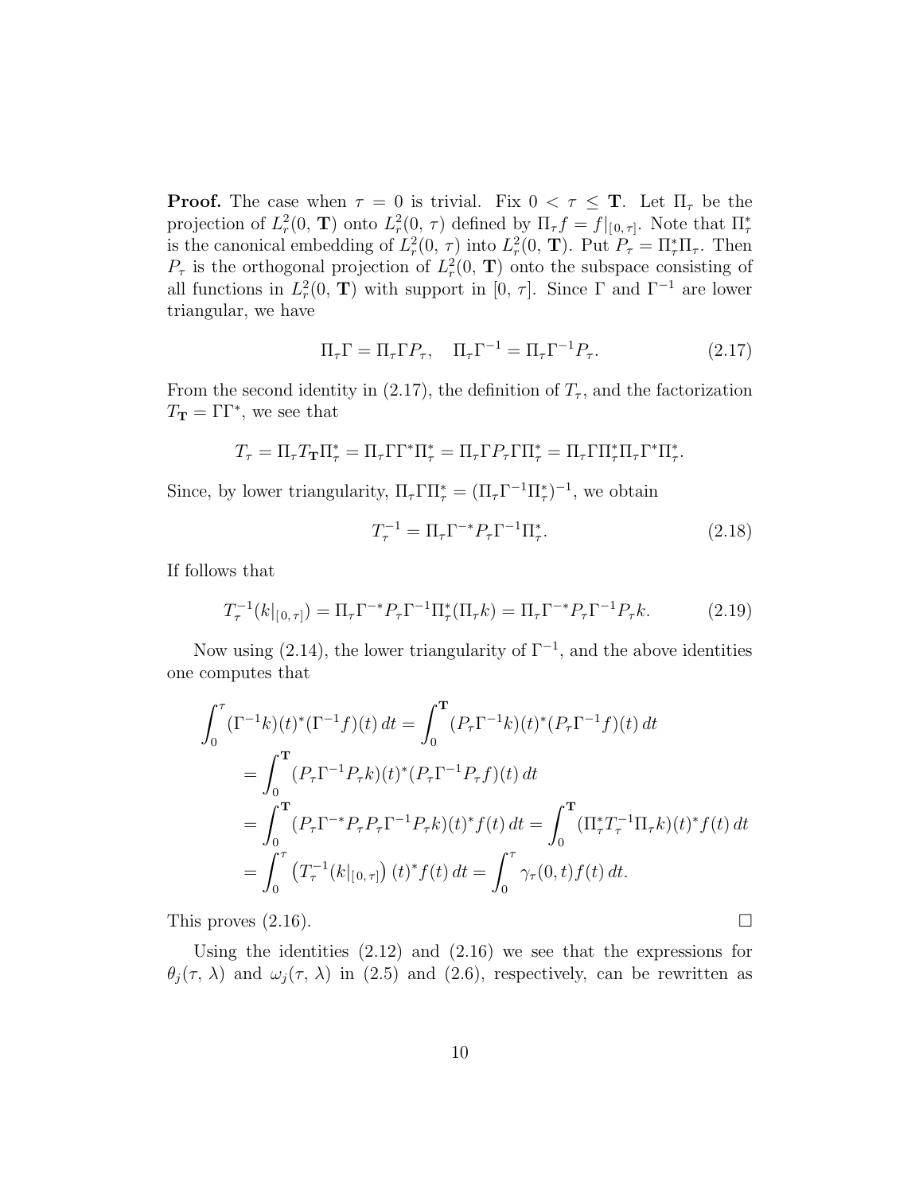**Proof.** The case when $\tau = 0$ is trivial. Fix $0 < \tau \leq \mathbf{T}$. Let $\Pi_\tau$ be the projection of $L^2_r(0, \mathbf{T})$ onto $L^2_r(0, \tau)$ defined by $\Pi_\tau f = f|_{[0,\tau]}$. Note that $\Pi_\tau^*$ is the canonical embedding of $L^2_r(0, \tau)$ into $L^2_r(0, \mathbf{T})$. Put $P_\tau = \Pi_\tau^* \Pi_\tau$. Then $P_\tau$ is the orthogonal projection of $L^2_r(0, \mathbf{T})$ onto the subspace consisting of all functions in $L^2_r(0, \mathbf{T})$ with support in $[0, \tau]$. Since $\Gamma$ and $\Gamma^{-1}$ are lower triangular, we have

$$\Pi_\tau \Gamma = \Pi_\tau \Gamma P_\tau, \quad \Pi_\tau \Gamma^{-1} = \Pi_\tau \Gamma^{-1} P_\tau. \tag{2.17}$$

From the second identity in (2.17), the definition of $T_\tau$, and the factorization $T_{\mathbf{T}} = \Gamma\Gamma^*$, we see that

$$T_\tau = \Pi_\tau T_{\mathbf{T}} \Pi_\tau^* = \Pi_\tau \Gamma \Gamma^* \Pi_\tau^* = \Pi_\tau \Gamma P_\tau \Gamma \Pi_\tau^* = \Pi_\tau \Gamma \Pi_\tau^* \Pi_\tau \Gamma^* \Pi_\tau^*.$$

Since, by lower triangularity, $\Pi_\tau \Gamma \Pi_\tau^* = (\Pi_\tau \Gamma^{-1} \Pi_\tau^*)^{-1}$, we obtain

$$T_\tau^{-1} = \Pi_\tau \Gamma^{-*} P_\tau \Gamma^{-1} \Pi_\tau^*. \tag{2.18}$$

If follows that

$$T_\tau^{-1}(k|_{[0,\tau]}) = \Pi_\tau \Gamma^{-*} P_\tau \Gamma^{-1} \Pi_\tau^* (\Pi_\tau k) = \Pi_\tau \Gamma^{-*} P_\tau \Gamma^{-1} P_\tau k. \tag{2.19}$$

Now using (2.14), the lower triangularity of $\Gamma^{-1}$, and the above identities one computes that

$$\begin{aligned}
\int_0^\tau (\Gamma^{-1}k)(t)^*(\Gamma^{-1}f)(t)\,dt &= \int_0^{\mathbf{T}} (P_\tau \Gamma^{-1}k)(t)^*(P_\tau \Gamma^{-1}f)(t)\,dt \\
&= \int_0^{\mathbf{T}} (P_\tau \Gamma^{-1} P_\tau k)(t)^*(P_\tau \Gamma^{-1} P_\tau f)(t)\,dt \\
&= \int_0^{\mathbf{T}} (P_\tau \Gamma^{-*} P_\tau P_\tau \Gamma^{-1} P_\tau k)(t)^* f(t)\,dt = \int_0^{\mathbf{T}} (\Pi_\tau^* T_\tau^{-1} \Pi_\tau k)(t)^* f(t)\,dt \\
&= \int_0^\tau \left(T_\tau^{-1}(k|_{[0,\tau]})\right)(t)^* f(t)\,dt = \int_0^\tau \gamma_\tau(0,t) f(t)\,dt.
\end{aligned}$$

This proves (2.16). $\square$

Using the identities (2.12) and (2.16) we see that the expressions for $\theta_j(\tau, \lambda)$ and $\omega_j(\tau, \lambda)$ in (2.5) and (2.6), respectively, can be rewritten as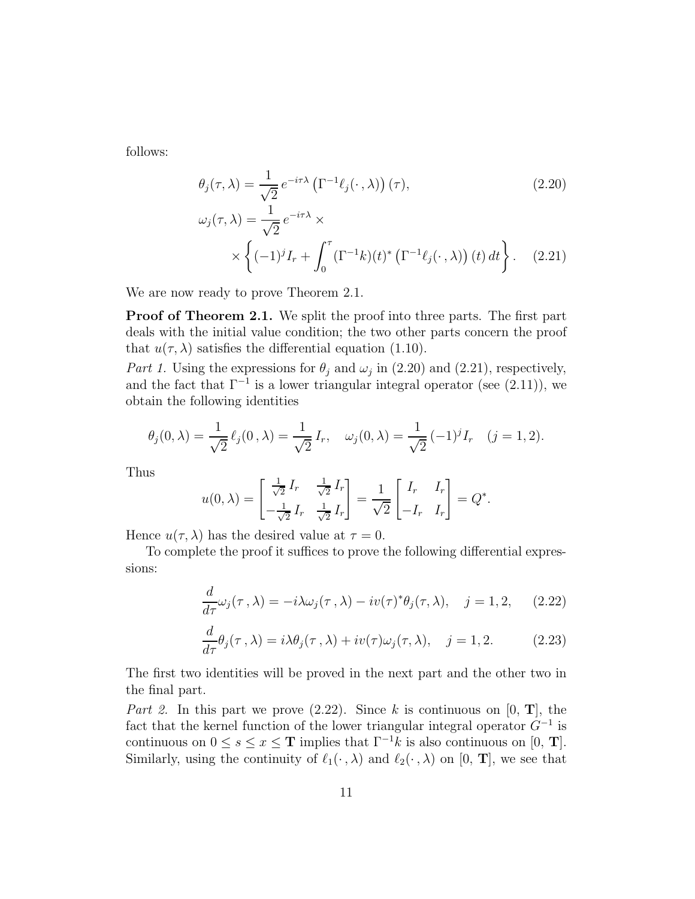follows:

$$
\theta_j(\tau,\lambda) = \frac{1}{\sqrt{2}}\, e^{-i\tau\lambda} \left(\Gamma^{-1}\ell_j(\,\cdot\,,\lambda)\right)(\tau), \tag{2.20}
$$

$$
\begin{aligned}
\omega_j(\tau,\lambda) &= \frac{1}{\sqrt{2}}\, e^{-i\tau\lambda} \times \\
&\quad \times \left\{ (-1)^j I_r + \int_0^\tau (\Gamma^{-1}k)(t)^* \left(\Gamma^{-1}\ell_j(\,\cdot\,,\lambda)\right)(t)\, dt \right\}.
\end{aligned} \tag{2.21}
$$

We are now ready to prove Theorem 2.1.

**Proof of Theorem 2.1.** We split the proof into three parts. The first part deals with the initial value condition; the two other parts concern the proof that $u(\tau,\lambda)$ satisfies the differential equation (1.10).

*Part 1.* Using the expressions for $\theta_j$ and $\omega_j$ in (2.20) and (2.21), respectively, and the fact that $\Gamma^{-1}$ is a lower triangular integral operator (see (2.11)), we obtain the following identities

$$
\theta_j(0,\lambda) = \frac{1}{\sqrt{2}}\, \ell_j(0\,,\lambda) = \frac{1}{\sqrt{2}}\, I_r, \quad \omega_j(0,\lambda) = \frac{1}{\sqrt{2}}\, (-1)^j I_r \quad (j=1,2).
$$

Thus

$$
u(0,\lambda) = \begin{bmatrix} \frac{1}{\sqrt{2}}\, I_r & \frac{1}{\sqrt{2}}\, I_r \\ -\frac{1}{\sqrt{2}}\, I_r & \frac{1}{\sqrt{2}}\, I_r \end{bmatrix} = \frac{1}{\sqrt{2}} \begin{bmatrix} I_r & I_r \\ -I_r & I_r \end{bmatrix} = Q^*.
$$

Hence $u(\tau,\lambda)$ has the desired value at $\tau = 0$.

To complete the proof it suffices to prove the following differential expressions:

$$
\frac{d}{d\tau}\omega_j(\tau\,,\lambda) = -i\lambda\omega_j(\tau\,,\lambda) - iv(\tau)^*\theta_j(\tau,\lambda), \quad j=1,2, \tag{2.22}
$$

$$
\frac{d}{d\tau}\theta_j(\tau\,,\lambda) = i\lambda\theta_j(\tau\,,\lambda) + iv(\tau)\omega_j(\tau,\lambda), \quad j=1,2. \tag{2.23}
$$

The first two identities will be proved in the next part and the other two in the final part.

*Part 2.* In this part we prove (2.22). Since $k$ is continuous on $[0,\, \mathbf{T}]$, the fact that the kernel function of the lower triangular integral operator $G^{-1}$ is continuous on $0 \le s \le x \le \mathbf{T}$ implies that $\Gamma^{-1}k$ is also continuous on $[0,\, \mathbf{T}]$. Similarly, using the continuity of $\ell_1(\,\cdot\,,\lambda)$ and $\ell_2(\,\cdot\,,\lambda)$ on $[0,\, \mathbf{T}]$, we see that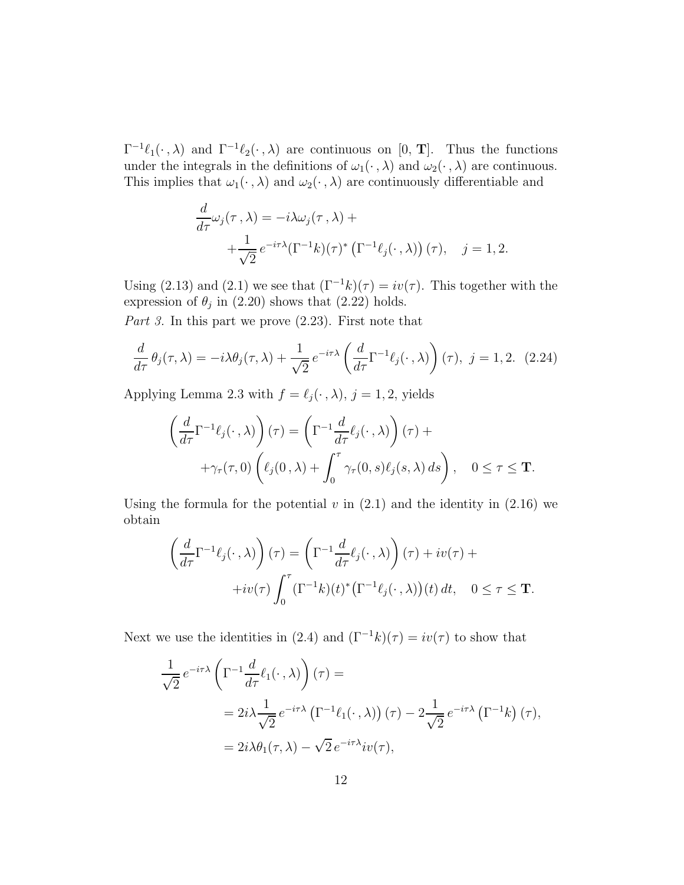$\Gamma^{-1}\ell_1(\cdot\,,\lambda)$ and $\Gamma^{-1}\ell_2(\cdot\,,\lambda)$ are continuous on $[0,\,\mathbf{T}]$. Thus the functions under the integrals in the definitions of $\omega_1(\cdot\,,\lambda)$ and $\omega_2(\cdot\,,\lambda)$ are continuous. This implies that $\omega_1(\cdot\,,\lambda)$ and $\omega_2(\cdot\,,\lambda)$ are continuously differentiable and

$$
\begin{aligned}
\frac{d}{d\tau}\omega_j(\tau\,,\lambda) &= -i\lambda\omega_j(\tau\,,\lambda) + \\
&\quad + \frac{1}{\sqrt{2}}\,e^{-i\tau\lambda}(\Gamma^{-1}k)(\tau)^*\left(\Gamma^{-1}\ell_j(\cdot\,,\lambda)\right)(\tau), \quad j=1,2.
\end{aligned}
$$

Using (2.13) and (2.1) we see that $(\Gamma^{-1}k)(\tau) = iv(\tau)$. This together with the expression of $\theta_j$ in (2.20) shows that (2.22) holds.

*Part 3.* In this part we prove (2.23). First note that

$$
\frac{d}{d\tau}\,\theta_j(\tau,\lambda) = -i\lambda\theta_j(\tau,\lambda) + \frac{1}{\sqrt{2}}\,e^{-i\tau\lambda}\left(\frac{d}{d\tau}\Gamma^{-1}\ell_j(\cdot\,,\lambda)\right)(\tau),\ \ j=1,2. \quad (2.24)
$$

Applying Lemma 2.3 with $f=\ell_j(\cdot\,,\lambda)$, $j=1,2$, yields

$$
\begin{aligned}
\left(\frac{d}{d\tau}\Gamma^{-1}\ell_j(\cdot\,,\lambda)\right)(\tau) &= \left(\Gamma^{-1}\frac{d}{d\tau}\ell_j(\cdot\,,\lambda)\right)(\tau) + \\
&\quad + \gamma_\tau(\tau,0)\left(\ell_j(0\,,\lambda) + \int_0^\tau \gamma_\tau(0,s)\ell_j(s,\lambda)\,ds\right), \quad 0\leq\tau\leq\mathbf{T}.
\end{aligned}
$$

Using the formula for the potential $v$ in (2.1) and the identity in (2.16) we obtain

$$
\begin{aligned}
\left(\frac{d}{d\tau}\Gamma^{-1}\ell_j(\cdot\,,\lambda)\right)(\tau) &= \left(\Gamma^{-1}\frac{d}{d\tau}\ell_j(\cdot\,,\lambda)\right)(\tau) + iv(\tau) + \\
&\quad + iv(\tau)\int_0^\tau (\Gamma^{-1}k)(t)^*\big(\Gamma^{-1}\ell_j(\cdot\,,\lambda)\big)(t)\,dt, \quad 0\leq\tau\leq\mathbf{T}.
\end{aligned}
$$

Next we use the identities in (2.4) and $(\Gamma^{-1}k)(\tau) = iv(\tau)$ to show that

$$
\begin{aligned}
&\frac{1}{\sqrt{2}}\,e^{-i\tau\lambda}\left(\Gamma^{-1}\frac{d}{d\tau}\ell_1(\cdot\,,\lambda)\right)(\tau) = \\
&\qquad = 2i\lambda\frac{1}{\sqrt{2}}\,e^{-i\tau\lambda}\left(\Gamma^{-1}\ell_1(\cdot\,,\lambda)\right)(\tau) - 2\frac{1}{\sqrt{2}}\,e^{-i\tau\lambda}\left(\Gamma^{-1}k\right)(\tau), \\
&\qquad = 2i\lambda\theta_1(\tau,\lambda) - \sqrt{2}\,e^{-i\tau\lambda}iv(\tau),
\end{aligned}
$$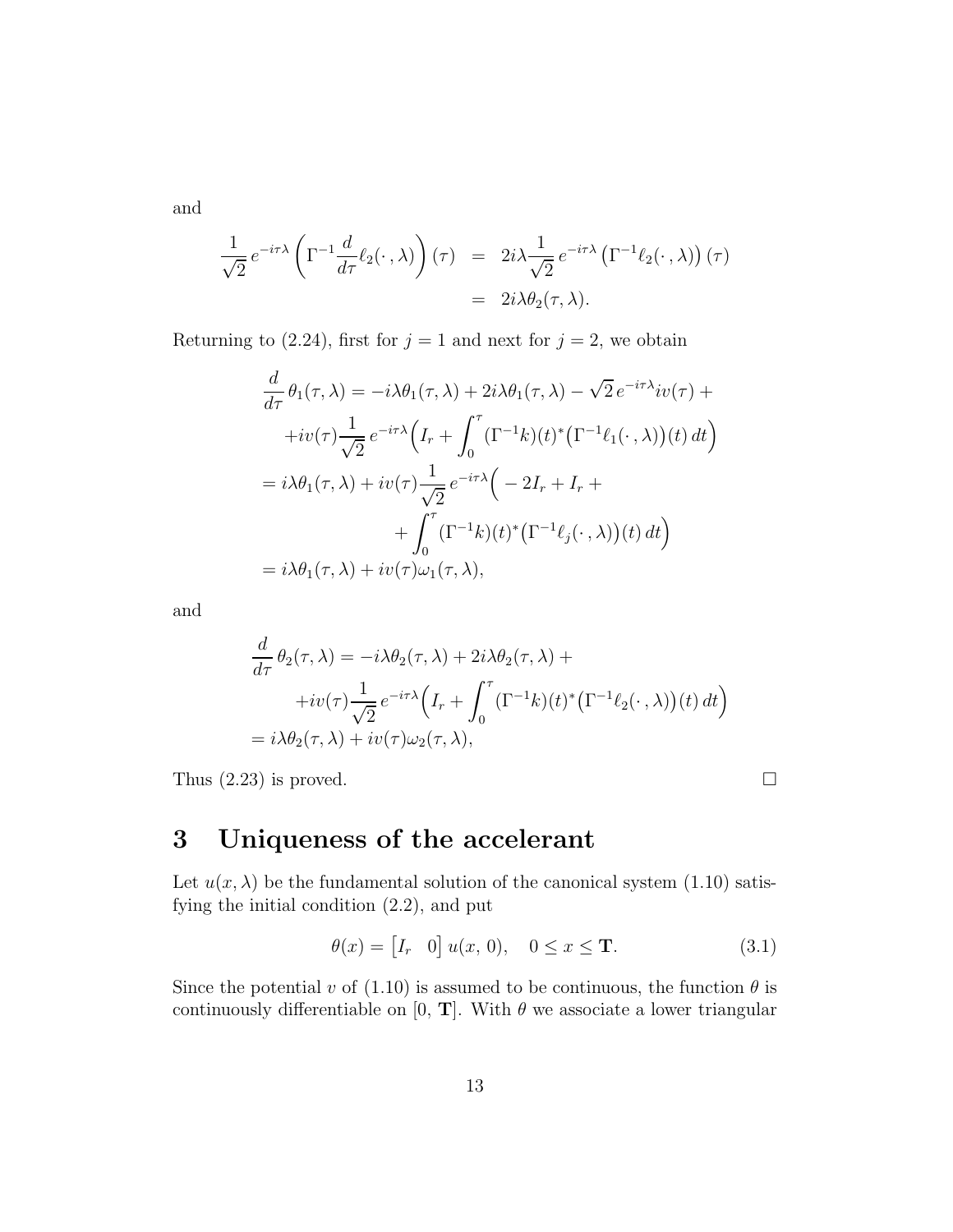and

$$
\begin{aligned}
\frac{1}{\sqrt{2}}\, e^{-i\tau\lambda} \left( \Gamma^{-1} \frac{d}{d\tau} \ell_2(\cdot\,, \lambda) \right)(\tau) &= 2i\lambda \frac{1}{\sqrt{2}}\, e^{-i\tau\lambda} \left( \Gamma^{-1} \ell_2(\cdot\,, \lambda) \right)(\tau) \\
&= 2i\lambda \theta_2(\tau, \lambda).
\end{aligned}
$$

Returning to (2.24), first for $j = 1$ and next for $j = 2$, we obtain

$$
\begin{aligned}
&\frac{d}{d\tau}\, \theta_1(\tau, \lambda) = -i\lambda\theta_1(\tau, \lambda) + 2i\lambda\theta_1(\tau, \lambda) - \sqrt{2}\, e^{-i\tau\lambda} iv(\tau) + \\
&\qquad + iv(\tau) \frac{1}{\sqrt{2}}\, e^{-i\tau\lambda} \Big( I_r + \int_0^\tau (\Gamma^{-1}k)(t)^* \big(\Gamma^{-1}\ell_1(\cdot\,, \lambda)\big)(t)\, dt \Big) \\
&= i\lambda\theta_1(\tau, \lambda) + iv(\tau) \frac{1}{\sqrt{2}}\, e^{-i\tau\lambda} \Big( -2I_r + I_r + \\
&\qquad\qquad + \int_0^\tau (\Gamma^{-1}k)(t)^* \big(\Gamma^{-1}\ell_j(\cdot\,, \lambda)\big)(t)\, dt \Big) \\
&= i\lambda\theta_1(\tau, \lambda) + iv(\tau)\omega_1(\tau, \lambda),
\end{aligned}
$$

and

$$
\begin{aligned}
&\frac{d}{d\tau}\, \theta_2(\tau, \lambda) = -i\lambda\theta_2(\tau, \lambda) + 2i\lambda\theta_2(\tau, \lambda) + \\
&\qquad + iv(\tau) \frac{1}{\sqrt{2}}\, e^{-i\tau\lambda} \Big( I_r + \int_0^\tau (\Gamma^{-1}k)(t)^* \big(\Gamma^{-1}\ell_2(\cdot\,, \lambda)\big)(t)\, dt \Big) \\
&= i\lambda\theta_2(\tau, \lambda) + iv(\tau)\omega_2(\tau, \lambda),
\end{aligned}
$$

Thus (2.23) is proved. □

# 3 Uniqueness of the accelerant

Let $u(x, \lambda)$ be the fundamental solution of the canonical system (1.10) satisfying the initial condition (2.2), and put

$$
\theta(x) = \begin{bmatrix} I_r & 0 \end{bmatrix} u(x,\, 0), \quad 0 \le x \le \mathbf{T}. \tag{3.1}
$$

Since the potential $v$ of (1.10) is assumed to be continuous, the function $\theta$ is continuously differentiable on $[0,\, \mathbf{T}]$. With $\theta$ we associate a lower triangular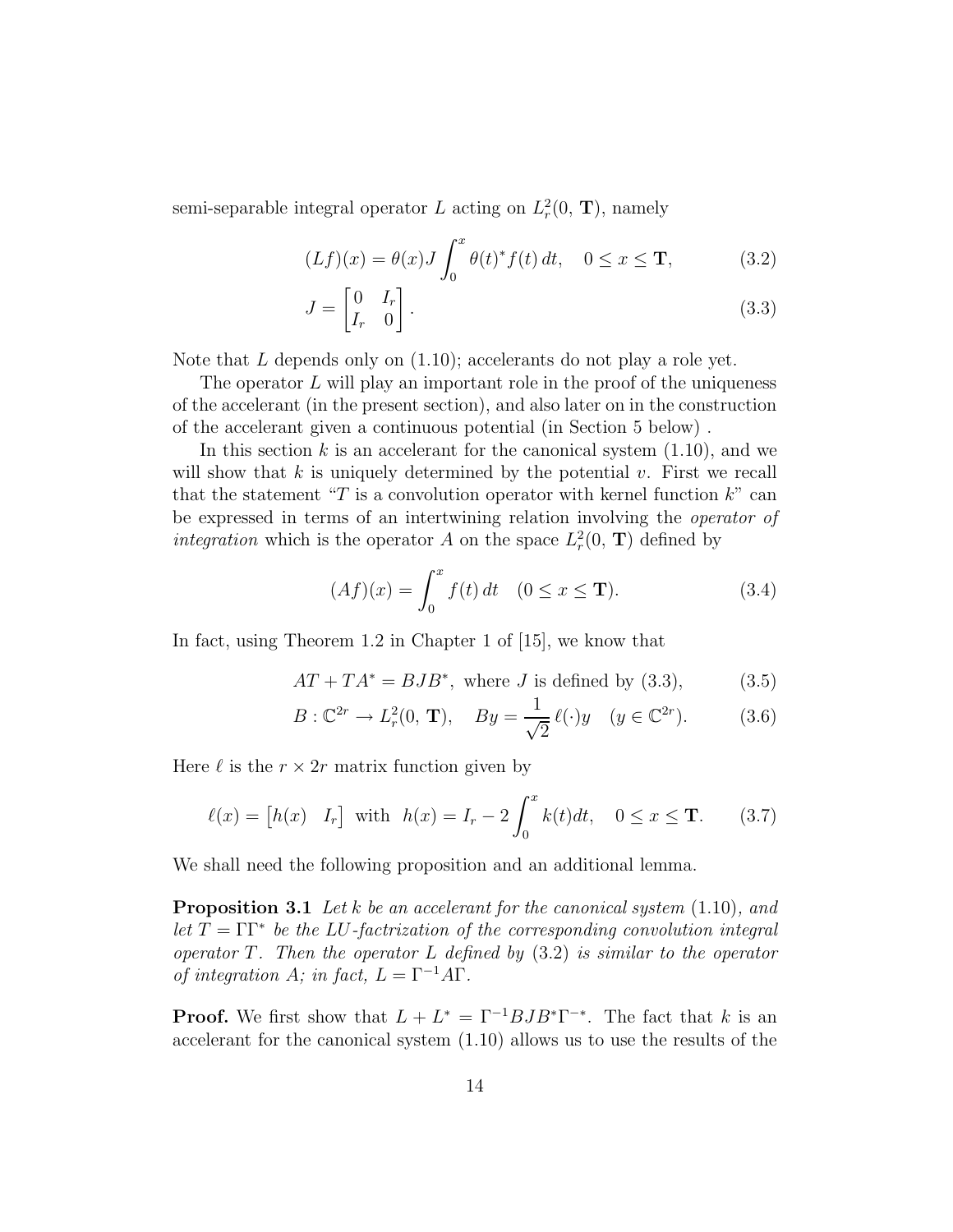semi-separable integral operator $L$ acting on $L_r^2(0,\,\mathbf{T})$, namely

$$(Lf)(x) = \theta(x) J \int_0^x \theta(t)^* f(t)\, dt, \quad 0 \le x \le \mathbf{T}, \tag{3.2}$$

$$J = \begin{bmatrix} 0 & I_r \\ I_r & 0 \end{bmatrix}. \tag{3.3}$$

Note that $L$ depends only on (1.10); accelerants do not play a role yet.

The operator $L$ will play an important role in the proof of the uniqueness of the accelerant (in the present section), and also later on in the construction of the accelerant given a continuous potential (in Section 5 below) .

In this section $k$ is an accelerant for the canonical system (1.10), and we will show that $k$ is uniquely determined by the potential $v$. First we recall that the statement "$T$ is a convolution operator with kernel function $k$" can be expressed in terms of an intertwining relation involving the *operator of integration* which is the operator $A$ on the space $L_r^2(0,\,\mathbf{T})$ defined by

$$(Af)(x) = \int_0^x f(t)\, dt \quad (0 \le x \le \mathbf{T}). \tag{3.4}$$

In fact, using Theorem 1.2 in Chapter 1 of [15], we know that

$$AT + TA^* = BJB^*, \text{ where } J \text{ is defined by (3.3)}, \tag{3.5}$$

$$B : \mathbb{C}^{2r} \to L_r^2(0,\,\mathbf{T}), \quad By = \frac{1}{\sqrt{2}}\,\ell(\cdot)y \quad (y \in \mathbb{C}^{2r}). \tag{3.6}$$

Here $\ell$ is the $r \times 2r$ matrix function given by

$$\ell(x) = \begin{bmatrix} h(x) & I_r \end{bmatrix} \text{ with } h(x) = I_r - 2\int_0^x k(t)dt, \quad 0 \le x \le \mathbf{T}. \tag{3.7}$$

We shall need the following proposition and an additional lemma.

**Proposition 3.1** *Let $k$ be an accelerant for the canonical system* (1.10)*, and let $T = \Gamma\Gamma^*$ be the LU-factrization of the corresponding convolution integral operator $T$. Then the operator $L$ defined by* (3.2) *is similar to the operator of integration $A$; in fact, $L = \Gamma^{-1}A\Gamma$.*

**Proof.** We first show that $L + L^* = \Gamma^{-1}BJB^*\Gamma^{-*}$. The fact that $k$ is an accelerant for the canonical system (1.10) allows us to use the results of the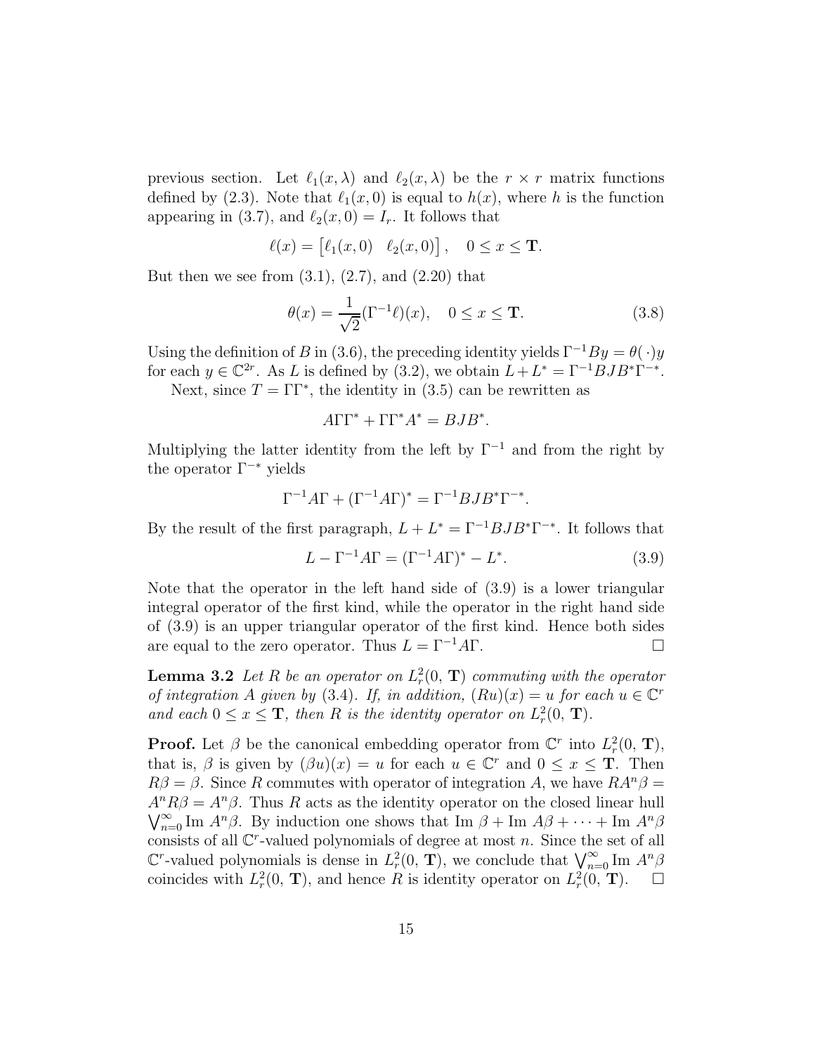previous section. Let $\ell_1(x,\lambda)$ and $\ell_2(x,\lambda)$ be the $r \times r$ matrix functions defined by (2.3). Note that $\ell_1(x,0)$ is equal to $h(x)$, where $h$ is the function appearing in (3.7), and $\ell_2(x,0) = I_r$. It follows that

$$\ell(x) = \begin{bmatrix} \ell_1(x,0) & \ell_2(x,0) \end{bmatrix}, \quad 0 \le x \le \mathbf{T}.$$

But then we see from (3.1), (2.7), and (2.20) that

$$\theta(x) = \frac{1}{\sqrt{2}}(\Gamma^{-1}\ell)(x), \quad 0 \le x \le \mathbf{T}. \tag{3.8}$$

Using the definition of $B$ in (3.6), the preceding identity yields $\Gamma^{-1}By = \theta(\cdot)y$ for each $y \in \mathbb{C}^{2r}$. As $L$ is defined by (3.2), we obtain $L + L^* = \Gamma^{-1}BJB^*\Gamma^{-*}$.

Next, since $T = \Gamma\Gamma^*$, the identity in (3.5) can be rewritten as

$$A\Gamma\Gamma^* + \Gamma\Gamma^*A^* = BJB^*.$$

Multiplying the latter identity from the left by $\Gamma^{-1}$ and from the right by the operator $\Gamma^{-*}$ yields

$$\Gamma^{-1}A\Gamma + (\Gamma^{-1}A\Gamma)^* = \Gamma^{-1}BJB^*\Gamma^{-*}.$$

By the result of the first paragraph, $L + L^* = \Gamma^{-1}BJB^*\Gamma^{-*}$. It follows that

$$L - \Gamma^{-1}A\Gamma = (\Gamma^{-1}A\Gamma)^* - L^*. \tag{3.9}$$

Note that the operator in the left hand side of (3.9) is a lower triangular integral operator of the first kind, while the operator in the right hand side of (3.9) is an upper triangular operator of the first kind. Hence both sides are equal to the zero operator. Thus $L = \Gamma^{-1}A\Gamma$. $\square$

**Lemma 3.2** *Let $R$ be an operator on $L^2_r(0,\, \mathbf{T})$ commuting with the operator of integration $A$ given by (3.4). If, in addition, $(Ru)(x) = u$ for each $u \in \mathbb{C}^r$ and each $0 \le x \le \mathbf{T}$, then $R$ is the identity operator on $L^2_r(0,\, \mathbf{T})$.*

**Proof.** Let $\beta$ be the canonical embedding operator from $\mathbb{C}^r$ into $L^2_r(0,\, \mathbf{T})$, that is, $\beta$ is given by $(\beta u)(x) = u$ for each $u \in \mathbb{C}^r$ and $0 \le x \le \mathbf{T}$. Then $R\beta = \beta$. Since $R$ commutes with operator of integration $A$, we have $RA^n\beta = A^nR\beta = A^n\beta$. Thus $R$ acts as the identity operator on the closed linear hull $\bigvee_{n=0}^{\infty} \operatorname{Im} A^n\beta$. By induction one shows that $\operatorname{Im}\beta + \operatorname{Im} A\beta + \cdots + \operatorname{Im} A^n\beta$ consists of all $\mathbb{C}^r$-valued polynomials of degree at most $n$. Since the set of all $\mathbb{C}^r$-valued polynomials is dense in $L^2_r(0,\, \mathbf{T})$, we conclude that $\bigvee_{n=0}^{\infty} \operatorname{Im} A^n\beta$ coincides with $L^2_r(0,\, \mathbf{T})$, and hence $R$ is identity operator on $L^2_r(0,\, \mathbf{T})$. $\square$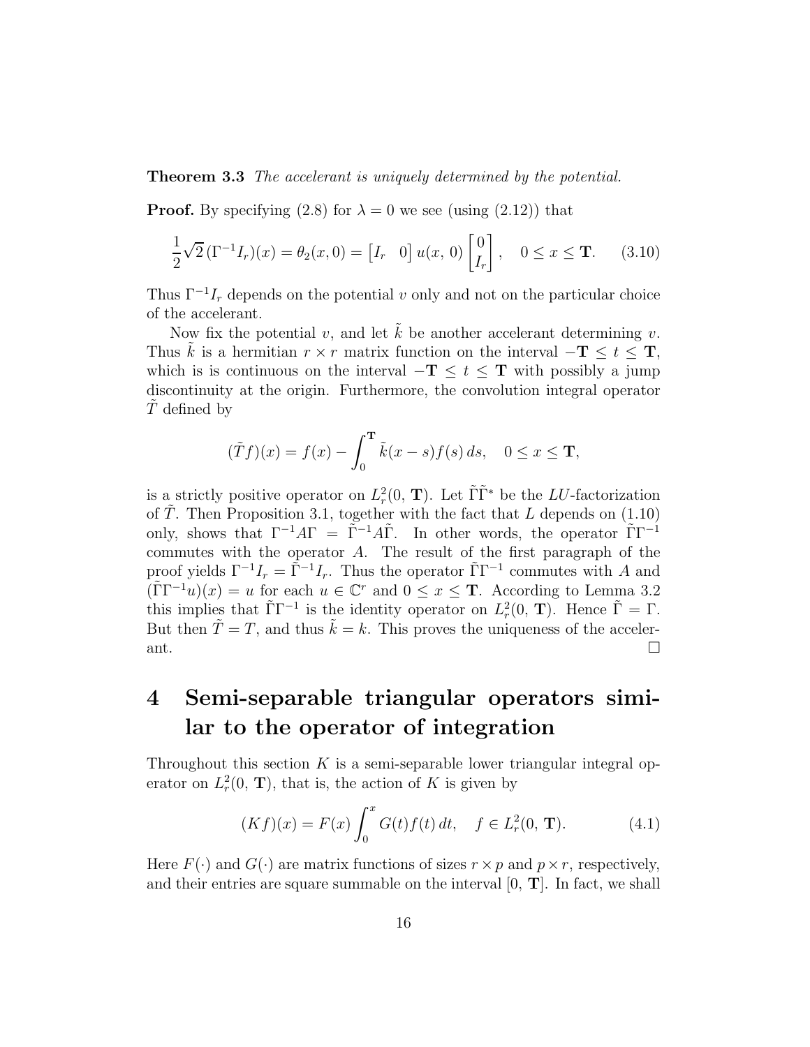**Theorem 3.3** *The accelerant is uniquely determined by the potential.*

**Proof.** By specifying (2.8) for $\lambda = 0$ we see (using (2.12)) that

$$\frac{1}{2}\sqrt{2}\,(\Gamma^{-1}I_r)(x) = \theta_2(x,0) = \begin{bmatrix} I_r & 0 \end{bmatrix} u(x,\,0) \begin{bmatrix} 0 \\ I_r \end{bmatrix}, \quad 0 \le x \le \mathbf{T}. \tag{3.10}$$

Thus $\Gamma^{-1}I_r$ depends on the potential $v$ only and not on the particular choice of the accelerant.

Now fix the potential $v$, and let $\tilde{k}$ be another accelerant determining $v$. Thus $\tilde{k}$ is a hermitian $r \times r$ matrix function on the interval $-\mathbf{T} \le t \le \mathbf{T}$, which is is continuous on the interval $-\mathbf{T} \le t \le \mathbf{T}$ with possibly a jump discontinuity at the origin. Furthermore, the convolution integral operator $\tilde{T}$ defined by

$$(\tilde{T}f)(x) = f(x) - \int_0^{\mathbf{T}} \tilde{k}(x-s)f(s)\,ds, \quad 0 \le x \le \mathbf{T},$$

is a strictly positive operator on $L_r^2(0,\,\mathbf{T})$. Let $\tilde{\Gamma}\tilde{\Gamma}^*$ be the $LU$-factorization of $\tilde{T}$. Then Proposition 3.1, together with the fact that $L$ depends on (1.10) only, shows that $\Gamma^{-1}A\Gamma = \tilde{\Gamma}^{-1}A\tilde{\Gamma}$. In other words, the operator $\tilde{\Gamma}\Gamma^{-1}$ commutes with the operator $A$. The result of the first paragraph of the proof yields $\Gamma^{-1}I_r = \tilde{\Gamma}^{-1}I_r$. Thus the operator $\tilde{\Gamma}\Gamma^{-1}$ commutes with $A$ and $(\tilde{\Gamma}\Gamma^{-1}u)(x) = u$ for each $u \in \mathbb{C}^r$ and $0 \le x \le \mathbf{T}$. According to Lemma 3.2 this implies that $\tilde{\Gamma}\Gamma^{-1}$ is the identity operator on $L_r^2(0,\,\mathbf{T})$. Hence $\tilde{\Gamma} = \Gamma$. But then $\tilde{T} = T$, and thus $\tilde{k} = k$. This proves the uniqueness of the accelerant. $\square$

# 4 Semi-separable triangular operators similar to the operator of integration

Throughout this section $K$ is a semi-separable lower triangular integral operator on $L_r^2(0,\,\mathbf{T})$, that is, the action of $K$ is given by

$$(Kf)(x) = F(x)\int_0^x G(t)f(t)\,dt, \quad f \in L_r^2(0,\,\mathbf{T}). \tag{4.1}$$

Here $F(\cdot)$ and $G(\cdot)$ are matrix functions of sizes $r \times p$ and $p \times r$, respectively, and their entries are square summable on the interval $[0,\,\mathbf{T}]$. In fact, we shall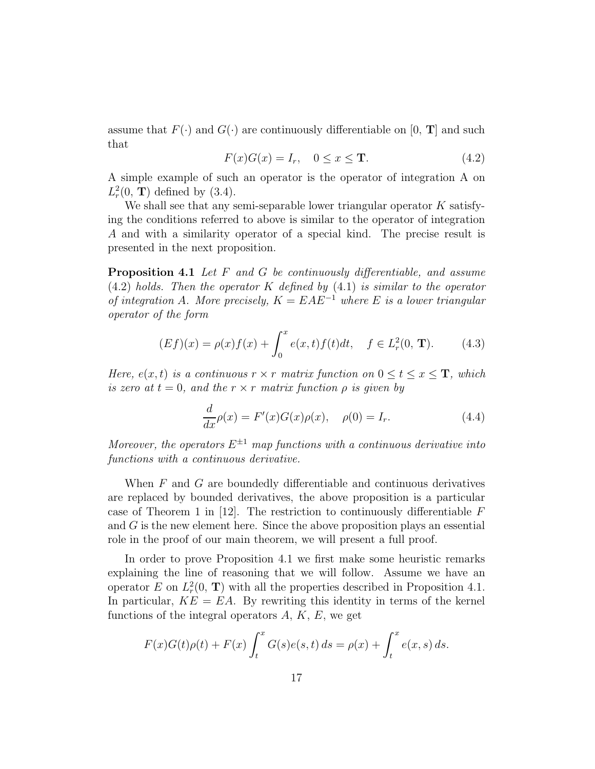assume that $F(\cdot)$ and $G(\cdot)$ are continuously differentiable on $[0, \mathbf{T}]$ and such that

$$F(x)G(x) = I_r, \quad 0 \le x \le \mathbf{T}. \tag{4.2}$$

A simple example of such an operator is the operator of integration A on $L_r^2(0, \mathbf{T})$ defined by (3.4).

We shall see that any semi-separable lower triangular operator $K$ satisfying the conditions referred to above is similar to the operator of integration $A$ and with a similarity operator of a special kind. The precise result is presented in the next proposition.

**Proposition 4.1** *Let $F$ and $G$ be continuously differentiable, and assume (4.2) holds. Then the operator $K$ defined by (4.1) is similar to the operator of integration $A$. More precisely, $K = EAE^{-1}$ where $E$ is a lower triangular operator of the form*

$$(Ef)(x) = \rho(x)f(x) + \int_0^x e(x,t)f(t)dt, \quad f \in L_r^2(0, \mathbf{T}). \tag{4.3}$$

*Here, $e(x,t)$ is a continuous $r \times r$ matrix function on $0 \le t \le x \le \mathbf{T}$, which is zero at $t = 0$, and the $r \times r$ matrix function $\rho$ is given by*

$$\frac{d}{dx}\rho(x) = F'(x)G(x)\rho(x), \quad \rho(0) = I_r. \tag{4.4}$$

*Moreover, the operators $E^{\pm 1}$ map functions with a continuous derivative into functions with a continuous derivative.*

When $F$ and $G$ are boundedly differentiable and continuous derivatives are replaced by bounded derivatives, the above proposition is a particular case of Theorem 1 in [12]. The restriction to continuously differentiable $F$ and $G$ is the new element here. Since the above proposition plays an essential role in the proof of our main theorem, we will present a full proof.

In order to prove Proposition 4.1 we first make some heuristic remarks explaining the line of reasoning that we will follow. Assume we have an operator $E$ on $L_r^2(0, \mathbf{T})$ with all the properties described in Proposition 4.1. In particular, $KE = EA$. By rewriting this identity in terms of the kernel functions of the integral operators $A$, $K$, $E$, we get

$$F(x)G(t)\rho(t) + F(x)\int_t^x G(s)e(s,t)\,ds = \rho(x) + \int_t^x e(x,s)\,ds.$$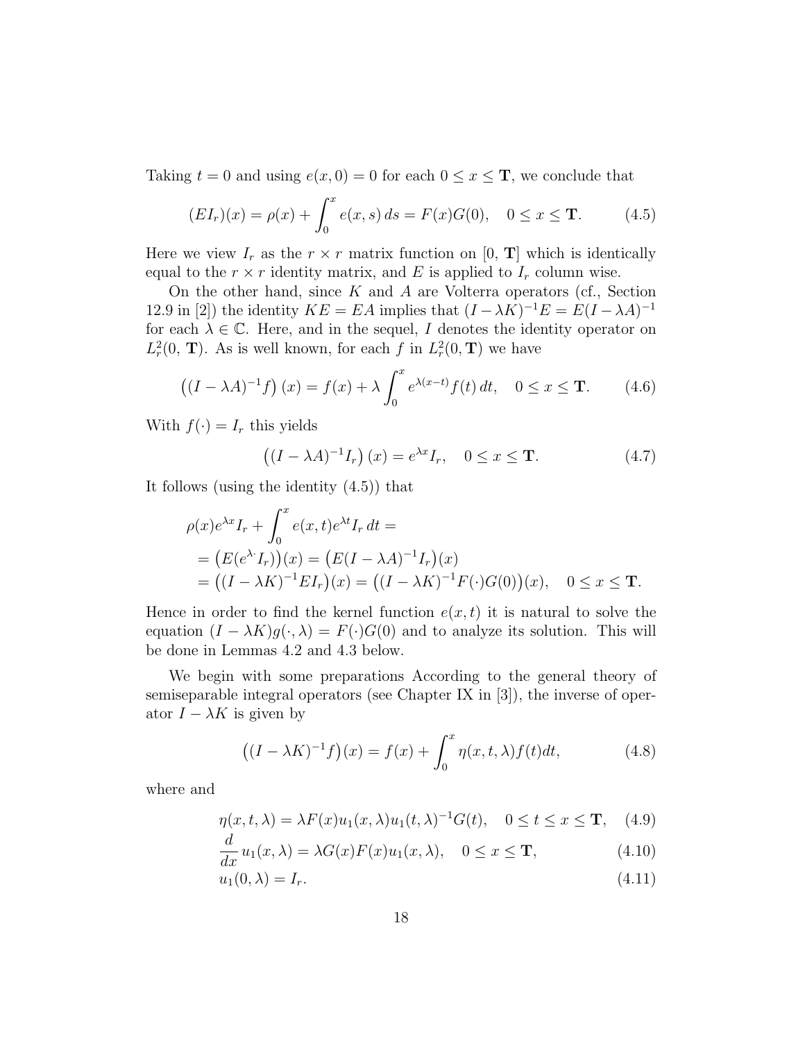Taking $t = 0$ and using $e(x, 0) = 0$ for each $0 \le x \le \mathbf{T}$, we conclude that

$$(EI_r)(x) = \rho(x) + \int_0^x e(x, s)\, ds = F(x)G(0), \quad 0 \le x \le \mathbf{T}. \tag{4.5}$$

Here we view $I_r$ as the $r \times r$ matrix function on $[0,\, \mathbf{T}]$ which is identically equal to the $r \times r$ identity matrix, and $E$ is applied to $I_r$ column wise.

On the other hand, since $K$ and $A$ are Volterra operators (cf., Section 12.9 in [2]) the identity $KE = EA$ implies that $(I - \lambda K)^{-1}E = E(I - \lambda A)^{-1}$ for each $\lambda \in \mathbb{C}$. Here, and in the sequel, $I$ denotes the identity operator on $L_r^2(0,\, \mathbf{T})$. As is well known, for each $f$ in $L_r^2(0, \mathbf{T})$ we have

$$\left((I - \lambda A)^{-1} f\right)(x) = f(x) + \lambda \int_0^x e^{\lambda(x-t)} f(t)\, dt, \quad 0 \le x \le \mathbf{T}. \tag{4.6}$$

With $f(\cdot) = I_r$ this yields

$$\left((I - \lambda A)^{-1} I_r\right)(x) = e^{\lambda x} I_r, \quad 0 \le x \le \mathbf{T}. \tag{4.7}$$

It follows (using the identity (4.5)) that

$$\begin{aligned}
&\rho(x)e^{\lambda x} I_r + \int_0^x e(x, t) e^{\lambda t} I_r\, dt = \\
&= \big(E(e^{\lambda \cdot} I_r)\big)(x) = \big(E(I - \lambda A)^{-1} I_r\big)(x) \\
&= \big((I - \lambda K)^{-1} E I_r\big)(x) = \big((I - \lambda K)^{-1} F(\cdot) G(0)\big)(x), \quad 0 \le x \le \mathbf{T}.
\end{aligned}$$

Hence in order to find the kernel function $e(x, t)$ it is natural to solve the equation $(I - \lambda K) g(\cdot, \lambda) = F(\cdot)G(0)$ and to analyze its solution. This will be done in Lemmas 4.2 and 4.3 below.

We begin with some preparations According to the general theory of semiseparable integral operators (see Chapter IX in [3]), the inverse of operator $I - \lambda K$ is given by

$$\big((I - \lambda K)^{-1} f\big)(x) = f(x) + \int_0^x \eta(x, t, \lambda) f(t) dt, \tag{4.8}$$

where and

$$\eta(x, t, \lambda) = \lambda F(x) u_1(x, \lambda) u_1(t, \lambda)^{-1} G(t), \quad 0 \le t \le x \le \mathbf{T}, \tag{4.9}$$

$$\frac{d}{dx} u_1(x, \lambda) = \lambda G(x) F(x) u_1(x, \lambda), \quad 0 \le x \le \mathbf{T}, \tag{4.10}$$

$$u_1(0, \lambda) = I_r. \tag{4.11}$$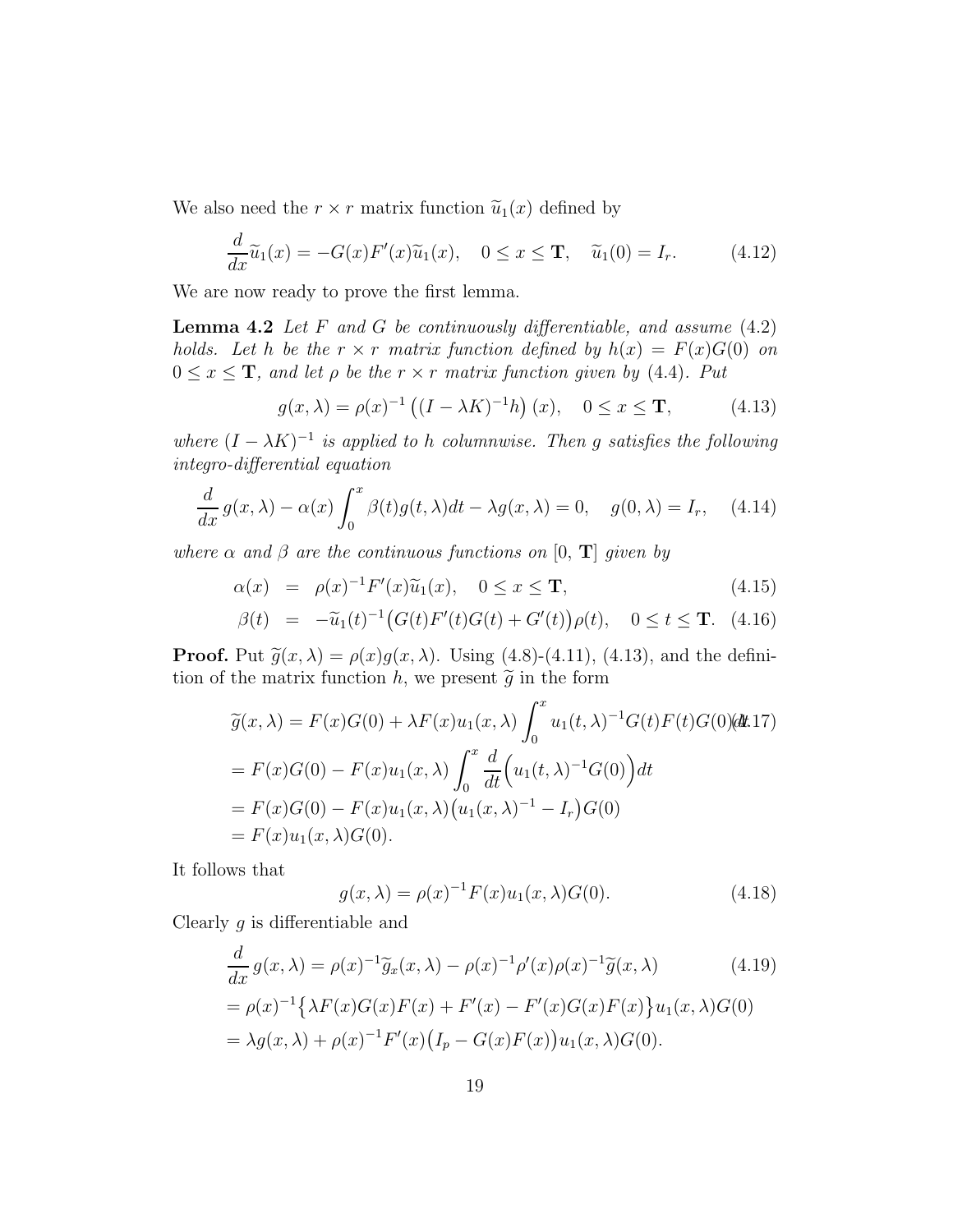We also need the $r \times r$ matrix function $\widetilde{u}_1(x)$ defined by

$$\frac{d}{dx}\widetilde{u}_1(x) = -G(x)F'(x)\widetilde{u}_1(x), \quad 0 \le x \le \mathbf{T}, \quad \widetilde{u}_1(0) = I_r. \tag{4.12}$$

We are now ready to prove the first lemma.

**Lemma 4.2** *Let $F$ and $G$ be continuously differentiable, and assume* (4.2) *holds. Let $h$ be the $r \times r$ matrix function defined by $h(x) = F(x)G(0)$ on $0 \le x \le \mathbf{T}$, and let $\rho$ be the $r \times r$ matrix function given by* (4.4)*. Put*

$$g(x, \lambda) = \rho(x)^{-1}\left((I - \lambda K)^{-1}h\right)(x), \quad 0 \le x \le \mathbf{T}, \tag{4.13}$$

*where $(I - \lambda K)^{-1}$ is applied to $h$ columnwise. Then $g$ satisfies the following integro-differential equation*

$$\frac{d}{dx}\,g(x, \lambda) - \alpha(x)\int_0^x \beta(t)g(t, \lambda)dt - \lambda g(x, \lambda) = 0, \quad g(0, \lambda) = I_r, \tag{4.14}$$

*where $\alpha$ and $\beta$ are the continuous functions on $[0,\, \mathbf{T}]$ given by*

$$\alpha(x) = \rho(x)^{-1}F'(x)\widetilde{u}_1(x), \quad 0 \le x \le \mathbf{T}, \tag{4.15}$$

$$\beta(t) = -\widetilde{u}_1(t)^{-1}\big(G(t)F'(t)G(t) + G'(t)\big)\rho(t), \quad 0 \le t \le \mathbf{T}. \tag{4.16}$$

**Proof.** Put $\widetilde{g}(x, \lambda) = \rho(x)g(x, \lambda)$. Using (4.8)-(4.11), (4.13), and the definition of the matrix function $h$, we present $\widetilde{g}$ in the form

$$\begin{aligned}
&\widetilde{g}(x, \lambda) = F(x)G(0) + \lambda F(x)u_1(x, \lambda)\int_0^x u_1(t, \lambda)^{-1}G(t)F(t)G(0)dt \\
&= F(x)G(0) - F(x)u_1(x, \lambda)\int_0^x \frac{d}{dt}\Big(u_1(t, \lambda)^{-1}G(0)\Big)dt \\
&= F(x)G(0) - F(x)u_1(x, \lambda)\big(u_1(x, \lambda)^{-1} - I_r\big)G(0) \\
&= F(x)u_1(x, \lambda)G(0).
\end{aligned} \tag{4.17}$$

It follows that

$$g(x, \lambda) = \rho(x)^{-1}F(x)u_1(x, \lambda)G(0). \tag{4.18}$$

Clearly $g$ is differentiable and

$$\begin{aligned}
&\frac{d}{dx}\,g(x, \lambda) = \rho(x)^{-1}\widetilde{g}_x(x, \lambda) - \rho(x)^{-1}\rho'(x)\rho(x)^{-1}\widetilde{g}(x, \lambda) \\
&= \rho(x)^{-1}\big\{\lambda F(x)G(x)F(x) + F'(x) - F'(x)G(x)F(x)\big\}u_1(x, \lambda)G(0) \\
&= \lambda g(x, \lambda) + \rho(x)^{-1}F'(x)\big(I_p - G(x)F(x)\big)u_1(x, \lambda)G(0).
\end{aligned} \tag{4.19}$$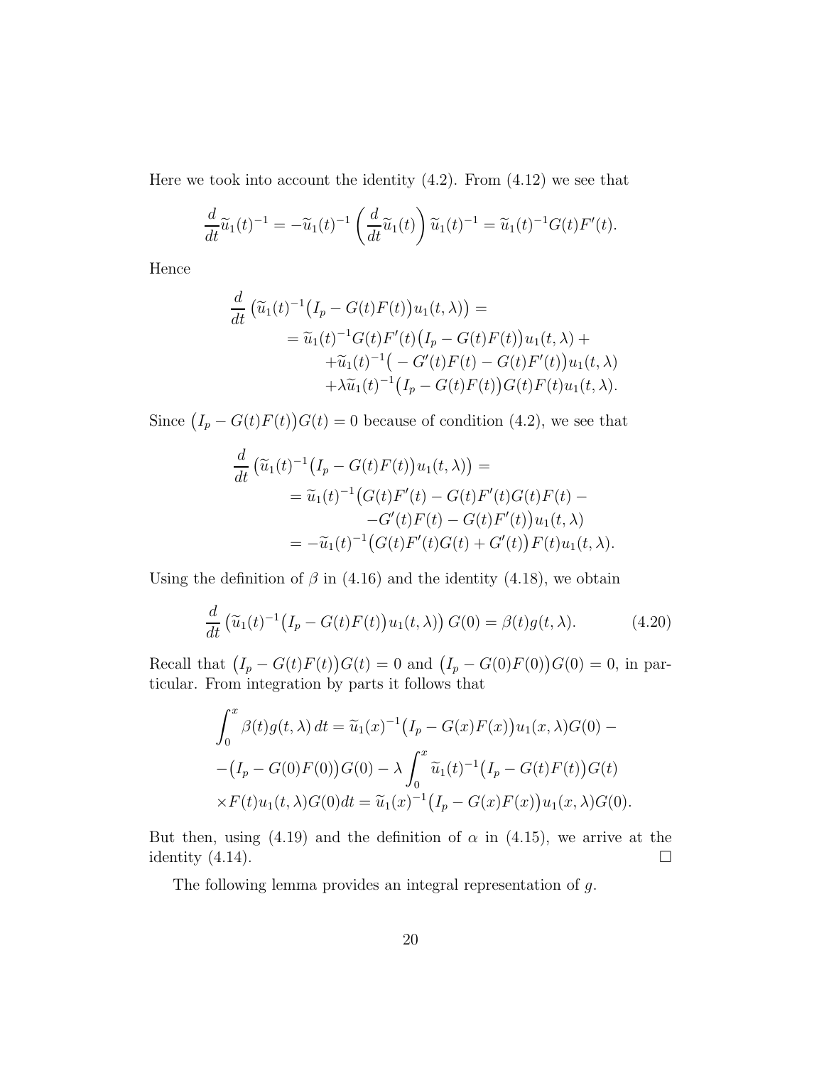Here we took into account the identity (4.2). From (4.12) we see that

$$\frac{d}{dt}\widetilde{u}_1(t)^{-1} = -\widetilde{u}_1(t)^{-1}\left(\frac{d}{dt}\widetilde{u}_1(t)\right)\widetilde{u}_1(t)^{-1} = \widetilde{u}_1(t)^{-1}G(t)F'(t).$$

Hence

$$\begin{aligned}
\frac{d}{dt}\left(\widetilde{u}_1(t)^{-1}\big(I_p - G(t)F(t)\big)u_1(t,\lambda)\right) &= \\
&= \widetilde{u}_1(t)^{-1}G(t)F'(t)\big(I_p - G(t)F(t)\big)u_1(t,\lambda) + \\
&\quad + \widetilde{u}_1(t)^{-1}\big(-G'(t)F(t) - G(t)F'(t)\big)u_1(t,\lambda) \\
&\quad + \lambda\widetilde{u}_1(t)^{-1}\big(I_p - G(t)F(t)\big)G(t)F(t)u_1(t,\lambda).
\end{aligned}$$

Since $\big(I_p - G(t)F(t)\big)G(t) = 0$ because of condition (4.2), we see that

$$\begin{aligned}
\frac{d}{dt}\left(\widetilde{u}_1(t)^{-1}\big(I_p - G(t)F(t)\big)u_1(t,\lambda)\right) &= \\
&= \widetilde{u}_1(t)^{-1}\big(G(t)F'(t) - G(t)F'(t)G(t)F(t) - \\
&\quad - G'(t)F(t) - G(t)F'(t)\big)u_1(t,\lambda) \\
&= -\widetilde{u}_1(t)^{-1}\big(G(t)F'(t)G(t) + G'(t)\big)F(t)u_1(t,\lambda).
\end{aligned}$$

Using the definition of $\beta$ in (4.16) and the identity (4.18), we obtain

$$\frac{d}{dt}\left(\widetilde{u}_1(t)^{-1}\big(I_p - G(t)F(t)\big)u_1(t,\lambda)\right)G(0) = \beta(t)g(t,\lambda). \tag{4.20}$$

Recall that $\big(I_p - G(t)F(t)\big)G(t) = 0$ and $\big(I_p - G(0)F(0)\big)G(0) = 0$, in particular. From integration by parts it follows that

$$\begin{aligned}
\int_0^x \beta(t)g(t,\lambda)\,dt &= \widetilde{u}_1(x)^{-1}\big(I_p - G(x)F(x)\big)u_1(x,\lambda)G(0) - \\
&- \big(I_p - G(0)F(0)\big)G(0) - \lambda\int_0^x \widetilde{u}_1(t)^{-1}\big(I_p - G(t)F(t)\big)G(t) \\
&\times F(t)u_1(t,\lambda)G(0)dt = \widetilde{u}_1(x)^{-1}\big(I_p - G(x)F(x)\big)u_1(x,\lambda)G(0).
\end{aligned}$$

But then, using (4.19) and the definition of $\alpha$ in (4.15), we arrive at the identity (4.14). □

The following lemma provides an integral representation of $g$.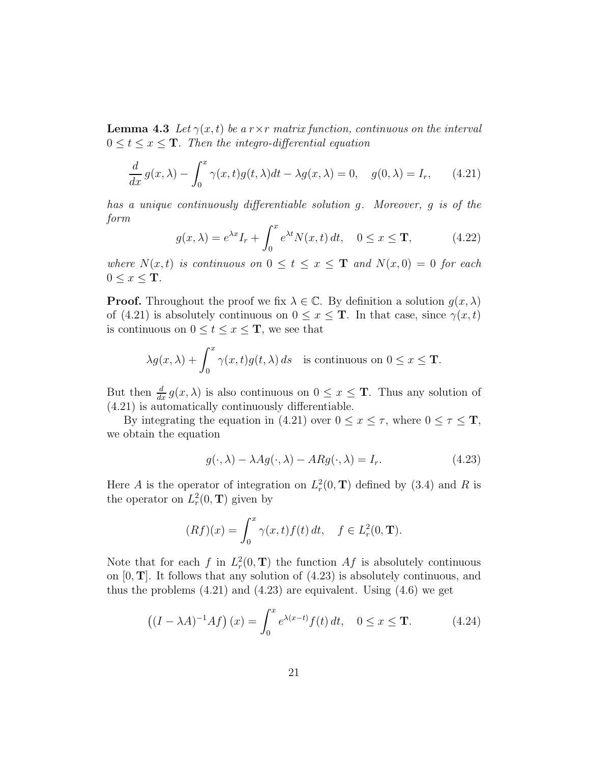**Lemma 4.3** *Let $\gamma(x,t)$ be a $r \times r$ matrix function, continuous on the interval $0 \le t \le x \le \mathbf{T}$. Then the integro-differential equation*

$$\frac{d}{dx}\, g(x,\lambda) - \int_0^x \gamma(x,t) g(t,\lambda) dt - \lambda g(x,\lambda) = 0, \quad g(0,\lambda) = I_r, \qquad (4.21)$$

*has a unique continuously differentiable solution $g$. Moreover, $g$ is of the form*

$$g(x,\lambda) = e^{\lambda x} I_r + \int_0^x e^{\lambda t} N(x,t)\, dt, \quad 0 \le x \le \mathbf{T}, \qquad (4.22)$$

*where $N(x,t)$ is continuous on $0 \le t \le x \le \mathbf{T}$ and $N(x,0) = 0$ for each $0 \le x \le \mathbf{T}$.*

**Proof.** Throughout the proof we fix $\lambda \in \mathbb{C}$. By definition a solution $g(x,\lambda)$ of (4.21) is absolutely continuous on $0 \le x \le \mathbf{T}$. In that case, since $\gamma(x,t)$ is continuous on $0 \le t \le x \le \mathbf{T}$, we see that

$$\lambda g(x,\lambda) + \int_0^x \gamma(x,t) g(t,\lambda)\, ds \quad \text{is continuous on } 0 \le x \le \mathbf{T}.$$

But then $\frac{d}{dx}\, g(x,\lambda)$ is also continuous on $0 \le x \le \mathbf{T}$. Thus any solution of (4.21) is automatically continuously differentiable.

By integrating the equation in (4.21) over $0 \le x \le \tau$, where $0 \le \tau \le \mathbf{T}$, we obtain the equation

$$g(\cdot,\lambda) - \lambda A g(\cdot,\lambda) - A R g(\cdot,\lambda) = I_r. \qquad (4.23)$$

Here $A$ is the operator of integration on $L_r^2(0,\mathbf{T})$ defined by (3.4) and $R$ is the operator on $L_r^2(0,\mathbf{T})$ given by

$$(Rf)(x) = \int_0^x \gamma(x,t) f(t)\, dt, \quad f \in L_r^2(0,\mathbf{T}).$$

Note that for each $f$ in $L_r^2(0,\mathbf{T})$ the function $Af$ is absolutely continuous on $[0,\mathbf{T}]$. It follows that any solution of (4.23) is absolutely continuous, and thus the problems (4.21) and (4.23) are equivalent. Using (4.6) we get

$$\left((I - \lambda A)^{-1} A f\right)(x) = \int_0^x e^{\lambda(x-t)} f(t)\, dt, \quad 0 \le x \le \mathbf{T}. \qquad (4.24)$$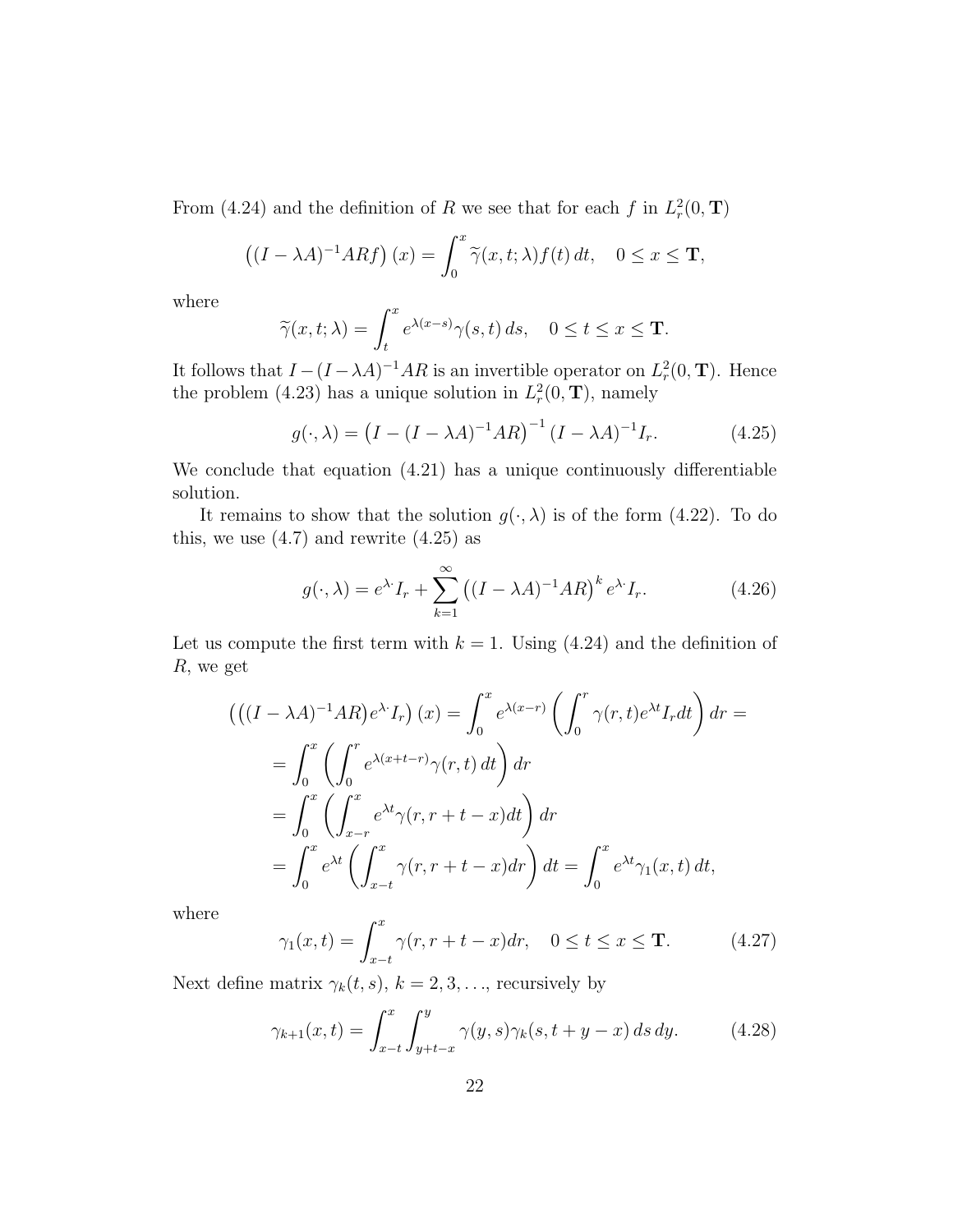From (4.24) and the definition of $R$ we see that for each $f$ in $L^2_r(0, \mathbf{T})$

$$\left((I - \lambda A)^{-1} ARf\right)(x) = \int_0^x \widetilde{\gamma}(x, t; \lambda) f(t)\, dt, \quad 0 \le x \le \mathbf{T},$$

where

$$\widetilde{\gamma}(x, t; \lambda) = \int_t^x e^{\lambda(x-s)} \gamma(s, t)\, ds, \quad 0 \le t \le x \le \mathbf{T}.$$

It follows that $I - (I - \lambda A)^{-1} AR$ is an invertible operator on $L^2_r(0, \mathbf{T})$. Hence the problem (4.23) has a unique solution in $L^2_r(0, \mathbf{T})$, namely

$$g(\cdot, \lambda) = \left(I - (I - \lambda A)^{-1} AR\right)^{-1} (I - \lambda A)^{-1} I_r. \tag{4.25}$$

We conclude that equation (4.21) has a unique continuously differentiable solution.

It remains to show that the solution $g(\cdot, \lambda)$ is of the form (4.22). To do this, we use (4.7) and rewrite (4.25) as

$$g(\cdot, \lambda) = e^{\lambda \cdot} I_r + \sum_{k=1}^{\infty} \left((I - \lambda A)^{-1} AR\right)^k e^{\lambda \cdot} I_r. \tag{4.26}$$

Let us compute the first term with $k = 1$. Using (4.24) and the definition of $R$, we get

$$\begin{aligned}
\left(\big((I - \lambda A)^{-1} AR\big) e^{\lambda \cdot} I_r\right)(x) &= \int_0^x e^{\lambda(x-r)} \left(\int_0^r \gamma(r, t) e^{\lambda t} I_r dt\right) dr = \\
&= \int_0^x \left(\int_0^r e^{\lambda(x+t-r)} \gamma(r, t)\, dt\right) dr \\
&= \int_0^x \left(\int_{x-r}^x e^{\lambda t} \gamma(r, r+t-x) dt\right) dr \\
&= \int_0^x e^{\lambda t} \left(\int_{x-t}^x \gamma(r, r+t-x) dr\right) dt = \int_0^x e^{\lambda t} \gamma_1(x, t)\, dt,
\end{aligned}$$

where

$$\gamma_1(x, t) = \int_{x-t}^x \gamma(r, r+t-x) dr, \quad 0 \le t \le x \le \mathbf{T}. \tag{4.27}$$

Next define matrix $\gamma_k(t, s)$, $k = 2, 3, \ldots$, recursively by

$$\gamma_{k+1}(x, t) = \int_{x-t}^x \int_{y+t-x}^y \gamma(y, s) \gamma_k(s, t+y-x)\, ds\, dy. \tag{4.28}$$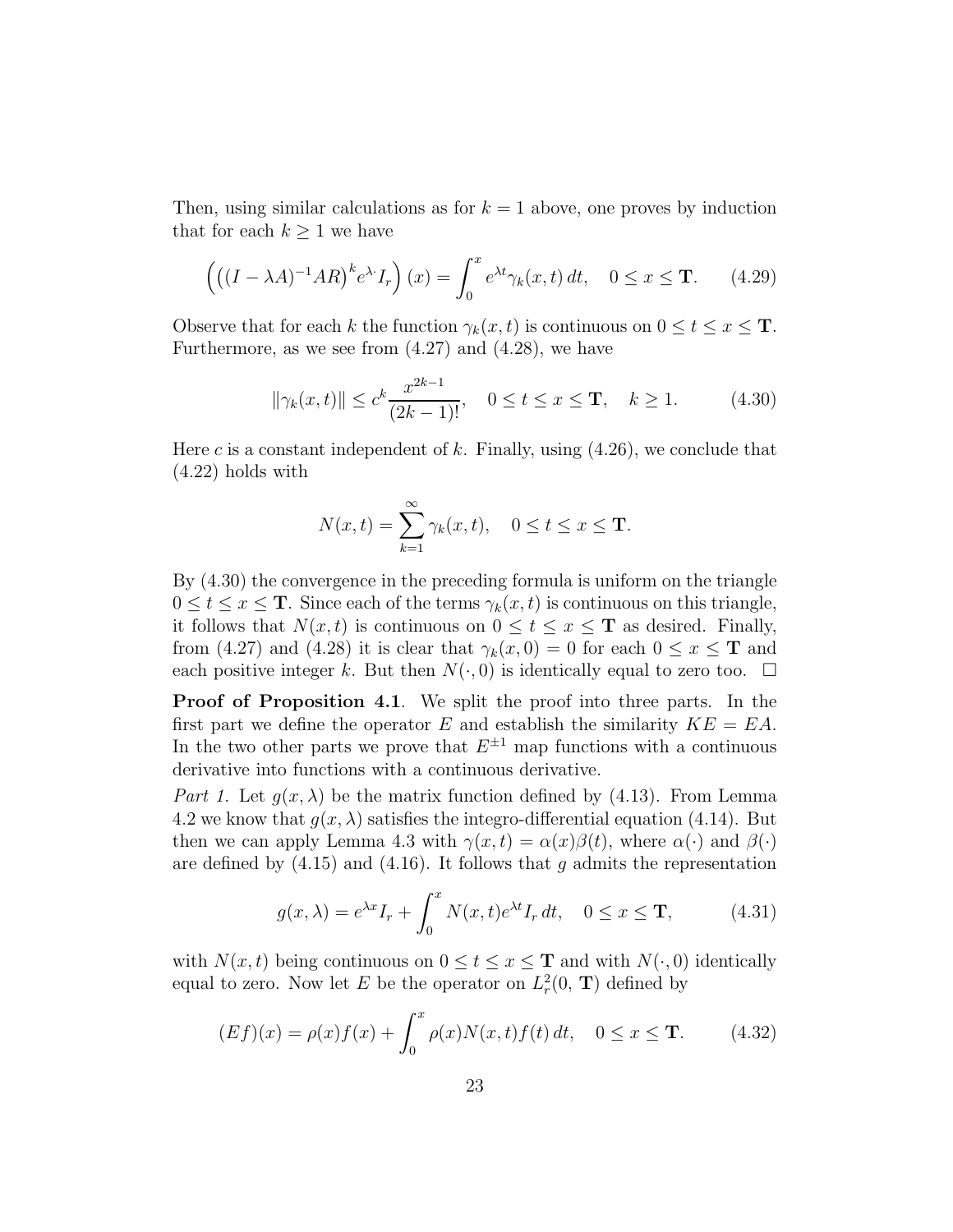Then, using similar calculations as for $k = 1$ above, one proves by induction that for each $k \geq 1$ we have

$$\left( \left( (I - \lambda A)^{-1} AR \right)^k e^{\lambda \cdot} I_r \right)(x) = \int_0^x e^{\lambda t} \gamma_k(x,t)\, dt, \quad 0 \leq x \leq \mathbf{T}. \tag{4.29}$$

Observe that for each $k$ the function $\gamma_k(x,t)$ is continuous on $0 \leq t \leq x \leq \mathbf{T}$. Furthermore, as we see from (4.27) and (4.28), we have

$$\|\gamma_k(x,t)\| \leq c^k \frac{x^{2k-1}}{(2k-1)!}, \quad 0 \leq t \leq x \leq \mathbf{T}, \quad k \geq 1. \tag{4.30}$$

Here $c$ is a constant independent of $k$. Finally, using (4.26), we conclude that (4.22) holds with

$$N(x,t) = \sum_{k=1}^{\infty} \gamma_k(x,t), \quad 0 \leq t \leq x \leq \mathbf{T}.$$

By (4.30) the convergence in the preceding formula is uniform on the triangle $0 \leq t \leq x \leq \mathbf{T}$. Since each of the terms $\gamma_k(x,t)$ is continuous on this triangle, it follows that $N(x,t)$ is continuous on $0 \leq t \leq x \leq \mathbf{T}$ as desired. Finally, from (4.27) and (4.28) it is clear that $\gamma_k(x,0) = 0$ for each $0 \leq x \leq \mathbf{T}$ and each positive integer $k$. But then $N(\cdot, 0)$ is identically equal to zero too. $\square$

**Proof of Proposition 4.1**. We split the proof into three parts. In the first part we define the operator $E$ and establish the similarity $KE = EA$. In the two other parts we prove that $E^{\pm 1}$ map functions with a continuous derivative into functions with a continuous derivative.

*Part 1.* Let $g(x,\lambda)$ be the matrix function defined by (4.13). From Lemma 4.2 we know that $g(x,\lambda)$ satisfies the integro-differential equation (4.14). But then we can apply Lemma 4.3 with $\gamma(x,t) = \alpha(x)\beta(t)$, where $\alpha(\cdot)$ and $\beta(\cdot)$ are defined by (4.15) and (4.16). It follows that $g$ admits the representation

$$g(x,\lambda) = e^{\lambda x} I_r + \int_0^x N(x,t) e^{\lambda t} I_r \, dt, \quad 0 \leq x \leq \mathbf{T}, \tag{4.31}$$

with $N(x,t)$ being continuous on $0 \leq t \leq x \leq \mathbf{T}$ and with $N(\cdot, 0)$ identically equal to zero. Now let $E$ be the operator on $L_r^2(0, \mathbf{T})$ defined by

$$(Ef)(x) = \rho(x) f(x) + \int_0^x \rho(x) N(x,t) f(t)\, dt, \quad 0 \leq x \leq \mathbf{T}. \tag{4.32}$$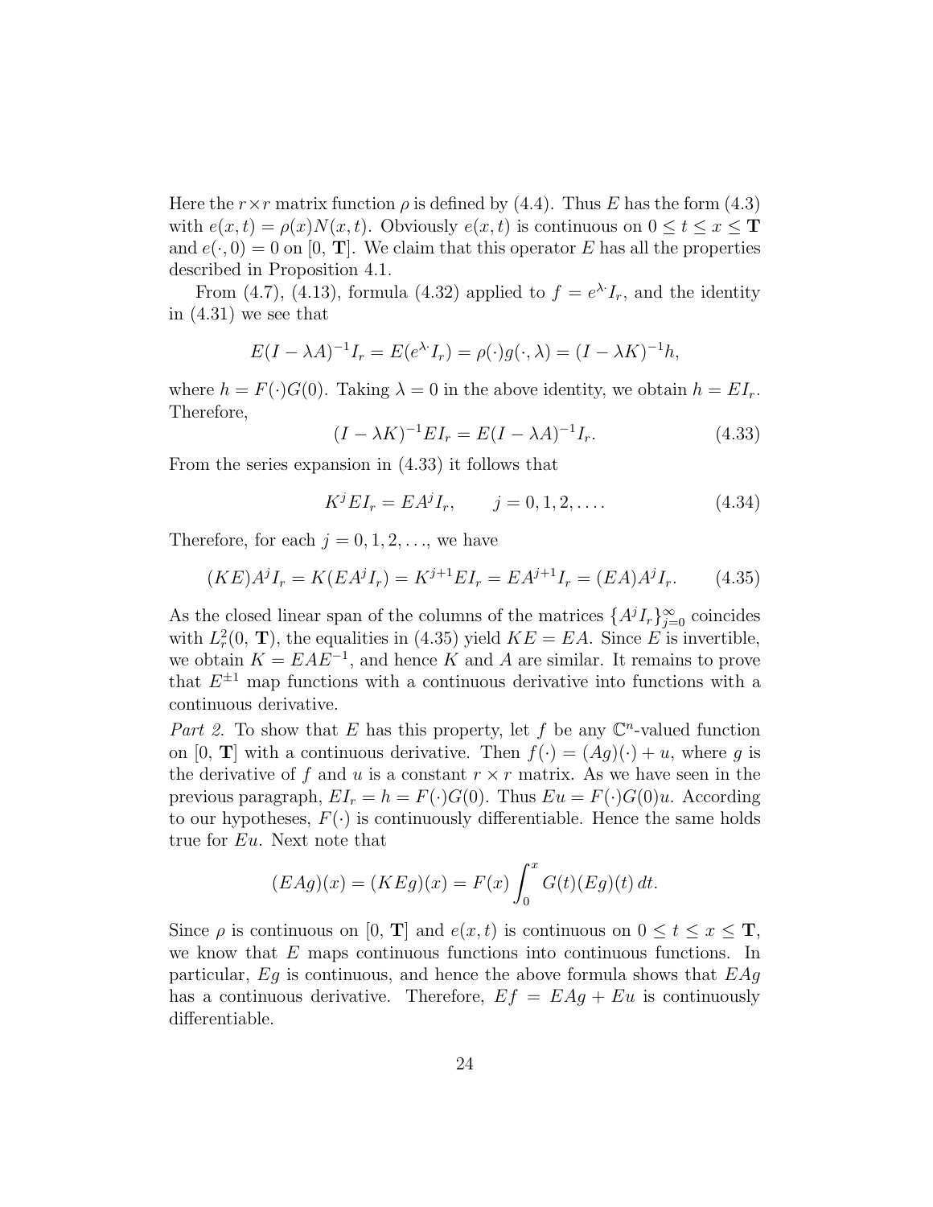Here the $r \times r$ matrix function $\rho$ is defined by (4.4). Thus $E$ has the form (4.3) with $e(x,t) = \rho(x)N(x,t)$. Obviously $e(x,t)$ is continuous on $0 \le t \le x \le \mathbf{T}$ and $e(\cdot, 0) = 0$ on $[0,\, \mathbf{T}]$. We claim that this operator $E$ has all the properties described in Proposition 4.1.

From (4.7), (4.13), formula (4.32) applied to $f = e^{\lambda \cdot} I_r$, and the identity in (4.31) we see that

$$E(I - \lambda A)^{-1} I_r = E(e^{\lambda \cdot} I_r) = \rho(\cdot) g(\cdot, \lambda) = (I - \lambda K)^{-1} h,$$

where $h = F(\cdot)G(0)$. Taking $\lambda = 0$ in the above identity, we obtain $h = EI_r$. Therefore,

$$(I - \lambda K)^{-1} E I_r = E(I - \lambda A)^{-1} I_r. \tag{4.33}$$

From the series expansion in (4.33) it follows that

$$K^j E I_r = E A^j I_r, \qquad j = 0, 1, 2, \ldots. \tag{4.34}$$

Therefore, for each $j = 0, 1, 2, \ldots$, we have

$$(KE)A^j I_r = K(EA^j I_r) = K^{j+1} E I_r = E A^{j+1} I_r = (EA)A^j I_r. \tag{4.35}$$

As the closed linear span of the columns of the matrices $\{A^j I_r\}_{j=0}^{\infty}$ coincides with $L^2_r(0,\, \mathbf{T})$, the equalities in (4.35) yield $KE = EA$. Since $E$ is invertible, we obtain $K = EAE^{-1}$, and hence $K$ and $A$ are similar. It remains to prove that $E^{\pm 1}$ map functions with a continuous derivative into functions with a continuous derivative.

*Part 2.* To show that $E$ has this property, let $f$ be any $\mathbb{C}^n$-valued function on $[0,\, \mathbf{T}]$ with a continuous derivative. Then $f(\cdot) = (Ag)(\cdot) + u$, where $g$ is the derivative of $f$ and $u$ is a constant $r \times r$ matrix. As we have seen in the previous paragraph, $EI_r = h = F(\cdot)G(0)$. Thus $Eu = F(\cdot)G(0)u$. According to our hypotheses, $F(\cdot)$ is continuously differentiable. Hence the same holds true for $Eu$. Next note that

$$(EAg)(x) = (KEg)(x) = F(x) \int_0^x G(t)(Eg)(t)\, dt.$$

Since $\rho$ is continuous on $[0,\, \mathbf{T}]$ and $e(x,t)$ is continuous on $0 \le t \le x \le \mathbf{T}$, we know that $E$ maps continuous functions into continuous functions. In particular, $Eg$ is continuous, and hence the above formula shows that $EAg$ has a continuous derivative. Therefore, $Ef = EAg + Eu$ is continuously differentiable.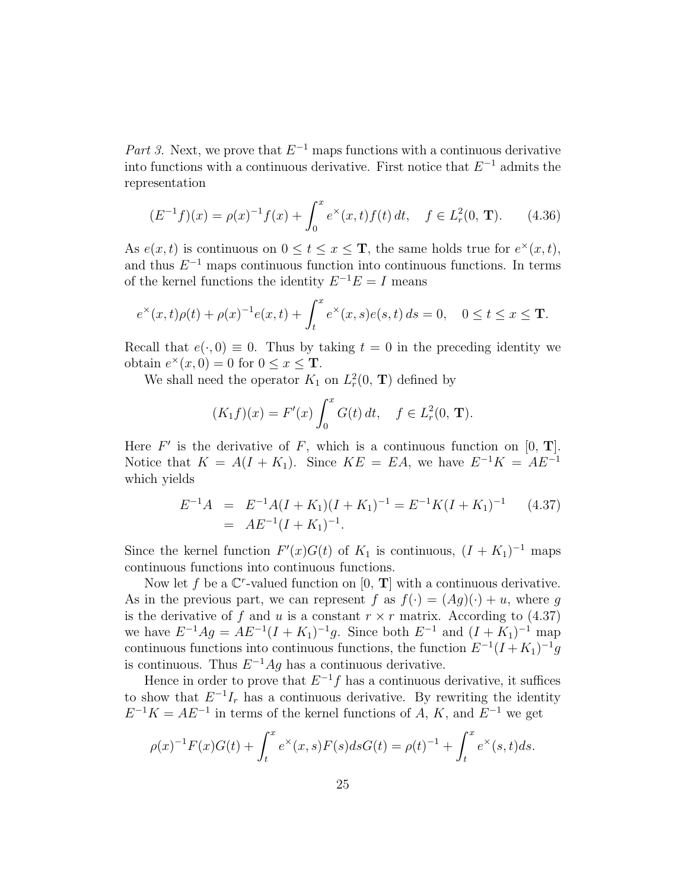*Part 3.* Next, we prove that $E^{-1}$ maps functions with a continuous derivative into functions with a continuous derivative. First notice that $E^{-1}$ admits the representation

$$(E^{-1}f)(x) = \rho(x)^{-1}f(x) + \int_0^x e^{\times}(x,t)f(t)\,dt, \quad f \in L_r^2(0,\,\mathbf{T}). \tag{4.36}$$

As $e(x,t)$ is continuous on $0 \le t \le x \le \mathbf{T}$, the same holds true for $e^{\times}(x,t)$, and thus $E^{-1}$ maps continuous function into continuous functions. In terms of the kernel functions the identity $E^{-1}E = I$ means

$$e^{\times}(x,t)\rho(t) + \rho(x)^{-1}e(x,t) + \int_t^x e^{\times}(x,s)e(s,t)\,ds = 0, \quad 0 \le t \le x \le \mathbf{T}.$$

Recall that $e(\cdot,0) \equiv 0$. Thus by taking $t = 0$ in the preceding identity we obtain $e^{\times}(x,0) = 0$ for $0 \le x \le \mathbf{T}$.

We shall need the operator $K_1$ on $L_r^2(0,\,\mathbf{T})$ defined by

$$(K_1 f)(x) = F'(x)\int_0^x G(t)\,dt, \quad f \in L_r^2(0,\,\mathbf{T}).$$

Here $F'$ is the derivative of $F$, which is a continuous function on $[0,\,\mathbf{T}]$. Notice that $K = A(I + K_1)$. Since $KE = EA$, we have $E^{-1}K = AE^{-1}$ which yields

$$\begin{aligned} E^{-1}A &= E^{-1}A(I+K_1)(I+K_1)^{-1} = E^{-1}K(I+K_1)^{-1} \\ &= AE^{-1}(I+K_1)^{-1}. \end{aligned} \tag{4.37}$$

Since the kernel function $F'(x)G(t)$ of $K_1$ is continuous, $(I + K_1)^{-1}$ maps continuous functions into continuous functions.

Now let $f$ be a $\mathbb{C}^r$-valued function on $[0,\,\mathbf{T}]$ with a continuous derivative. As in the previous part, we can represent $f$ as $f(\cdot) = (Ag)(\cdot) + u$, where $g$ is the derivative of $f$ and $u$ is a constant $r \times r$ matrix. According to (4.37) we have $E^{-1}Ag = AE^{-1}(I + K_1)^{-1}g$. Since both $E^{-1}$ and $(I + K_1)^{-1}$ map continuous functions into continuous functions, the function $E^{-1}(I+K_1)^{-1}g$ is continuous. Thus $E^{-1}Ag$ has a continuous derivative.

Hence in order to prove that $E^{-1}f$ has a continuous derivative, it suffices to show that $E^{-1}I_r$ has a continuous derivative. By rewriting the identity $E^{-1}K = AE^{-1}$ in terms of the kernel functions of $A$, $K$, and $E^{-1}$ we get

$$\rho(x)^{-1}F(x)G(t) + \int_t^x e^{\times}(x,s)F(s)ds\,G(t) = \rho(t)^{-1} + \int_t^x e^{\times}(s,t)ds.$$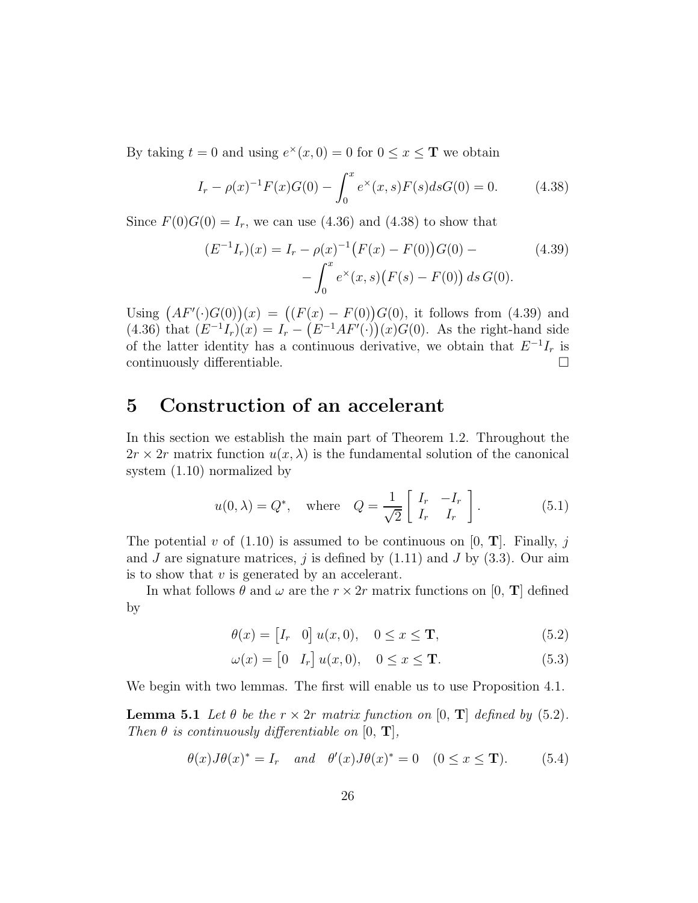By taking $t = 0$ and using $e^{\times}(x, 0) = 0$ for $0 \le x \le \mathbf{T}$ we obtain

$$I_r - \rho(x)^{-1} F(x) G(0) - \int_0^x e^{\times}(x, s) F(s) ds G(0) = 0. \tag{4.38}$$

Since $F(0)G(0) = I_r$, we can use (4.36) and (4.38) to show that

$$\begin{aligned}(E^{-1} I_r)(x) = I_r - \rho(x)^{-1} \big(F(x) - F(0)\big) G(0) - \\ - \int_0^x e^{\times}(x, s) \big(F(s) - F(0)\big) \, ds \, G(0).\end{aligned} \tag{4.39}$$

Using $\big(AF'(\cdot)G(0)\big)(x) = \big((F(x) - F(0)\big)G(0)$, it follows from (4.39) and (4.36) that $(E^{-1}I_r)(x) = I_r - \big(E^{-1}AF'(\cdot)\big)(x)G(0)$. As the right-hand side of the latter identity has a continuous derivative, we obtain that $E^{-1}I_r$ is continuously differentiable. □

# 5 Construction of an accelerant

In this section we establish the main part of Theorem 1.2. Throughout the $2r \times 2r$ matrix function $u(x, \lambda)$ is the fundamental solution of the canonical system (1.10) normalized by

$$u(0, \lambda) = Q^*, \quad \text{where} \quad Q = \frac{1}{\sqrt{2}} \begin{bmatrix} I_r & -I_r \\ I_r & I_r \end{bmatrix}. \tag{5.1}$$

The potential $v$ of (1.10) is assumed to be continuous on $[0, \mathbf{T}]$. Finally, $j$ and $J$ are signature matrices, $j$ is defined by (1.11) and $J$ by (3.3). Our aim is to show that $v$ is generated by an accelerant.

In what follows $\theta$ and $\omega$ are the $r \times 2r$ matrix functions on $[0, \mathbf{T}]$ defined by

$$\theta(x) = \begin{bmatrix} I_r & 0 \end{bmatrix} u(x, 0), \quad 0 \le x \le \mathbf{T}, \tag{5.2}$$

$$\omega(x) = \begin{bmatrix} 0 & I_r \end{bmatrix} u(x, 0), \quad 0 \le x \le \mathbf{T}. \tag{5.3}$$

We begin with two lemmas. The first will enable us to use Proposition 4.1.

**Lemma 5.1** *Let $\theta$ be the $r \times 2r$ matrix function on $[0, \mathbf{T}]$ defined by (5.2). Then $\theta$ is continuously differentiable on $[0, \mathbf{T}]$,*

$$\theta(x) J \theta(x)^* = I_r \quad \textit{and} \quad \theta'(x) J \theta(x)^* = 0 \quad (0 \le x \le \mathbf{T}). \tag{5.4}$$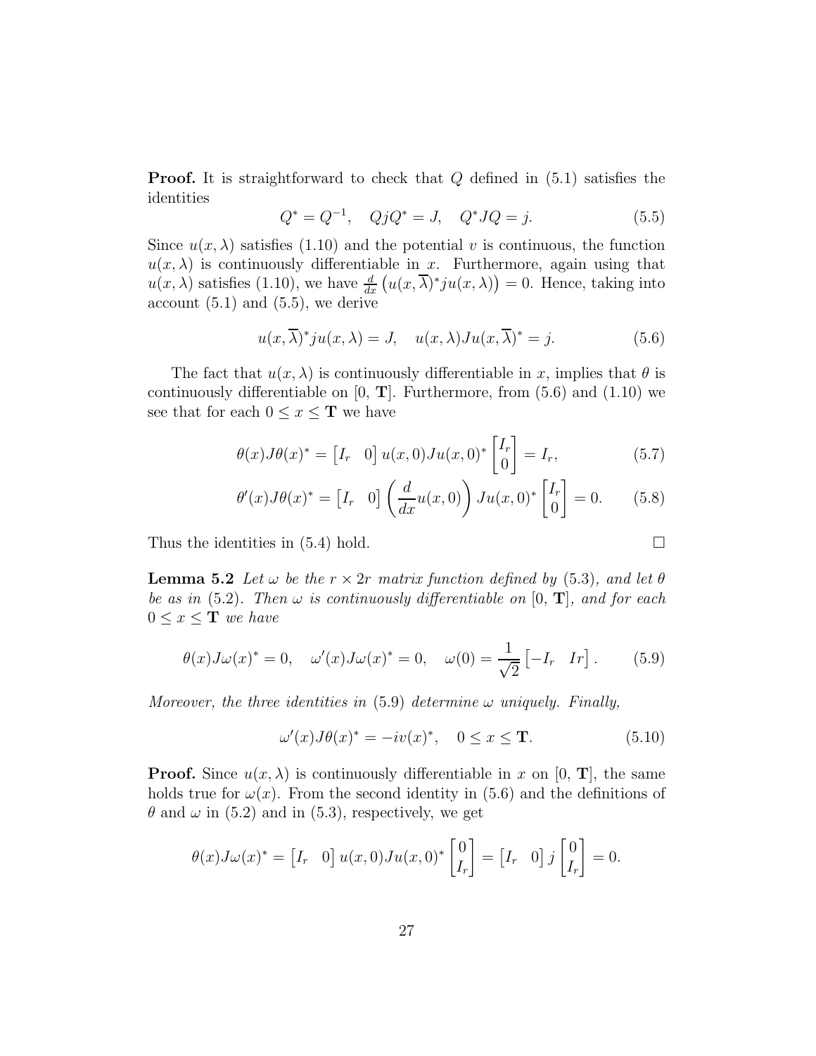**Proof.** It is straightforward to check that $Q$ defined in (5.1) satisfies the identities

$$Q^* = Q^{-1}, \quad QjQ^* = J, \quad Q^*JQ = j. \tag{5.5}$$

Since $u(x, \lambda)$ satisfies (1.10) and the potential $v$ is continuous, the function $u(x, \lambda)$ is continuously differentiable in $x$. Furthermore, again using that $u(x, \lambda)$ satisfies (1.10), we have $\frac{d}{dx}\left(u(x, \overline{\lambda})^* j u(x, \lambda)\right) = 0$. Hence, taking into account (5.1) and (5.5), we derive

$$u(x, \overline{\lambda})^* j u(x, \lambda) = J, \quad u(x, \lambda) J u(x, \overline{\lambda})^* = j. \tag{5.6}$$

The fact that $u(x, \lambda)$ is continuously differentiable in $x$, implies that $\theta$ is continuously differentiable on $[0, \mathbf{T}]$. Furthermore, from (5.6) and (1.10) we see that for each $0 \le x \le \mathbf{T}$ we have

$$\theta(x) J \theta(x)^* = \begin{bmatrix} I_r & 0 \end{bmatrix} u(x, 0) J u(x, 0)^* \begin{bmatrix} I_r \\ 0 \end{bmatrix} = I_r, \tag{5.7}$$

$$\theta'(x) J \theta(x)^* = \begin{bmatrix} I_r & 0 \end{bmatrix} \left(\frac{d}{dx} u(x, 0)\right) J u(x, 0)^* \begin{bmatrix} I_r \\ 0 \end{bmatrix} = 0. \tag{5.8}$$

Thus the identities in (5.4) hold. $\square$

**Lemma 5.2** *Let $\omega$ be the $r \times 2r$ matrix function defined by* (5.3)*, and let $\theta$ be as in* (5.2)*. Then $\omega$ is continuously differentiable on $[0, \mathbf{T}]$, and for each $0 \le x \le \mathbf{T}$ we have*

$$\theta(x) J \omega(x)^* = 0, \quad \omega'(x) J \omega(x)^* = 0, \quad \omega(0) = \frac{1}{\sqrt{2}} \begin{bmatrix} -I_r & Ir \end{bmatrix}. \tag{5.9}$$

*Moreover, the three identities in* (5.9) *determine $\omega$ uniquely. Finally,*

$$\omega'(x) J \theta(x)^* = -iv(x)^*, \quad 0 \le x \le \mathbf{T}. \tag{5.10}$$

**Proof.** Since $u(x, \lambda)$ is continuously differentiable in $x$ on $[0, \mathbf{T}]$, the same holds true for $\omega(x)$. From the second identity in (5.6) and the definitions of $\theta$ and $\omega$ in (5.2) and in (5.3), respectively, we get

$$\theta(x) J \omega(x)^* = \begin{bmatrix} I_r & 0 \end{bmatrix} u(x, 0) J u(x, 0)^* \begin{bmatrix} 0 \\ I_r \end{bmatrix} = \begin{bmatrix} I_r & 0 \end{bmatrix} j \begin{bmatrix} 0 \\ I_r \end{bmatrix} = 0.$$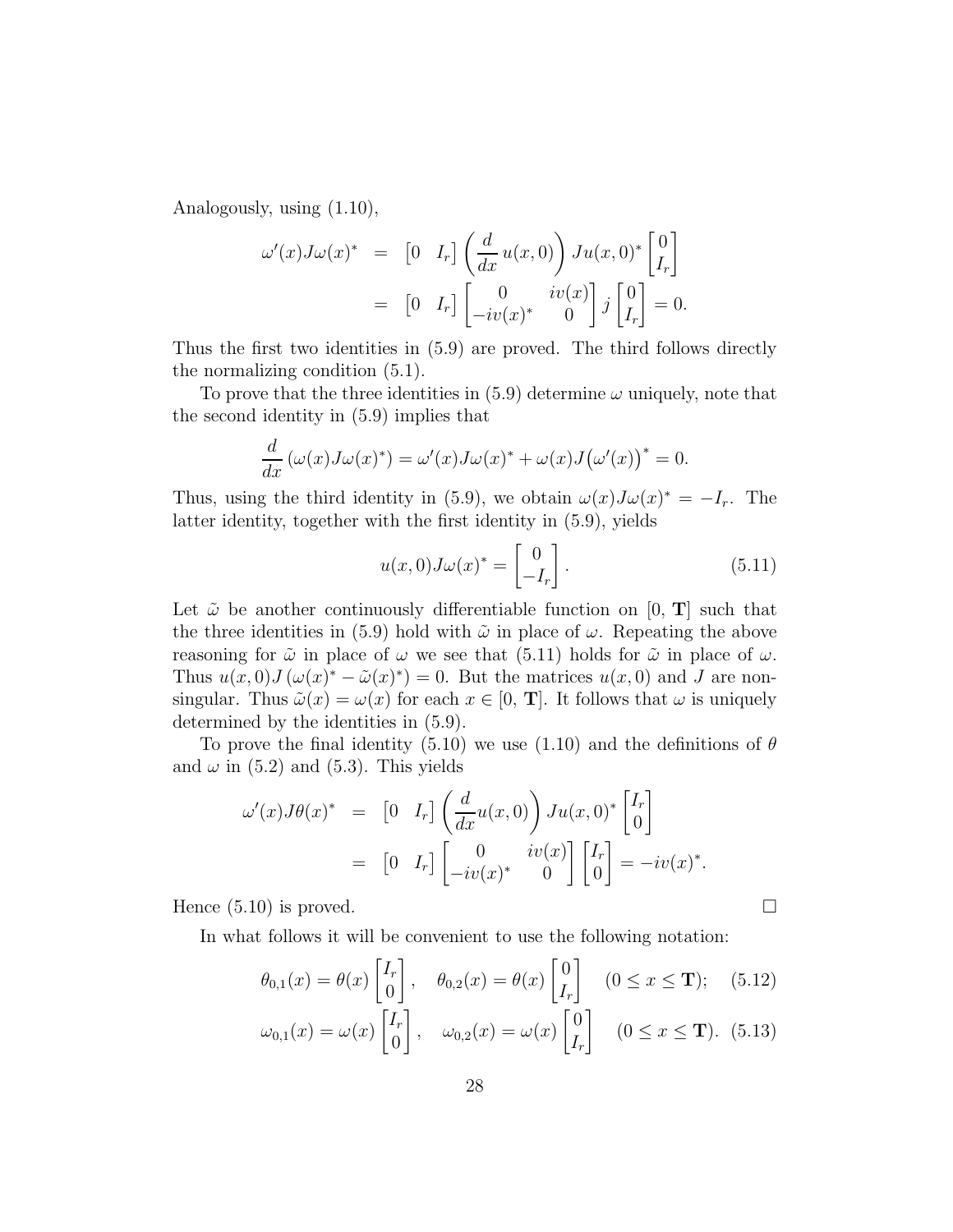Analogously, using (1.10),

$$
\begin{aligned}
\omega'(x)J\omega(x)^* &= \begin{bmatrix} 0 & I_r \end{bmatrix} \left(\frac{d}{dx}\, u(x,0)\right) J u(x,0)^* \begin{bmatrix} 0 \\ I_r \end{bmatrix} \\
&= \begin{bmatrix} 0 & I_r \end{bmatrix} \begin{bmatrix} 0 & iv(x) \\ -iv(x)^* & 0 \end{bmatrix} j \begin{bmatrix} 0 \\ I_r \end{bmatrix} = 0.
\end{aligned}
$$

Thus the first two identities in (5.9) are proved. The third follows directly the normalizing condition (5.1).

To prove that the three identities in (5.9) determine $\omega$ uniquely, note that the second identity in (5.9) implies that

$$
\frac{d}{dx}\left(\omega(x)J\omega(x)^*\right) = \omega'(x)J\omega(x)^* + \omega(x)J\big(\omega'(x)\big)^* = 0.
$$

Thus, using the third identity in (5.9), we obtain $\omega(x)J\omega(x)^* = -I_r$. The latter identity, together with the first identity in (5.9), yields

$$
u(x,0)J\omega(x)^* = \begin{bmatrix} 0 \\ -I_r \end{bmatrix}. \tag{5.11}
$$

Let $\tilde{\omega}$ be another continuously differentiable function on $[0,\, \mathbf{T}]$ such that the three identities in (5.9) hold with $\tilde{\omega}$ in place of $\omega$. Repeating the above reasoning for $\tilde{\omega}$ in place of $\omega$ we see that (5.11) holds for $\tilde{\omega}$ in place of $\omega$. Thus $u(x,0)J\left(\omega(x)^* - \tilde{\omega}(x)^*\right) = 0$. But the matrices $u(x,0)$ and $J$ are non-singular. Thus $\tilde{\omega}(x) = \omega(x)$ for each $x \in [0,\, \mathbf{T}]$. It follows that $\omega$ is uniquely determined by the identities in (5.9).

To prove the final identity (5.10) we use (1.10) and the definitions of $\theta$ and $\omega$ in (5.2) and (5.3). This yields

$$
\begin{aligned}
\omega'(x)J\theta(x)^* &= \begin{bmatrix} 0 & I_r \end{bmatrix} \left(\frac{d}{dx}u(x,0)\right) J u(x,0)^* \begin{bmatrix} I_r \\ 0 \end{bmatrix} \\
&= \begin{bmatrix} 0 & I_r \end{bmatrix} \begin{bmatrix} 0 & iv(x) \\ -iv(x)^* & 0 \end{bmatrix} \begin{bmatrix} I_r \\ 0 \end{bmatrix} = -iv(x)^*.
\end{aligned}
$$

Hence (5.10) is proved. $\square$

In what follows it will be convenient to use the following notation:

$$
\theta_{0,1}(x) = \theta(x)\begin{bmatrix} I_r \\ 0 \end{bmatrix}, \quad \theta_{0,2}(x) = \theta(x)\begin{bmatrix} 0 \\ I_r \end{bmatrix} \quad (0 \le x \le \mathbf{T}); \tag{5.12}
$$

$$
\omega_{0,1}(x) = \omega(x)\begin{bmatrix} I_r \\ 0 \end{bmatrix}, \quad \omega_{0,2}(x) = \omega(x)\begin{bmatrix} 0 \\ I_r \end{bmatrix} \quad (0 \le x \le \mathbf{T}). \tag{5.13}
$$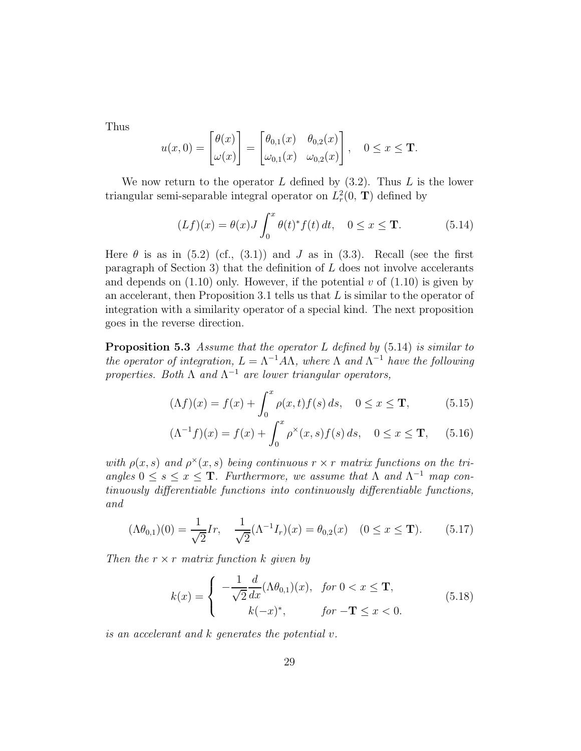Thus

$$u(x,0) = \begin{bmatrix} \theta(x) \\ \omega(x) \end{bmatrix} = \begin{bmatrix} \theta_{0,1}(x) & \theta_{0,2}(x) \\ \omega_{0,1}(x) & \omega_{0,2}(x) \end{bmatrix}, \quad 0 \le x \le \mathbf{T}.$$

We now return to the operator $L$ defined by (3.2). Thus $L$ is the lower triangular semi-separable integral operator on $L^2_r(0,\, \mathbf{T})$ defined by

$$(Lf)(x) = \theta(x) J \int_0^x \theta(t)^* f(t)\, dt, \quad 0 \le x \le \mathbf{T}. \tag{5.14}$$

Here $\theta$ is as in (5.2) (cf., (3.1)) and $J$ as in (3.3). Recall (see the first paragraph of Section 3) that the definition of $L$ does not involve accelerants and depends on (1.10) only. However, if the potential $v$ of (1.10) is given by an accelerant, then Proposition 3.1 tells us that $L$ is similar to the operator of integration with a similarity operator of a special kind. The next proposition goes in the reverse direction.

**Proposition 5.3** *Assume that the operator $L$ defined by* (5.14) *is similar to the operator of integration, $L = \Lambda^{-1} A \Lambda$, where $\Lambda$ and $\Lambda^{-1}$ have the following properties. Both $\Lambda$ and $\Lambda^{-1}$ are lower triangular operators,*

$$(\Lambda f)(x) = f(x) + \int_0^x \rho(x,t) f(s)\, ds, \quad 0 \le x \le \mathbf{T}, \tag{5.15}$$

$$(\Lambda^{-1} f)(x) = f(x) + \int_0^x \rho^{\times}(x,s) f(s)\, ds, \quad 0 \le x \le \mathbf{T}, \tag{5.16}$$

*with $\rho(x,s)$ and $\rho^{\times}(x,s)$ being continuous $r \times r$ matrix functions on the triangles $0 \le s \le x \le \mathbf{T}$. Furthermore, we assume that $\Lambda$ and $\Lambda^{-1}$ map continuously differentiable functions into continuously differentiable functions, and*

$$(\Lambda \theta_{0,1})(0) = \frac{1}{\sqrt{2}} Ir, \quad \frac{1}{\sqrt{2}} (\Lambda^{-1} I_r)(x) = \theta_{0,2}(x) \quad (0 \le x \le \mathbf{T}). \tag{5.17}$$

*Then the $r \times r$ matrix function $k$ given by*

$$k(x) = \begin{cases} -\dfrac{1}{\sqrt{2}} \dfrac{d}{dx} (\Lambda \theta_{0,1})(x), & \text{for } 0 < x \le \mathbf{T}, \\ \qquad k(-x)^*, & \text{for } -\mathbf{T} \le x < 0. \end{cases} \tag{5.18}$$

*is an accelerant and $k$ generates the potential $v$.*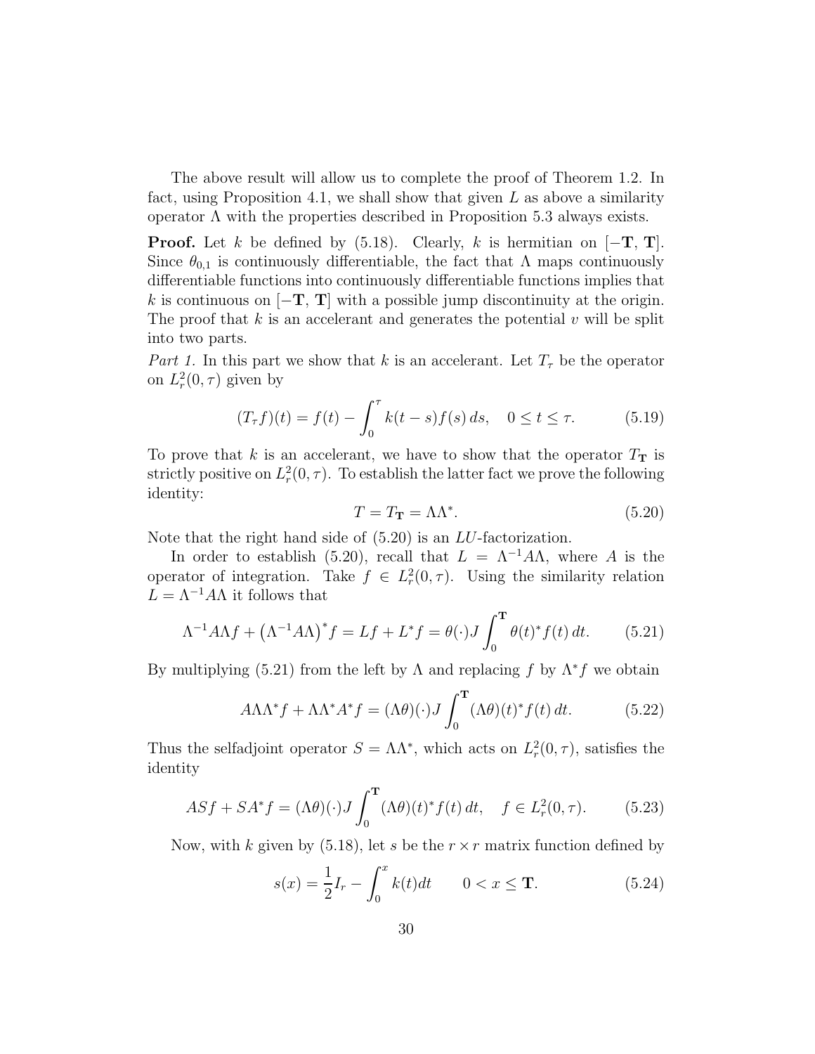The above result will allow us to complete the proof of Theorem 1.2. In fact, using Proposition 4.1, we shall show that given $L$ as above a similarity operator $\Lambda$ with the properties described in Proposition 5.3 always exists.

**Proof.** Let $k$ be defined by (5.18). Clearly, $k$ is hermitian on $[-\mathbf{T},\, \mathbf{T}]$. Since $\theta_{0,1}$ is continuously differentiable, the fact that $\Lambda$ maps continuously differentiable functions into continuously differentiable functions implies that $k$ is continuous on $[-\mathbf{T},\, \mathbf{T}]$ with a possible jump discontinuity at the origin. The proof that $k$ is an accelerant and generates the potential $v$ will be split into two parts.

*Part 1.* In this part we show that $k$ is an accelerant. Let $T_\tau$ be the operator on $L_r^2(0, \tau)$ given by

$$(T_\tau f)(t) = f(t) - \int_0^\tau k(t-s) f(s)\, ds, \quad 0 \le t \le \tau. \tag{5.19}$$

To prove that $k$ is an accelerant, we have to show that the operator $T_{\mathbf{T}}$ is strictly positive on $L_r^2(0, \tau)$. To establish the latter fact we prove the following identity:

$$T = T_{\mathbf{T}} = \Lambda \Lambda^*. \tag{5.20}$$

Note that the right hand side of (5.20) is an $LU$-factorization.

In order to establish (5.20), recall that $L = \Lambda^{-1} A \Lambda$, where $A$ is the operator of integration. Take $f \in L_r^2(0, \tau)$. Using the similarity relation $L = \Lambda^{-1} A \Lambda$ it follows that

$$\Lambda^{-1} A \Lambda f + \left(\Lambda^{-1} A \Lambda\right)^* f = L f + L^* f = \theta(\cdot) J \int_0^{\mathbf{T}} \theta(t)^* f(t)\, dt. \tag{5.21}$$

By multiplying (5.21) from the left by $\Lambda$ and replacing $f$ by $\Lambda^* f$ we obtain

$$A \Lambda \Lambda^* f + \Lambda \Lambda^* A^* f = (\Lambda \theta)(\cdot) J \int_0^{\mathbf{T}} (\Lambda \theta)(t)^* f(t)\, dt. \tag{5.22}$$

Thus the selfadjoint operator $S = \Lambda \Lambda^*$, which acts on $L_r^2(0, \tau)$, satisfies the identity

$$A S f + S A^* f = (\Lambda \theta)(\cdot) J \int_0^{\mathbf{T}} (\Lambda \theta)(t)^* f(t)\, dt, \quad f \in L_r^2(0, \tau). \tag{5.23}$$

Now, with $k$ given by (5.18), let $s$ be the $r \times r$ matrix function defined by

$$s(x) = \frac{1}{2} I_r - \int_0^x k(t) dt \qquad 0 < x \le \mathbf{T}. \tag{5.24}$$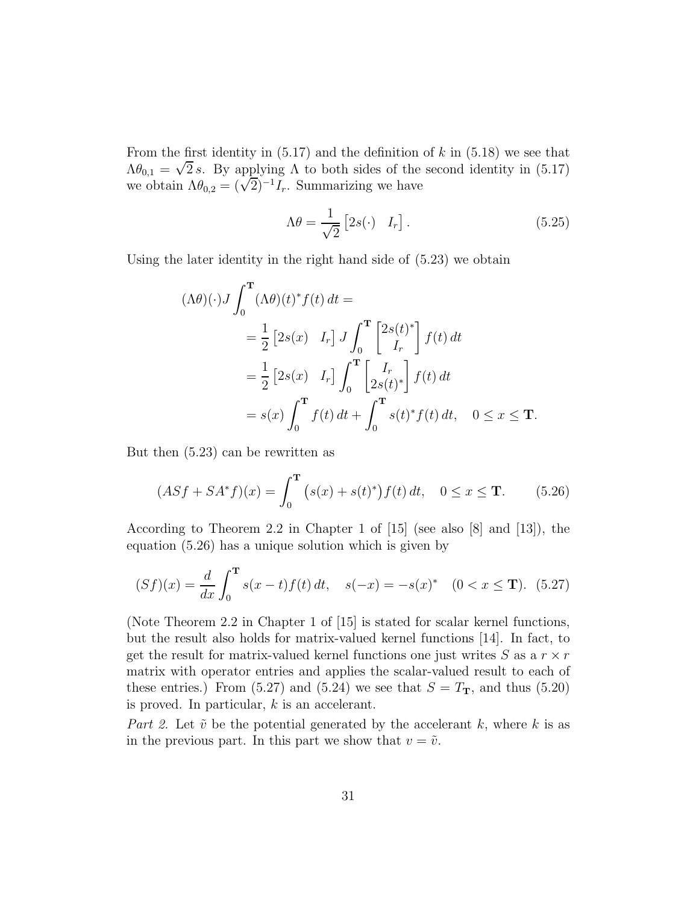From the first identity in (5.17) and the definition of $k$ in (5.18) we see that $\Lambda\theta_{0,1} = \sqrt{2}\, s$. By applying $\Lambda$ to both sides of the second identity in (5.17) we obtain $\Lambda\theta_{0,2} = (\sqrt{2})^{-1} I_r$. Summarizing we have

$$\Lambda\theta = \frac{1}{\sqrt{2}} \begin{bmatrix} 2s(\cdot) & I_r \end{bmatrix}. \tag{5.25}$$

Using the later identity in the right hand side of (5.23) we obtain

$$\begin{aligned}
(\Lambda\theta)(\cdot) J \int_0^{\mathbf{T}} (\Lambda\theta)(t)^* f(t)\, dt &= \\
&= \frac{1}{2} \begin{bmatrix} 2s(x) & I_r \end{bmatrix} J \int_0^{\mathbf{T}} \begin{bmatrix} 2s(t)^* \\ I_r \end{bmatrix} f(t)\, dt \\
&= \frac{1}{2} \begin{bmatrix} 2s(x) & I_r \end{bmatrix} \int_0^{\mathbf{T}} \begin{bmatrix} I_r \\ 2s(t)^* \end{bmatrix} f(t)\, dt \\
&= s(x) \int_0^{\mathbf{T}} f(t)\, dt + \int_0^{\mathbf{T}} s(t)^* f(t)\, dt, \quad 0 \leq x \leq \mathbf{T}.
\end{aligned}$$

But then (5.23) can be rewritten as

$$(ASf + SA^*f)(x) = \int_0^{\mathbf{T}} \big(s(x) + s(t)^*\big) f(t)\, dt, \quad 0 \leq x \leq \mathbf{T}. \tag{5.26}$$

According to Theorem 2.2 in Chapter 1 of [15] (see also [8] and [13]), the equation (5.26) has a unique solution which is given by

$$(Sf)(x) = \frac{d}{dx} \int_0^{\mathbf{T}} s(x-t) f(t)\, dt, \quad s(-x) = -s(x)^* \quad (0 < x \leq \mathbf{T}). \tag{5.27}$$

(Note Theorem 2.2 in Chapter 1 of [15] is stated for scalar kernel functions, but the result also holds for matrix-valued kernel functions [14]. In fact, to get the result for matrix-valued kernel functions one just writes $S$ as a $r \times r$ matrix with operator entries and applies the scalar-valued result to each of these entries.) From (5.27) and (5.24) we see that $S = T_{\mathbf{T}}$, and thus (5.20) is proved. In particular, $k$ is an accelerant.

*Part 2.* Let $\tilde{v}$ be the potential generated by the accelerant $k$, where $k$ is as in the previous part. In this part we show that $v = \tilde{v}$.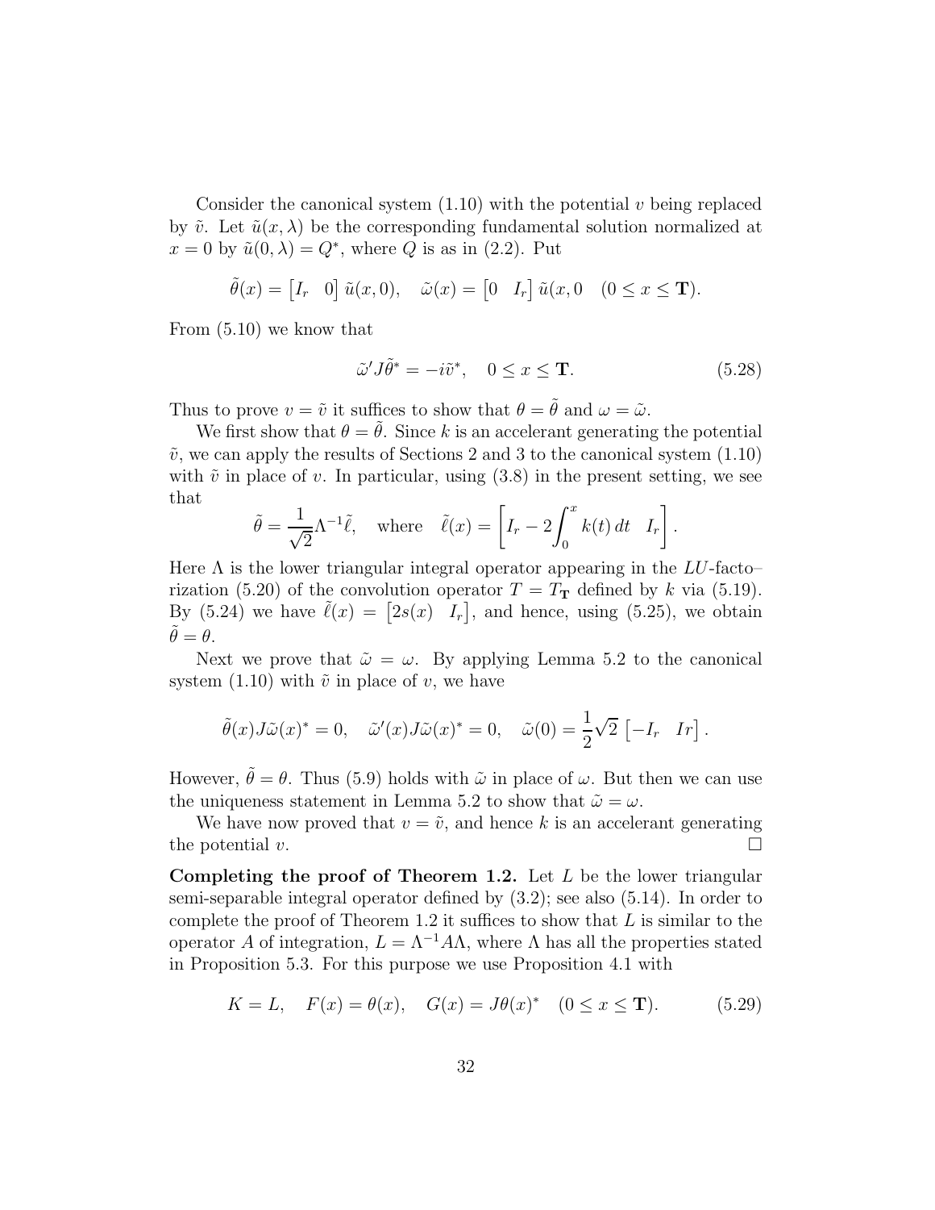Consider the canonical system (1.10) with the potential $v$ being replaced by $\tilde{v}$. Let $\tilde{u}(x,\lambda)$ be the corresponding fundamental solution normalized at $x=0$ by $\tilde{u}(0,\lambda)=Q^*$, where $Q$ is as in (2.2). Put

$$\tilde{\theta}(x) = \begin{bmatrix} I_r & 0 \end{bmatrix} \tilde{u}(x,0), \quad \tilde{\omega}(x) = \begin{bmatrix} 0 & I_r \end{bmatrix} \tilde{u}(x,0 \quad (0 \le x \le \mathbf{T}).$$

From (5.10) we know that

$$\tilde{\omega}' J \tilde{\theta}^* = -i\tilde{v}^*, \quad 0 \le x \le \mathbf{T}. \tag{5.28}$$

Thus to prove $v = \tilde{v}$ it suffices to show that $\theta = \tilde{\theta}$ and $\omega = \tilde{\omega}$.

We first show that $\theta = \tilde{\theta}$. Since $k$ is an accelerant generating the potential $\tilde{v}$, we can apply the results of Sections 2 and 3 to the canonical system (1.10) with $\tilde{v}$ in place of $v$. In particular, using (3.8) in the present setting, we see that

$$\tilde{\theta} = \frac{1}{\sqrt{2}}\Lambda^{-1}\tilde{\ell}, \quad \text{where} \quad \tilde{\ell}(x) = \left[ I_r - 2\int_0^x k(t)\,dt \quad I_r \right].$$

Here $\Lambda$ is the lower triangular integral operator appearing in the $LU$-factorization (5.20) of the convolution operator $T = T_{\mathbf{T}}$ defined by $k$ via (5.19). By (5.24) we have $\tilde{\ell}(x) = \begin{bmatrix} 2s(x) & I_r \end{bmatrix}$, and hence, using (5.25), we obtain $\tilde{\theta} = \theta$.

Next we prove that $\tilde{\omega} = \omega$. By applying Lemma 5.2 to the canonical system (1.10) with $\tilde{v}$ in place of $v$, we have

$$\tilde{\theta}(x) J \tilde{\omega}(x)^* = 0, \quad \tilde{\omega}'(x) J \tilde{\omega}(x)^* = 0, \quad \tilde{\omega}(0) = \frac{1}{2}\sqrt{2}\,\begin{bmatrix} -I_r & Ir \end{bmatrix}.$$

However, $\tilde{\theta} = \theta$. Thus (5.9) holds with $\tilde{\omega}$ in place of $\omega$. But then we can use the uniqueness statement in Lemma 5.2 to show that $\tilde{\omega} = \omega$.

We have now proved that $v = \tilde{v}$, and hence $k$ is an accelerant generating the potential $v$. □

**Completing the proof of Theorem 1.2.** Let $L$ be the lower triangular semi-separable integral operator defined by (3.2); see also (5.14). In order to complete the proof of Theorem 1.2 it suffices to show that $L$ is similar to the operator $A$ of integration, $L = \Lambda^{-1} A \Lambda$, where $\Lambda$ has all the properties stated in Proposition 5.3. For this purpose we use Proposition 4.1 with

$$K = L, \quad F(x) = \theta(x), \quad G(x) = J\theta(x)^* \quad (0 \le x \le \mathbf{T}). \tag{5.29}$$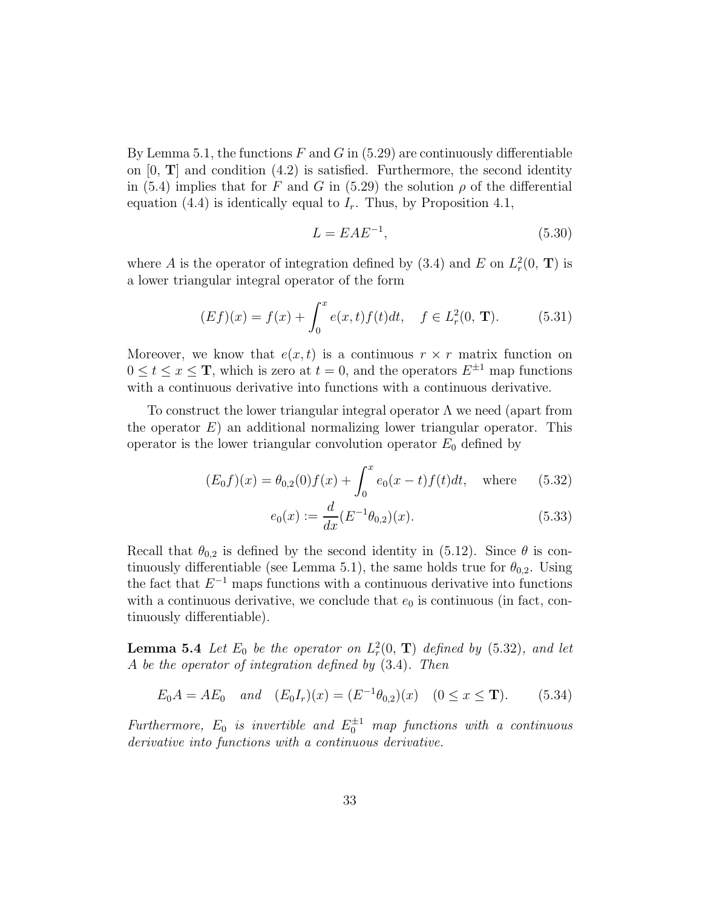By Lemma 5.1, the functions $F$ and $G$ in (5.29) are continuously differentiable on $[0,\, \mathbf{T}]$ and condition (4.2) is satisfied. Furthermore, the second identity in (5.4) implies that for $F$ and $G$ in (5.29) the solution $\rho$ of the differential equation (4.4) is identically equal to $I_r$. Thus, by Proposition 4.1,

$$L = EAE^{-1}, \tag{5.30}$$

where $A$ is the operator of integration defined by (3.4) and $E$ on $L_r^2(0,\, \mathbf{T})$ is a lower triangular integral operator of the form

$$(Ef)(x) = f(x) + \int_0^x e(x,t)f(t)dt, \quad f \in L_r^2(0,\, \mathbf{T}). \tag{5.31}$$

Moreover, we know that $e(x,t)$ is a continuous $r \times r$ matrix function on $0 \leq t \leq x \leq \mathbf{T}$, which is zero at $t = 0$, and the operators $E^{\pm 1}$ map functions with a continuous derivative into functions with a continuous derivative.

To construct the lower triangular integral operator $\Lambda$ we need (apart from the operator $E$) an additional normalizing lower triangular operator. This operator is the lower triangular convolution operator $E_0$ defined by

$$(E_0 f)(x) = \theta_{0,2}(0)f(x) + \int_0^x e_0(x-t)f(t)dt, \quad \text{where} \tag{5.32}$$

$$e_0(x) := \frac{d}{dx}(E^{-1}\theta_{0,2})(x). \tag{5.33}$$

Recall that $\theta_{0,2}$ is defined by the second identity in (5.12). Since $\theta$ is continuously differentiable (see Lemma 5.1), the same holds true for $\theta_{0,2}$. Using the fact that $E^{-1}$ maps functions with a continuous derivative into functions with a continuous derivative, we conclude that $e_0$ is continuous (in fact, continuously differentiable).

**Lemma 5.4** *Let $E_0$ be the operator on $L_r^2(0,\, \mathbf{T})$ defined by* (5.32)*, and let $A$ be the operator of integration defined by* (3.4)*. Then*

$$E_0 A = AE_0 \quad \text{and} \quad (E_0 I_r)(x) = (E^{-1}\theta_{0,2})(x) \quad (0 \leq x \leq \mathbf{T}). \tag{5.34}$$

*Furthermore, $E_0$ is invertible and $E_0^{\pm 1}$ map functions with a continuous derivative into functions with a continuous derivative.*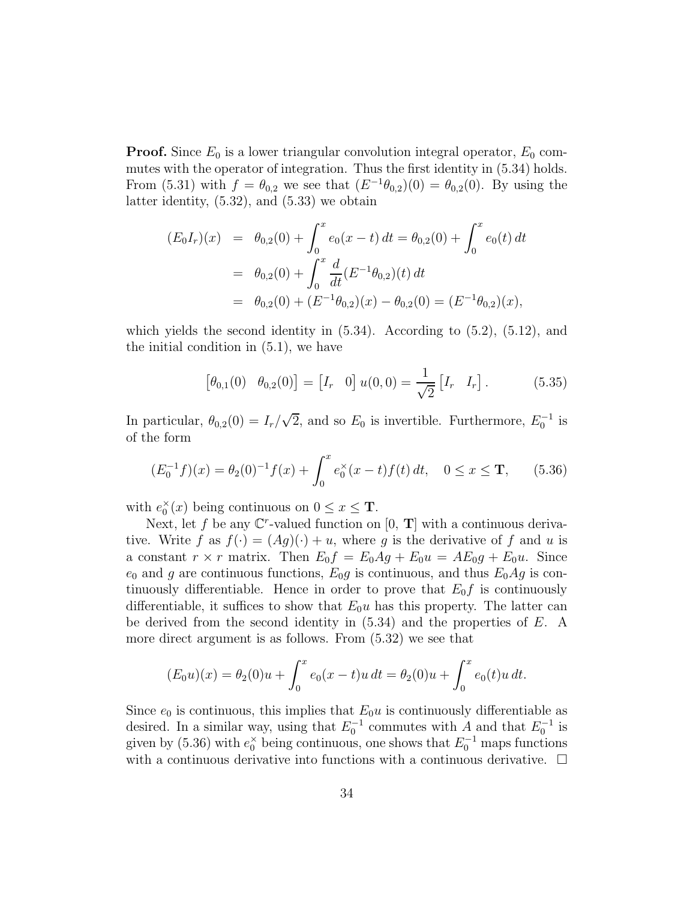**Proof.** Since $E_0$ is a lower triangular convolution integral operator, $E_0$ commutes with the operator of integration. Thus the first identity in (5.34) holds. From (5.31) with $f = \theta_{0,2}$ we see that $(E^{-1}\theta_{0,2})(0) = \theta_{0,2}(0)$. By using the latter identity, (5.32), and (5.33) we obtain

$$
\begin{aligned}
(E_0 I_r)(x) &= \theta_{0,2}(0) + \int_0^x e_0(x-t)\,dt = \theta_{0,2}(0) + \int_0^x e_0(t)\,dt \\
&= \theta_{0,2}(0) + \int_0^x \frac{d}{dt}(E^{-1}\theta_{0,2})(t)\,dt \\
&= \theta_{0,2}(0) + (E^{-1}\theta_{0,2})(x) - \theta_{0,2}(0) = (E^{-1}\theta_{0,2})(x),
\end{aligned}
$$

which yields the second identity in (5.34). According to (5.2), (5.12), and the initial condition in (5.1), we have

$$
\begin{bmatrix} \theta_{0,1}(0) & \theta_{0,2}(0) \end{bmatrix} = \begin{bmatrix} I_r & 0 \end{bmatrix} u(0,0) = \frac{1}{\sqrt{2}} \begin{bmatrix} I_r & I_r \end{bmatrix}. \tag{5.35}
$$

In particular, $\theta_{0,2}(0) = I_r/\sqrt{2}$, and so $E_0$ is invertible. Furthermore, $E_0^{-1}$ is of the form

$$
(E_0^{-1}f)(x) = \theta_2(0)^{-1}f(x) + \int_0^x e_0^{\times}(x-t)f(t)\,dt, \quad 0 \le x \le \mathbf{T}, \tag{5.36}
$$

with $e_0^{\times}(x)$ being continuous on $0 \le x \le \mathbf{T}$.

Next, let $f$ be any $\mathbb{C}^r$-valued function on $[0,\, \mathbf{T}]$ with a continuous derivative. Write $f$ as $f(\cdot) = (Ag)(\cdot) + u$, where $g$ is the derivative of $f$ and $u$ is a constant $r \times r$ matrix. Then $E_0 f = E_0 A g + E_0 u = A E_0 g + E_0 u$. Since $e_0$ and $g$ are continuous functions, $E_0 g$ is continuous, and thus $E_0 A g$ is continuously differentiable. Hence in order to prove that $E_0 f$ is continuously differentiable, it suffices to show that $E_0 u$ has this property. The latter can be derived from the second identity in (5.34) and the properties of $E$. A more direct argument is as follows. From (5.32) we see that

$$
(E_0 u)(x) = \theta_2(0)u + \int_0^x e_0(x-t)u\,dt = \theta_2(0)u + \int_0^x e_0(t)u\,dt.
$$

Since $e_0$ is continuous, this implies that $E_0 u$ is continuously differentiable as desired. In a similar way, using that $E_0^{-1}$ commutes with $A$ and that $E_0^{-1}$ is given by (5.36) with $e_0^{\times}$ being continuous, one shows that $E_0^{-1}$ maps functions with a continuous derivative into functions with a continuous derivative. $\square$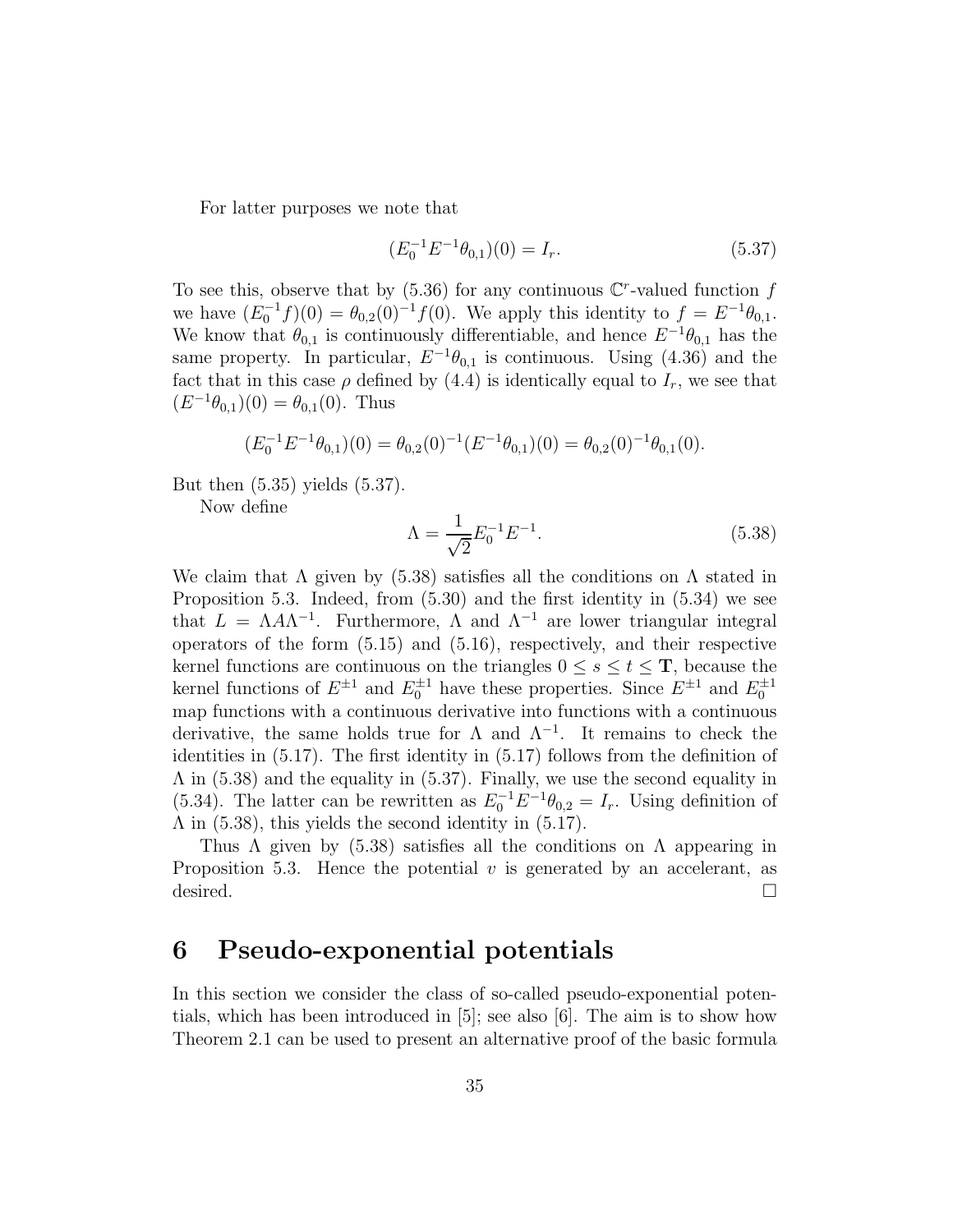For latter purposes we note that

$$(E_0^{-1}E^{-1}\theta_{0,1})(0) = I_r. \tag{5.37}$$

To see this, observe that by (5.36) for any continuous $\mathbb{C}^r$-valued function $f$ we have $(E_0^{-1}f)(0) = \theta_{0,2}(0)^{-1}f(0)$. We apply this identity to $f = E^{-1}\theta_{0,1}$. We know that $\theta_{0,1}$ is continuously differentiable, and hence $E^{-1}\theta_{0,1}$ has the same property. In particular, $E^{-1}\theta_{0,1}$ is continuous. Using (4.36) and the fact that in this case $\rho$ defined by (4.4) is identically equal to $I_r$, we see that $(E^{-1}\theta_{0,1})(0) = \theta_{0,1}(0)$. Thus

$$(E_0^{-1}E^{-1}\theta_{0,1})(0) = \theta_{0,2}(0)^{-1}(E^{-1}\theta_{0,1})(0) = \theta_{0,2}(0)^{-1}\theta_{0,1}(0).$$

But then (5.35) yields (5.37).

Now define

$$\Lambda = \frac{1}{\sqrt{2}}E_0^{-1}E^{-1}. \tag{5.38}$$

We claim that $\Lambda$ given by (5.38) satisfies all the conditions on $\Lambda$ stated in Proposition 5.3. Indeed, from (5.30) and the first identity in (5.34) we see that $L = \Lambda A \Lambda^{-1}$. Furthermore, $\Lambda$ and $\Lambda^{-1}$ are lower triangular integral operators of the form (5.15) and (5.16), respectively, and their respective kernel functions are continuous on the triangles $0 \le s \le t \le \mathbf{T}$, because the kernel functions of $E^{\pm 1}$ and $E_0^{\pm 1}$ have these properties. Since $E^{\pm 1}$ and $E_0^{\pm 1}$ map functions with a continuous derivative into functions with a continuous derivative, the same holds true for $\Lambda$ and $\Lambda^{-1}$. It remains to check the identities in (5.17). The first identity in (5.17) follows from the definition of $\Lambda$ in (5.38) and the equality in (5.37). Finally, we use the second equality in (5.34). The latter can be rewritten as $E_0^{-1}E^{-1}\theta_{0,2} = I_r$. Using definition of $\Lambda$ in (5.38), this yields the second identity in (5.17).

Thus $\Lambda$ given by (5.38) satisfies all the conditions on $\Lambda$ appearing in Proposition 5.3. Hence the potential $v$ is generated by an accelerant, as desired. □

# 6 Pseudo-exponential potentials

In this section we consider the class of so-called pseudo-exponential potentials, which has been introduced in [5]; see also [6]. The aim is to show how Theorem 2.1 can be used to present an alternative proof of the basic formula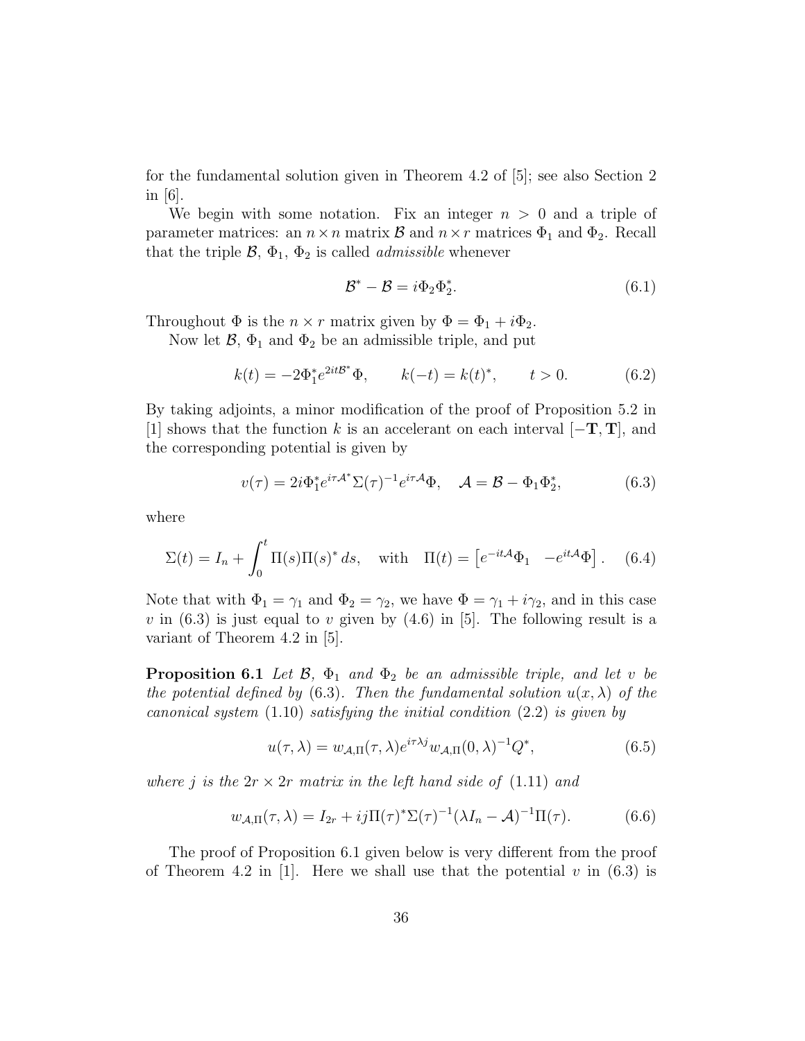for the fundamental solution given in Theorem 4.2 of [5]; see also Section 2 in [6].

We begin with some notation. Fix an integer $n > 0$ and a triple of parameter matrices: an $n \times n$ matrix $\mathcal{B}$ and $n \times r$ matrices $\Phi_1$ and $\Phi_2$. Recall that the triple $\mathcal{B}$, $\Phi_1$, $\Phi_2$ is called *admissible* whenever

$$\mathcal{B}^* - \mathcal{B} = i\Phi_2\Phi_2^*. \tag{6.1}$$

Throughout $\Phi$ is the $n \times r$ matrix given by $\Phi = \Phi_1 + i\Phi_2$.

Now let $\mathcal{B}$, $\Phi_1$ and $\Phi_2$ be an admissible triple, and put

$$k(t) = -2\Phi_1^* e^{2it\mathcal{B}^*}\Phi, \qquad k(-t) = k(t)^*, \qquad t > 0. \tag{6.2}$$

By taking adjoints, a minor modification of the proof of Proposition 5.2 in [1] shows that the function $k$ is an accelerant on each interval $[-\mathbf{T}, \mathbf{T}]$, and the corresponding potential is given by

$$v(\tau) = 2i\Phi_1^* e^{i\tau\mathcal{A}^*}\Sigma(\tau)^{-1}e^{i\tau\mathcal{A}}\Phi, \quad \mathcal{A} = \mathcal{B} - \Phi_1\Phi_2^*, \tag{6.3}$$

where

$$\Sigma(t) = I_n + \int_0^t \Pi(s)\Pi(s)^*\, ds, \quad \text{with} \quad \Pi(t) = \begin{bmatrix} e^{-it\mathcal{A}}\Phi_1 & -e^{it\mathcal{A}}\Phi \end{bmatrix}. \tag{6.4}$$

Note that with $\Phi_1 = \gamma_1$ and $\Phi_2 = \gamma_2$, we have $\Phi = \gamma_1 + i\gamma_2$, and in this case $v$ in (6.3) is just equal to $v$ given by (4.6) in [5]. The following result is a variant of Theorem 4.2 in [5].

**Proposition 6.1** *Let $\mathcal{B}$, $\Phi_1$ and $\Phi_2$ be an admissible triple, and let $v$ be the potential defined by* (6.3)*. Then the fundamental solution $u(x, \lambda)$ of the canonical system* (1.10) *satisfying the initial condition* (2.2) *is given by*

$$u(\tau, \lambda) = w_{\mathcal{A},\Pi}(\tau, \lambda)e^{i\tau\lambda j}w_{\mathcal{A},\Pi}(0, \lambda)^{-1}Q^*, \tag{6.5}$$

*where $j$ is the $2r \times 2r$ matrix in the left hand side of* (1.11) *and*

$$w_{\mathcal{A},\Pi}(\tau, \lambda) = I_{2r} + ij\Pi(\tau)^*\Sigma(\tau)^{-1}(\lambda I_n - \mathcal{A})^{-1}\Pi(\tau). \tag{6.6}$$

The proof of Proposition 6.1 given below is very different from the proof of Theorem 4.2 in [1]. Here we shall use that the potential $v$ in (6.3) is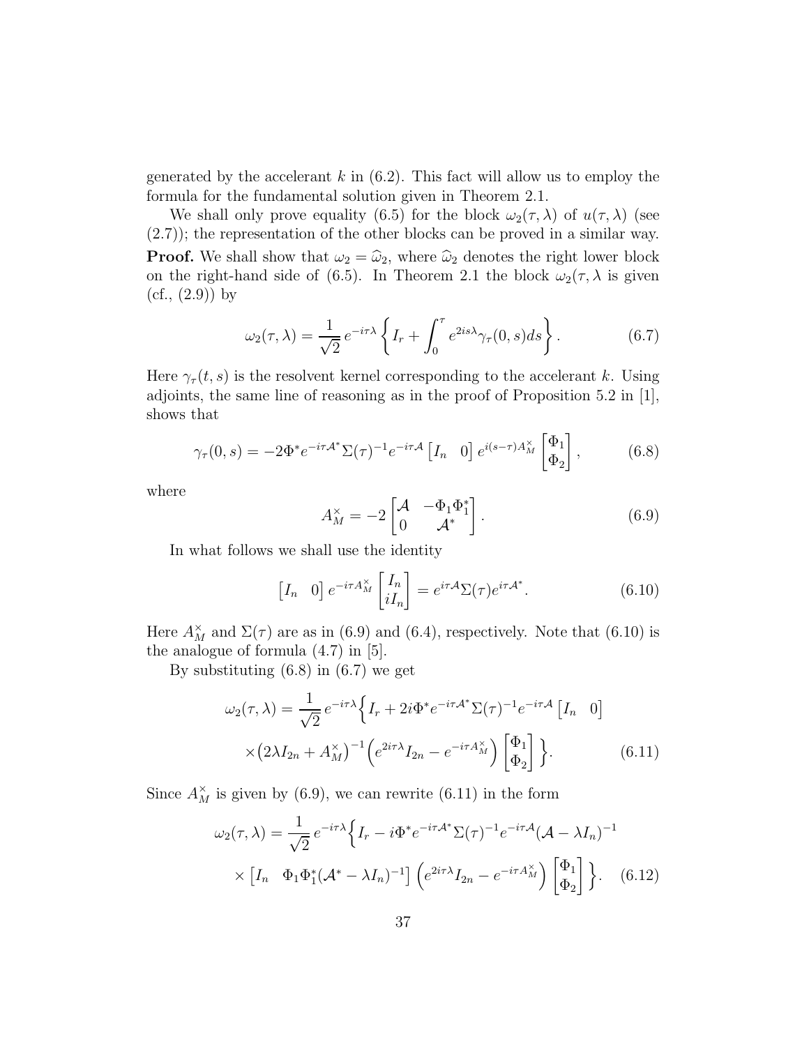generated by the accelerant $k$ in (6.2). This fact will allow us to employ the formula for the fundamental solution given in Theorem 2.1.

We shall only prove equality (6.5) for the block $\omega_2(\tau,\lambda)$ of $u(\tau,\lambda)$ (see (2.7)); the representation of the other blocks can be proved in a similar way.

**Proof.** We shall show that $\omega_2 = \widehat{\omega}_2$, where $\widehat{\omega}_2$ denotes the right lower block on the right-hand side of (6.5). In Theorem 2.1 the block $\omega_2(\tau,\lambda$ is given (cf., (2.9)) by

$$\omega_2(\tau,\lambda) = \frac{1}{\sqrt{2}}\, e^{-i\tau\lambda}\left\{ I_r + \int_0^\tau e^{2is\lambda}\gamma_\tau(0,s)ds \right\}. \tag{6.7}$$

Here $\gamma_\tau(t,s)$ is the resolvent kernel corresponding to the accelerant $k$. Using adjoints, the same line of reasoning as in the proof of Proposition 5.2 in [1], shows that

$$\gamma_\tau(0,s) = -2\Phi^* e^{-i\tau\mathcal{A}^*}\Sigma(\tau)^{-1}e^{-i\tau\mathcal{A}}\begin{bmatrix} I_n & 0\end{bmatrix} e^{i(s-\tau)A_M^\times}\begin{bmatrix}\Phi_1\\ \Phi_2\end{bmatrix}, \tag{6.8}$$

where

$$A_M^\times = -2\begin{bmatrix}\mathcal{A} & -\Phi_1\Phi_1^* \\ 0 & \mathcal{A}^*\end{bmatrix}. \tag{6.9}$$

In what follows we shall use the identity

$$\begin{bmatrix} I_n & 0\end{bmatrix} e^{-i\tau A_M^\times}\begin{bmatrix} I_n \\ iI_n\end{bmatrix} = e^{i\tau\mathcal{A}}\Sigma(\tau)e^{i\tau\mathcal{A}^*}. \tag{6.10}$$

Here $A_M^\times$ and $\Sigma(\tau)$ are as in (6.9) and (6.4), respectively. Note that (6.10) is the analogue of formula (4.7) in [5].

By substituting (6.8) in (6.7) we get

$$\begin{aligned}\omega_2(\tau,\lambda) = \frac{1}{\sqrt{2}}\, e^{-i\tau\lambda}\Big\{ I_r &+ 2i\Phi^* e^{-i\tau\mathcal{A}^*}\Sigma(\tau)^{-1}e^{-i\tau\mathcal{A}}\begin{bmatrix} I_n & 0\end{bmatrix} \\ &\times\big(2\lambda I_{2n} + A_M^\times\big)^{-1}\Big(e^{2i\tau\lambda}I_{2n} - e^{-i\tau A_M^\times}\Big)\begin{bmatrix}\Phi_1\\ \Phi_2\end{bmatrix}\Big\}. \end{aligned}\tag{6.11}$$

Since $A_M^\times$ is given by (6.9), we can rewrite (6.11) in the form

$$\begin{aligned}\omega_2(\tau,\lambda) = \frac{1}{\sqrt{2}}\, e^{-i\tau\lambda}\Big\{ I_r &- i\Phi^* e^{-i\tau\mathcal{A}^*}\Sigma(\tau)^{-1}e^{-i\tau\mathcal{A}}(\mathcal{A}-\lambda I_n)^{-1} \\ &\times\begin{bmatrix} I_n & \Phi_1\Phi_1^*(\mathcal{A}^*-\lambda I_n)^{-1}\end{bmatrix}\Big(e^{2i\tau\lambda}I_{2n} - e^{-i\tau A_M^\times}\Big)\begin{bmatrix}\Phi_1\\ \Phi_2\end{bmatrix}\Big\}. \end{aligned}\tag{6.12}$$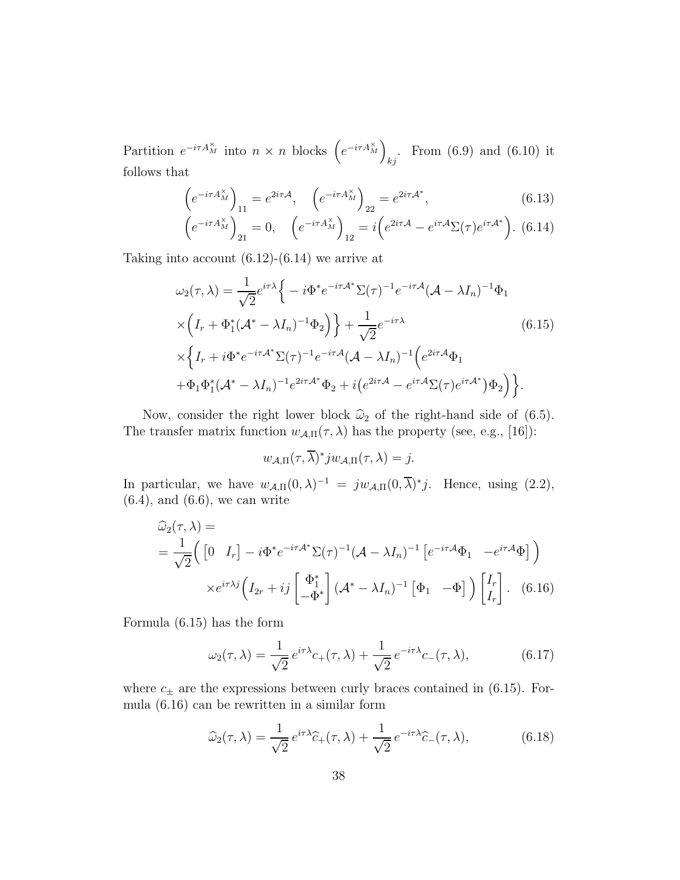Partition $e^{-i\tau A_M^\times}$ into $n \times n$ blocks $\left(e^{-i\tau A_M^\times}\right)_{kj}$. From (6.9) and (6.10) it follows that

$$
\left(e^{-i\tau A_M^\times}\right)_{11} = e^{2i\tau\mathcal{A}}, \quad \left(e^{-i\tau A_M^\times}\right)_{22} = e^{2i\tau\mathcal{A}^*}, \tag{6.13}
$$

$$
\left(e^{-i\tau A_M^\times}\right)_{21} = 0, \quad \left(e^{-i\tau A_M^\times}\right)_{12} = i\Big(e^{2i\tau\mathcal{A}} - e^{i\tau\mathcal{A}}\Sigma(\tau)e^{i\tau\mathcal{A}^*}\Big). \tag{6.14}
$$

Taking into account (6.12)-(6.14) we arrive at

$$
\begin{aligned}
\omega_2(\tau,\lambda) &= \frac{1}{\sqrt{2}} e^{i\tau\lambda}\Big\{ -i\Phi^* e^{-i\tau\mathcal{A}^*}\Sigma(\tau)^{-1}e^{-i\tau\mathcal{A}}(\mathcal{A}-\lambda I_n)^{-1}\Phi_1 \\
&\times\Big(I_r + \Phi_1^*(\mathcal{A}^*-\lambda I_n)^{-1}\Phi_2\Big)\Big\} + \frac{1}{\sqrt{2}}e^{-i\tau\lambda} \\
&\times\Big\{ I_r + i\Phi^* e^{-i\tau\mathcal{A}^*}\Sigma(\tau)^{-1}e^{-i\tau\mathcal{A}}(\mathcal{A}-\lambda I_n)^{-1}\Big(e^{2i\tau\mathcal{A}}\Phi_1 \\
&+\Phi_1\Phi_1^*(\mathcal{A}^*-\lambda I_n)^{-1}e^{2i\tau\mathcal{A}^*}\Phi_2 + i\big(e^{2i\tau\mathcal{A}} - e^{i\tau\mathcal{A}}\Sigma(\tau)e^{i\tau\mathcal{A}^*}\big)\Phi_2\Big)\Big\}.
\end{aligned} \tag{6.15}
$$

Now, consider the right lower block $\widehat{\omega}_2$ of the right-hand side of (6.5). The transfer matrix function $w_{\mathcal{A},\Pi}(\tau,\lambda)$ has the property (see, e.g., [16]):

$$
w_{\mathcal{A},\Pi}(\tau,\overline{\lambda})^* j w_{\mathcal{A},\Pi}(\tau,\lambda) = j.
$$

In particular, we have $w_{\mathcal{A},\Pi}(0,\lambda)^{-1} = j w_{\mathcal{A},\Pi}(0,\overline{\lambda})^* j$. Hence, using (2.2), (6.4), and (6.6), we can write

$$
\begin{aligned}
&\widehat{\omega}_2(\tau,\lambda) = \\
&= \frac{1}{\sqrt{2}}\Big( \begin{bmatrix} 0 & I_r \end{bmatrix} - i\Phi^* e^{-i\tau\mathcal{A}^*}\Sigma(\tau)^{-1}(\mathcal{A}-\lambda I_n)^{-1}\begin{bmatrix} e^{-i\tau\mathcal{A}}\Phi_1 & -e^{i\tau\mathcal{A}}\Phi \end{bmatrix}\Big) \\
&\qquad\times e^{i\tau\lambda j}\Big( I_{2r} + ij\begin{bmatrix} \Phi_1^* \\ -\Phi^* \end{bmatrix}(\mathcal{A}^*-\lambda I_n)^{-1}\begin{bmatrix} \Phi_1 & -\Phi \end{bmatrix}\Big)\begin{bmatrix} I_r \\ I_r \end{bmatrix}.
\end{aligned} \tag{6.16}
$$

Formula (6.15) has the form

$$
\omega_2(\tau,\lambda) = \frac{1}{\sqrt{2}}\, e^{i\tau\lambda}c_+(\tau,\lambda) + \frac{1}{\sqrt{2}}\, e^{-i\tau\lambda}c_-(\tau,\lambda), \tag{6.17}
$$

where $c_\pm$ are the expressions between curly braces contained in (6.15). Formula (6.16) can be rewritten in a similar form

$$
\widehat{\omega}_2(\tau,\lambda) = \frac{1}{\sqrt{2}}\, e^{i\tau\lambda}\widehat{c}_+(\tau,\lambda) + \frac{1}{\sqrt{2}}\, e^{-i\tau\lambda}\widehat{c}_-(\tau,\lambda), \tag{6.18}
$$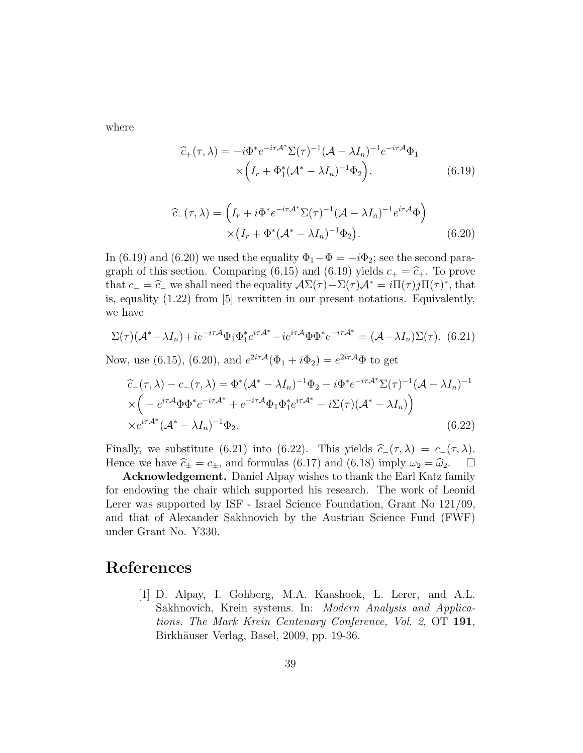where

$$\widehat{c}_+(\tau,\lambda) = -i\Phi^* e^{-i\tau\mathcal{A}^*}\Sigma(\tau)^{-1}(\mathcal{A}-\lambda I_n)^{-1}e^{-i\tau\mathcal{A}}\Phi_1 \times\Big(I_r + \Phi_1^*(\mathcal{A}^*-\lambda I_n)^{-1}\Phi_2\Big), \tag{6.19}$$

$$\widehat{c}_-(\tau,\lambda) = \Big(I_r + i\Phi^* e^{-i\tau\mathcal{A}^*}\Sigma(\tau)^{-1}(\mathcal{A}-\lambda I_n)^{-1}e^{i\tau\mathcal{A}}\Phi\Big) \times\big(I_r + \Phi^*(\mathcal{A}^*-\lambda I_n)^{-1}\Phi_2\big). \tag{6.20}$$

In (6.19) and (6.20) we used the equality $\Phi_1 - \Phi = -i\Phi_2$; see the second paragraph of this section. Comparing (6.15) and (6.19) yields $c_+ = \widehat{c}_+$. To prove that $c_- = \widehat{c}_-$ we shall need the equality $\mathcal{A}\Sigma(\tau) - \Sigma(\tau)\mathcal{A}^* = i\Pi(\tau)j\Pi(\tau)^*$, that is, equality (1.22) from [5] rewritten in our present notations. Equivalently, we have

$$\Sigma(\tau)(\mathcal{A}^*-\lambda I_n) + ie^{-i\tau\mathcal{A}}\Phi_1\Phi_1^* e^{i\tau\mathcal{A}^*} - ie^{i\tau\mathcal{A}}\Phi\Phi^* e^{-i\tau\mathcal{A}^*} = (\mathcal{A}-\lambda I_n)\Sigma(\tau). \tag{6.21}$$

Now, use (6.15), (6.20), and $e^{2i\tau\mathcal{A}}(\Phi_1 + i\Phi_2) = e^{2i\tau\mathcal{A}}\Phi$ to get

$$\widehat{c}_-(\tau,\lambda) - c_-(\tau,\lambda) = \Phi^*(\mathcal{A}^*-\lambda I_n)^{-1}\Phi_2 - i\Phi^* e^{-i\tau\mathcal{A}^*}\Sigma(\tau)^{-1}(\mathcal{A}-\lambda I_n)^{-1} \times\Big(-e^{i\tau\mathcal{A}}\Phi\Phi^* e^{-i\tau\mathcal{A}^*} + e^{-i\tau\mathcal{A}}\Phi_1\Phi_1^* e^{i\tau\mathcal{A}^*} - i\Sigma(\tau)(\mathcal{A}^*-\lambda I_n)\Big) \times e^{i\tau\mathcal{A}^*}(\mathcal{A}^*-\lambda I_n)^{-1}\Phi_2. \tag{6.22}$$

Finally, we substitute (6.21) into (6.22). This yields $\widehat{c}_-(\tau,\lambda) = c_-(\tau,\lambda)$. Hence we have $\widehat{c}_\pm = c_\pm$, and formulas (6.17) and (6.18) imply $\omega_2 = \widehat{\omega}_2$. $\square$

**Acknowledgement.** Daniel Alpay wishes to thank the Earl Katz family for endowing the chair which supported his research. The work of Leonid Lerer was supported by ISF - Israel Science Foundation, Grant No 121/09, and that of Alexander Sakhnovich by the Austrian Science Fund (FWF) under Grant No. Y330.

# References

[1] D. Alpay, I. Gohberg, M.A. Kaashoek, L. Lerer, and A.L. Sakhnovich, Krein systems. In: *Modern Analysis and Applications. The Mark Krein Centenary Conference, Vol. 2*, OT **191**, Birkhäuser Verlag, Basel, 2009, pp. 19-36.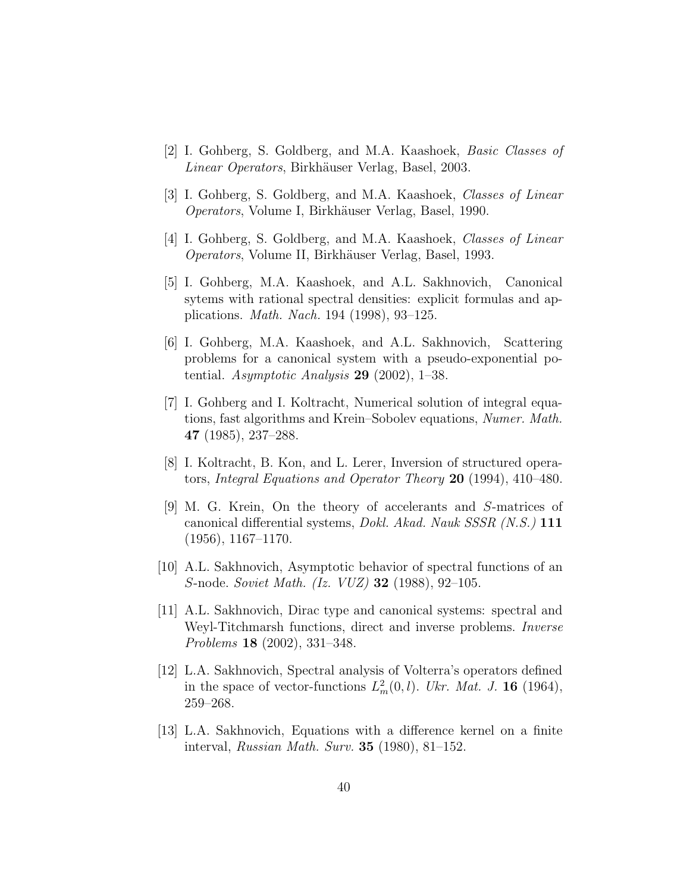[2] I. Gohberg, S. Goldberg, and M.A. Kaashoek, *Basic Classes of Linear Operators*, Birkhäuser Verlag, Basel, 2003.

[3] I. Gohberg, S. Goldberg, and M.A. Kaashoek, *Classes of Linear Operators*, Volume I, Birkhäuser Verlag, Basel, 1990.

[4] I. Gohberg, S. Goldberg, and M.A. Kaashoek, *Classes of Linear Operators*, Volume II, Birkhäuser Verlag, Basel, 1993.

[5] I. Gohberg, M.A. Kaashoek, and A.L. Sakhnovich, Canonical sytems with rational spectral densities: explicit formulas and applications. *Math. Nach.* 194 (1998), 93–125.

[6] I. Gohberg, M.A. Kaashoek, and A.L. Sakhnovich, Scattering problems for a canonical system with a pseudo-exponential potential. *Asymptotic Analysis* **29** (2002), 1–38.

[7] I. Gohberg and I. Koltracht, Numerical solution of integral equations, fast algorithms and Krein–Sobolev equations, *Numer. Math.* **47** (1985), 237–288.

[8] I. Koltracht, B. Kon, and L. Lerer, Inversion of structured operators, *Integral Equations and Operator Theory* **20** (1994), 410–480.

[9] M. G. Krein, On the theory of accelerants and $S$-matrices of canonical differential systems, *Dokl. Akad. Nauk SSSR (N.S.)* **111** (1956), 1167–1170.

[10] A.L. Sakhnovich, Asymptotic behavior of spectral functions of an $S$-node. *Soviet Math. (Iz. VUZ)* **32** (1988), 92–105.

[11] A.L. Sakhnovich, Dirac type and canonical systems: spectral and Weyl-Titchmarsh functions, direct and inverse problems. *Inverse Problems* **18** (2002), 331–348.

[12] L.A. Sakhnovich, Spectral analysis of Volterra's operators defined in the space of vector-functions $L^2_m(0,l)$. *Ukr. Mat. J.* **16** (1964), 259–268.

[13] L.A. Sakhnovich, Equations with a difference kernel on a finite interval, *Russian Math. Surv.* **35** (1980), 81–152.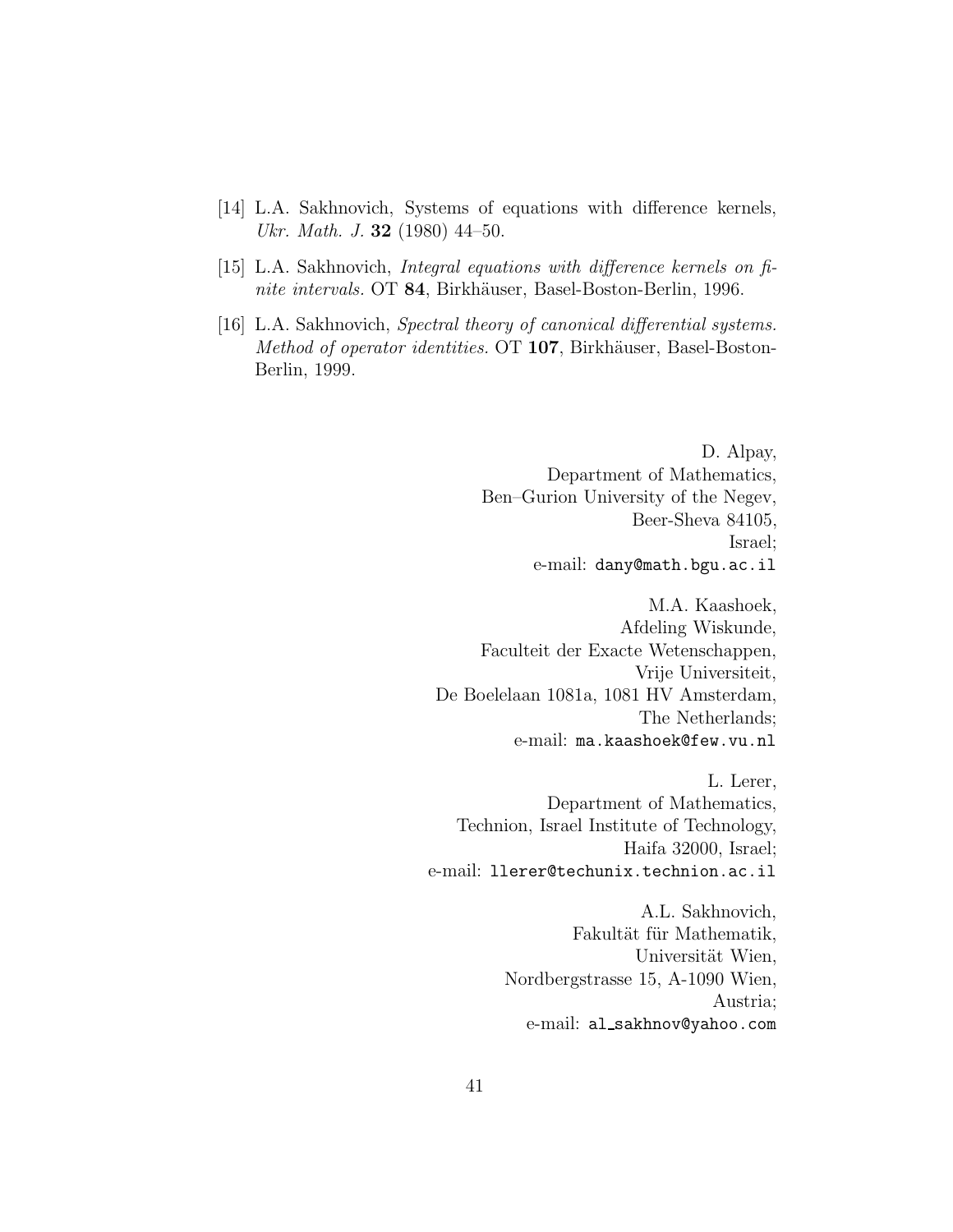[14] L.A. Sakhnovich, Systems of equations with difference kernels, *Ukr. Math. J.* **32** (1980) 44–50.

[15] L.A. Sakhnovich, *Integral equations with difference kernels on finite intervals.* OT **84**, Birkhäuser, Basel-Boston-Berlin, 1996.

[16] L.A. Sakhnovich, *Spectral theory of canonical differential systems. Method of operator identities.* OT **107**, Birkhäuser, Basel-Boston-Berlin, 1999.

D. Alpay,
Department of Mathematics,
Ben–Gurion University of the Negev,
Beer-Sheva 84105,
Israel;
e-mail: `dany@math.bgu.ac.il`

M.A. Kaashoek,
Afdeling Wiskunde,
Faculteit der Exacte Wetenschappen,
Vrije Universiteit,
De Boelelaan 1081a, 1081 HV Amsterdam,
The Netherlands;
e-mail: `ma.kaashoek@few.vu.nl`

L. Lerer,
Department of Mathematics,
Technion, Israel Institute of Technology,
Haifa 32000, Israel;
e-mail: `llerer@techunix.technion.ac.il`

A.L. Sakhnovich,
Fakultät für Mathematik,
Universität Wien,
Nordbergstrasse 15, A-1090 Wien,
Austria;
e-mail: `al_sakhnov@yahoo.com`